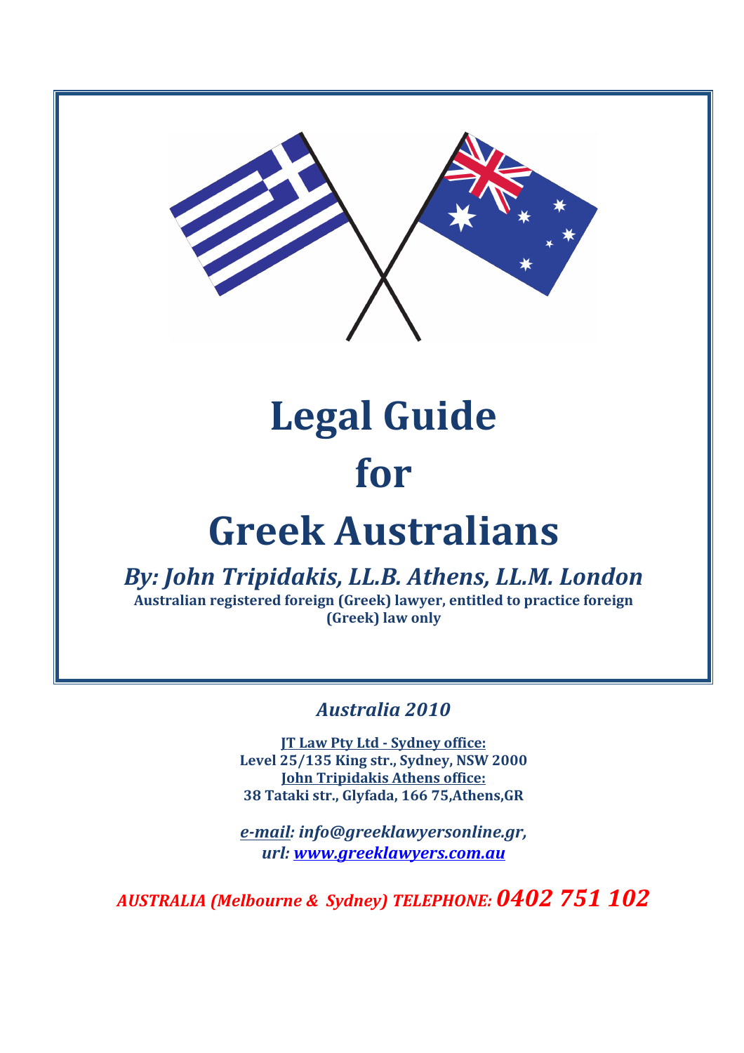# Legal Guide for Greek Australians

## *By: John Tripidakis, LL.B. Athens, LL.M. London*

**Australian registered foreign (Greek) lawyer, entitled to practice foreign (Greek) law only**

*Australia 2010*

**JT Law Pty Ltd - Sydney office:**
**Level 25/135 King str., Sydney, NSW 2000**
**John Tripidakis Athens office:**
**38 Tataki str., Glyfada, 166 75,Athens,GR**

***e-mail: info@greeklawyersonline.gr,***
***url: www.greeklawyers.com.au***

***AUSTRALIA (Melbourne & Sydney) TELEPHONE: 0402 751 102***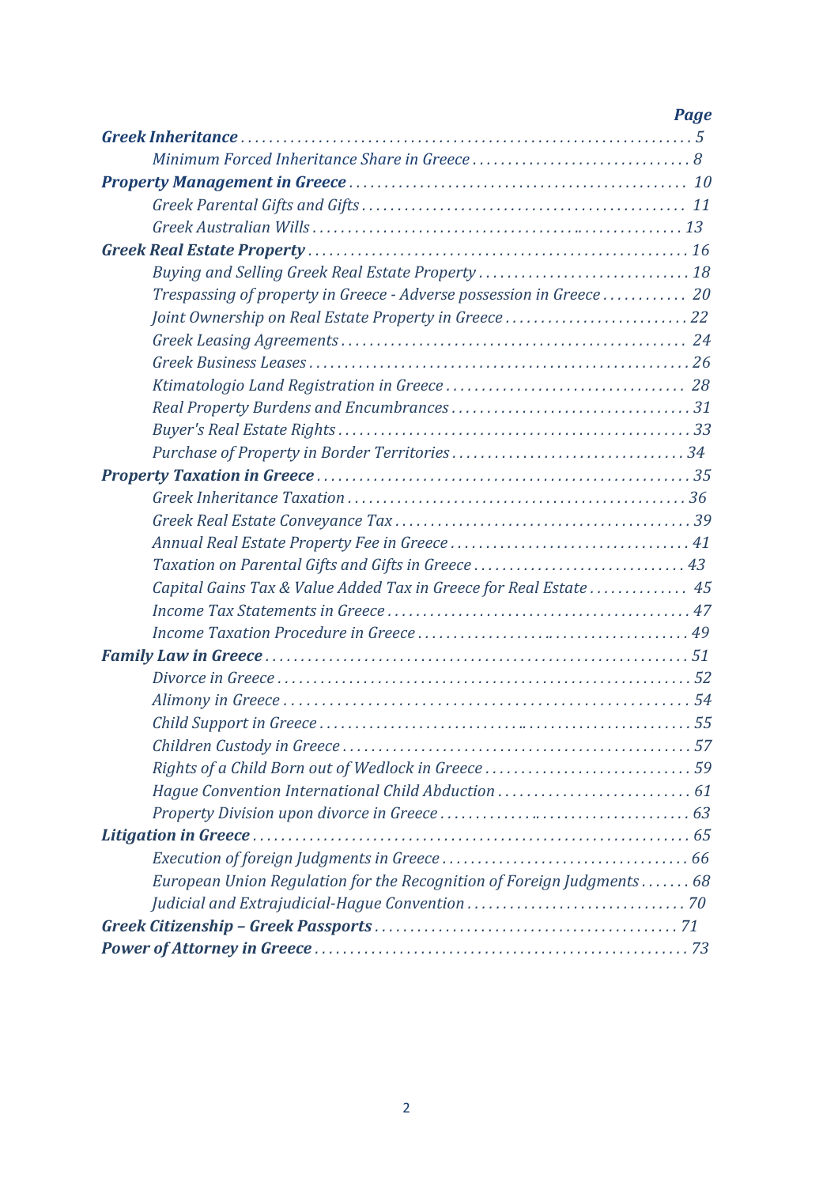| | Page |
|---|---|
| ***Greek Inheritance*** | *5* |
| *Minimum Forced Inheritance Share in Greece* | *8* |
| ***Property Management in Greece*** | *10* |
| *Greek Parental Gifts and Gifts* | *11* |
| *Greek Australian Wills* | *13* |
| ***Greek Real Estate Property*** | *16* |
| *Buying and Selling Greek Real Estate Property* | *18* |
| *Trespassing of property in Greece - Adverse possession in Greece* | *20* |
| *Joint Ownership on Real Estate Property in Greece* | *22* |
| *Greek Leasing Agreements* | *24* |
| *Greek Business Leases* | *26* |
| *Ktimatologio Land Registration in Greece* | *28* |
| *Real Property Burdens and Encumbrances* | *31* |
| *Buyer's Real Estate Rights* | *33* |
| *Purchase of Property in Border Territories* | *34* |
| ***Property Taxation in Greece*** | *35* |
| *Greek Inheritance Taxation* | *36* |
| *Greek Real Estate Conveyance Tax* | *39* |
| *Annual Real Estate Property Fee in Greece* | *41* |
| *Taxation on Parental Gifts and Gifts in Greece* | *43* |
| *Capital Gains Tax & Value Added Tax in Greece for Real Estate* | *45* |
| *Income Tax Statements in Greece* | *47* |
| *Income Taxation Procedure in Greece* | *49* |
| ***Family Law in Greece*** | *51* |
| *Divorce in Greece* | *52* |
| *Alimony in Greece* | *54* |
| *Child Support in Greece* | *55* |
| *Children Custody in Greece* | *57* |
| *Rights of a Child Born out of Wedlock in Greece* | *59* |
| *Hague Convention International Child Abduction* | *61* |
| *Property Division upon divorce in Greece* | *63* |
| ***Litigation in Greece*** | *65* |
| *Execution of foreign Judgments in Greece* | *66* |
| *European Union Regulation for the Recognition of Foreign Judgments* | *68* |
| *Judicial and Extrajudicial-Hague Convention* | *70* |
| ***Greek Citizenship – Greek Passports*** | *71* |
| ***Power of Attorney in Greece*** | *73* |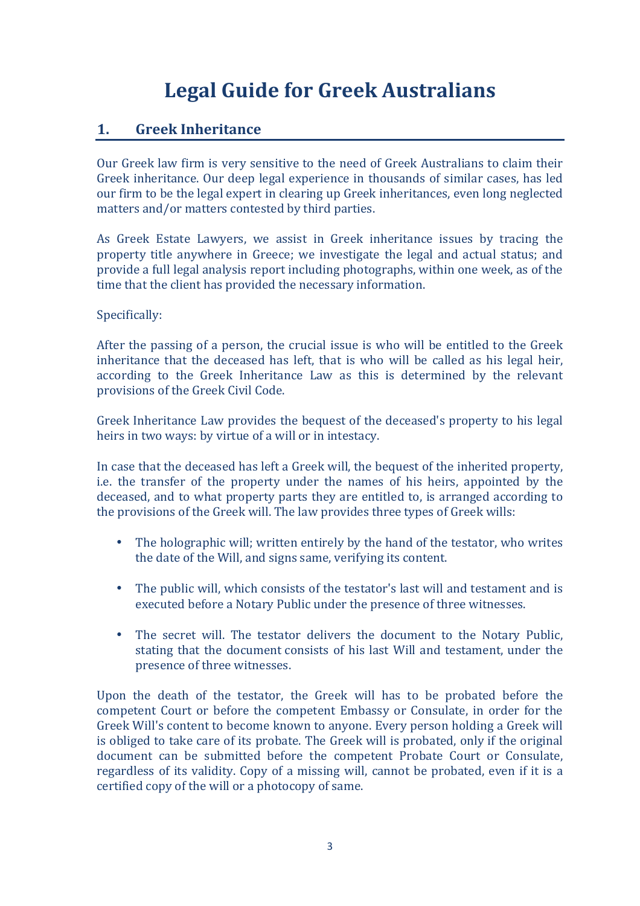# Legal Guide for Greek Australians

## 1. Greek Inheritance

Our Greek law firm is very sensitive to the need of Greek Australians to claim their Greek inheritance. Our deep legal experience in thousands of similar cases, has led our firm to be the legal expert in clearing up Greek inheritances, even long neglected matters and/or matters contested by third parties.

As Greek Estate Lawyers, we assist in Greek inheritance issues by tracing the property title anywhere in Greece; we investigate the legal and actual status; and provide a full legal analysis report including photographs, within one week, as of the time that the client has provided the necessary information.

Specifically:

After the passing of a person, the crucial issue is who will be entitled to the Greek inheritance that the deceased has left, that is who will be called as his legal heir, according to the Greek Inheritance Law as this is determined by the relevant provisions of the Greek Civil Code.

Greek Inheritance Law provides the bequest of the deceased's property to his legal heirs in two ways: by virtue of a will or in intestacy.

In case that the deceased has left a Greek will, the bequest of the inherited property, i.e. the transfer of the property under the names of his heirs, appointed by the deceased, and to what property parts they are entitled to, is arranged according to the provisions of the Greek will. The law provides three types of Greek wills:

- The holographic will; written entirely by the hand of the testator, who writes the date of the Will, and signs same, verifying its content.
- The public will, which consists of the testator's last will and testament and is executed before a Notary Public under the presence of three witnesses.
- The secret will. The testator delivers the document to the Notary Public, stating that the document consists of his last Will and testament, under the presence of three witnesses.

Upon the death of the testator, the Greek will has to be probated before the competent Court or before the competent Embassy or Consulate, in order for the Greek Will's content to become known to anyone. Every person holding a Greek will is obliged to take care of its probate. The Greek will is probated, only if the original document can be submitted before the competent Probate Court or Consulate, regardless of its validity. Copy of a missing will, cannot be probated, even if it is a certified copy of the will or a photocopy of same.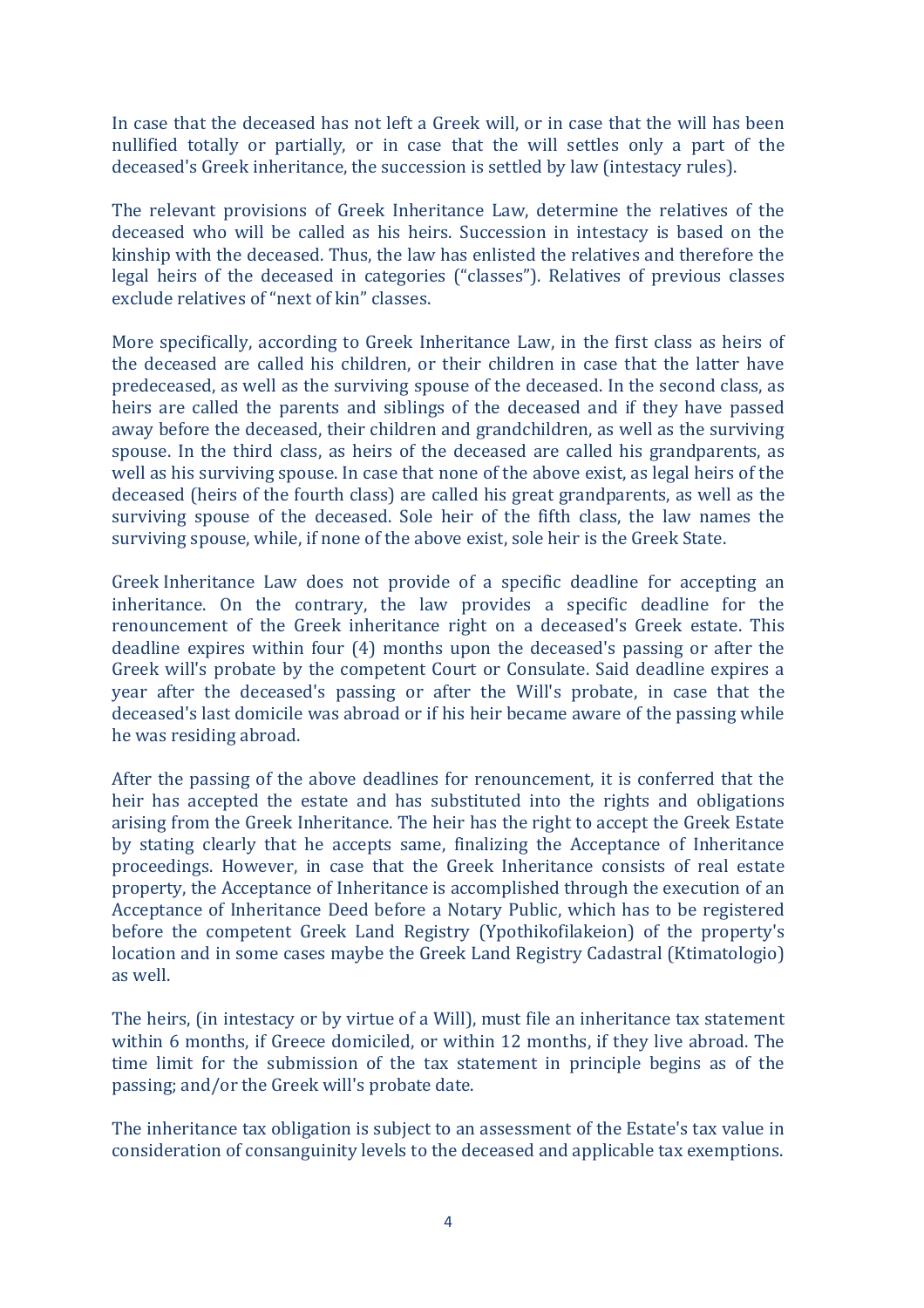In case that the deceased has not left a Greek will, or in case that the will has been nullified totally or partially, or in case that the will settles only a part of the deceased's Greek inheritance, the succession is settled by law (intestacy rules).

The relevant provisions of Greek Inheritance Law, determine the relatives of the deceased who will be called as his heirs. Succession in intestacy is based on the kinship with the deceased. Thus, the law has enlisted the relatives and therefore the legal heirs of the deceased in categories ("classes"). Relatives of previous classes exclude relatives of "next of kin" classes.

More specifically, according to Greek Inheritance Law, in the first class as heirs of the deceased are called his children, or their children in case that the latter have predeceased, as well as the surviving spouse of the deceased. In the second class, as heirs are called the parents and siblings of the deceased and if they have passed away before the deceased, their children and grandchildren, as well as the surviving spouse. In the third class, as heirs of the deceased are called his grandparents, as well as his surviving spouse. In case that none of the above exist, as legal heirs of the deceased (heirs of the fourth class) are called his great grandparents, as well as the surviving spouse of the deceased. Sole heir of the fifth class, the law names the surviving spouse, while, if none of the above exist, sole heir is the Greek State.

Greek Inheritance Law does not provide of a specific deadline for accepting an inheritance. On the contrary, the law provides a specific deadline for the renouncement of the Greek inheritance right on a deceased's Greek estate. This deadline expires within four (4) months upon the deceased's passing or after the Greek will's probate by the competent Court or Consulate. Said deadline expires a year after the deceased's passing or after the Will's probate, in case that the deceased's last domicile was abroad or if his heir became aware of the passing while he was residing abroad.

After the passing of the above deadlines for renouncement, it is conferred that the heir has accepted the estate and has substituted into the rights and obligations arising from the Greek Inheritance. The heir has the right to accept the Greek Estate by stating clearly that he accepts same, finalizing the Acceptance of Inheritance proceedings. However, in case that the Greek Inheritance consists of real estate property, the Acceptance of Inheritance is accomplished through the execution of an Acceptance of Inheritance Deed before a Notary Public, which has to be registered before the competent Greek Land Registry (Ypothikofilakeion) of the property's location and in some cases maybe the Greek Land Registry Cadastral (Ktimatologio) as well.

The heirs, (in intestacy or by virtue of a Will), must file an inheritance tax statement within 6 months, if Greece domiciled, or within 12 months, if they live abroad. The time limit for the submission of the tax statement in principle begins as of the passing; and/or the Greek will's probate date.

The inheritance tax obligation is subject to an assessment of the Estate's tax value in consideration of consanguinity levels to the deceased and applicable tax exemptions.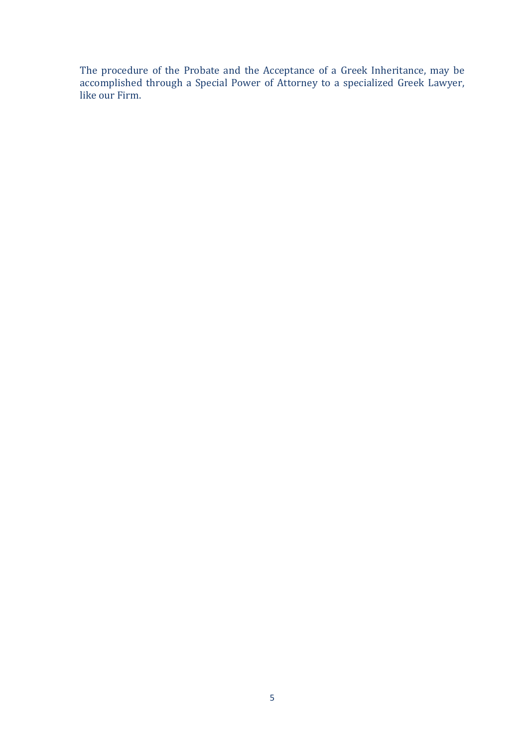The procedure of the Probate and the Acceptance of a Greek Inheritance, may be accomplished through a Special Power of Attorney to a specialized Greek Lawyer, like our Firm.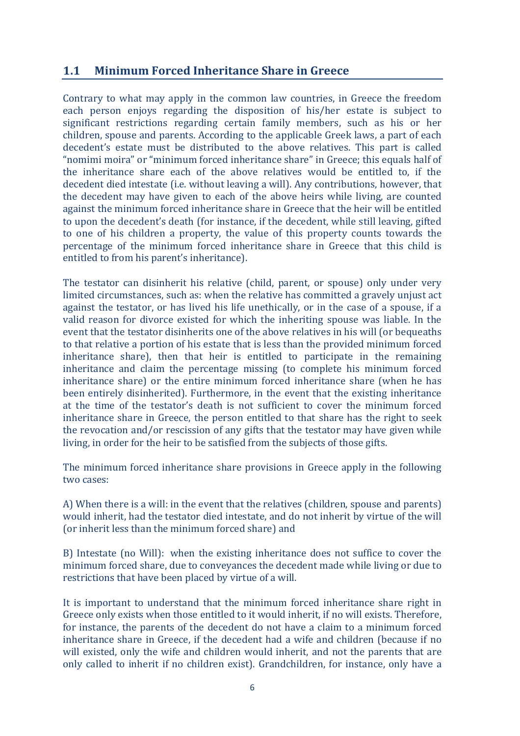## 1.1 Minimum Forced Inheritance Share in Greece

Contrary to what may apply in the common law countries, in Greece the freedom each person enjoys regarding the disposition of his/her estate is subject to significant restrictions regarding certain family members, such as his or her children, spouse and parents. According to the applicable Greek laws, a part of each decedent's estate must be distributed to the above relatives. This part is called "nomimi moira" or "minimum forced inheritance share" in Greece; this equals half of the inheritance share each of the above relatives would be entitled to, if the decedent died intestate (i.e. without leaving a will). Any contributions, however, that the decedent may have given to each of the above heirs while living, are counted against the minimum forced inheritance share in Greece that the heir will be entitled to upon the decedent's death (for instance, if the decedent, while still leaving, gifted to one of his children a property, the value of this property counts towards the percentage of the minimum forced inheritance share in Greece that this child is entitled to from his parent's inheritance).

The testator can disinherit his relative (child, parent, or spouse) only under very limited circumstances, such as: when the relative has committed a gravely unjust act against the testator, or has lived his life unethically, or in the case of a spouse, if a valid reason for divorce existed for which the inheriting spouse was liable. In the event that the testator disinherits one of the above relatives in his will (or bequeaths to that relative a portion of his estate that is less than the provided minimum forced inheritance share), then that heir is entitled to participate in the remaining inheritance and claim the percentage missing (to complete his minimum forced inheritance share) or the entire minimum forced inheritance share (when he has been entirely disinherited). Furthermore, in the event that the existing inheritance at the time of the testator's death is not sufficient to cover the minimum forced inheritance share in Greece, the person entitled to that share has the right to seek the revocation and/or rescission of any gifts that the testator may have given while living, in order for the heir to be satisfied from the subjects of those gifts.

The minimum forced inheritance share provisions in Greece apply in the following two cases:

A) When there is a will: in the event that the relatives (children, spouse and parents) would inherit, had the testator died intestate, and do not inherit by virtue of the will (or inherit less than the minimum forced share) and

B) Intestate (no Will): when the existing inheritance does not suffice to cover the minimum forced share, due to conveyances the decedent made while living or due to restrictions that have been placed by virtue of a will.

It is important to understand that the minimum forced inheritance share right in Greece only exists when those entitled to it would inherit, if no will exists. Therefore, for instance, the parents of the decedent do not have a claim to a minimum forced inheritance share in Greece, if the decedent had a wife and children (because if no will existed, only the wife and children would inherit, and not the parents that are only called to inherit if no children exist). Grandchildren, for instance, only have a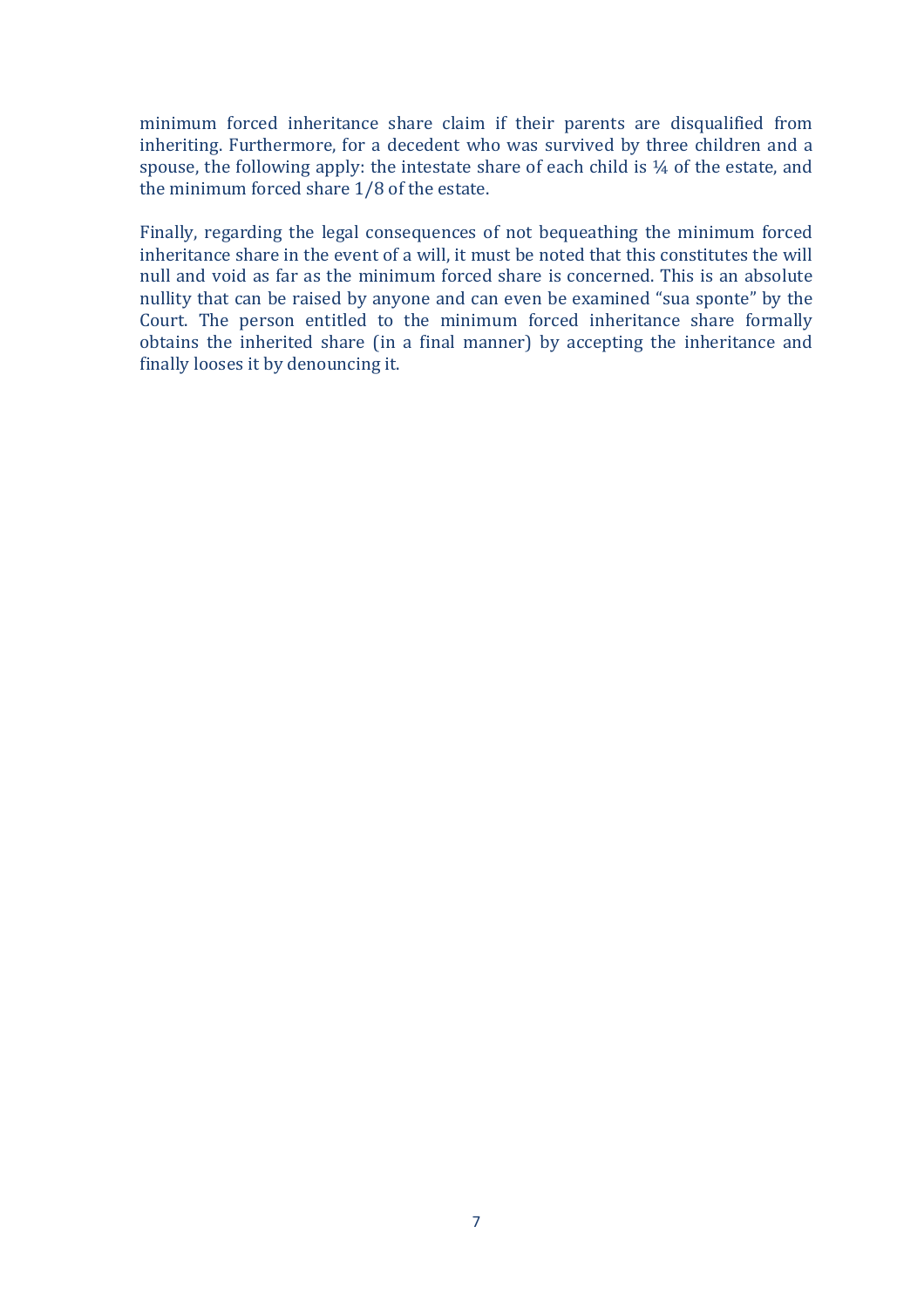minimum forced inheritance share claim if their parents are disqualified from inheriting. Furthermore, for a decedent who was survived by three children and a spouse, the following apply: the intestate share of each child is ¼ of the estate, and the minimum forced share 1/8 of the estate.

Finally, regarding the legal consequences of not bequeathing the minimum forced inheritance share in the event of a will, it must be noted that this constitutes the will null and void as far as the minimum forced share is concerned. This is an absolute nullity that can be raised by anyone and can even be examined "sua sponte" by the Court. The person entitled to the minimum forced inheritance share formally obtains the inherited share (in a final manner) by accepting the inheritance and finally looses it by denouncing it.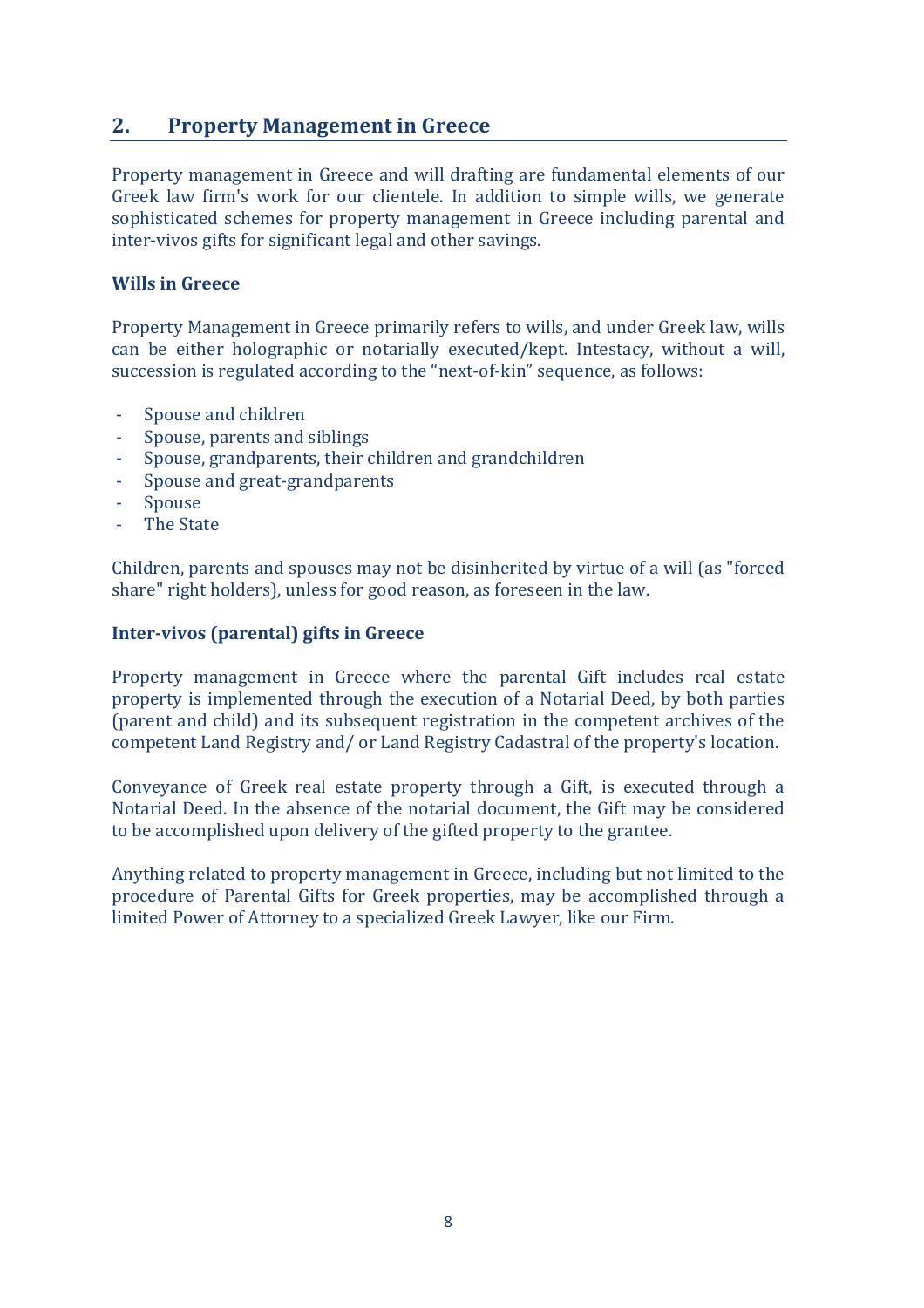## 2. Property Management in Greece

Property management in Greece and will drafting are fundamental elements of our Greek law firm's work for our clientele. In addition to simple wills, we generate sophisticated schemes for property management in Greece including parental and inter-vivos gifts for significant legal and other savings.

### Wills in Greece

Property Management in Greece primarily refers to wills, and under Greek law, wills can be either holographic or notarially executed/kept. Intestacy, without a will, succession is regulated according to the "next-of-kin" sequence, as follows:

- Spouse and children
- Spouse, parents and siblings
- Spouse, grandparents, their children and grandchildren
- Spouse and great-grandparents
- Spouse
- The State

Children, parents and spouses may not be disinherited by virtue of a will (as "forced share" right holders), unless for good reason, as foreseen in the law.

### Inter-vivos (parental) gifts in Greece

Property management in Greece where the parental Gift includes real estate property is implemented through the execution of a Notarial Deed, by both parties (parent and child) and its subsequent registration in the competent archives of the competent Land Registry and/ or Land Registry Cadastral of the property's location.

Conveyance of Greek real estate property through a Gift, is executed through a Notarial Deed. In the absence of the notarial document, the Gift may be considered to be accomplished upon delivery of the gifted property to the grantee.

Anything related to property management in Greece, including but not limited to the procedure of Parental Gifts for Greek properties, may be accomplished through a limited Power of Attorney to a specialized Greek Lawyer, like our Firm.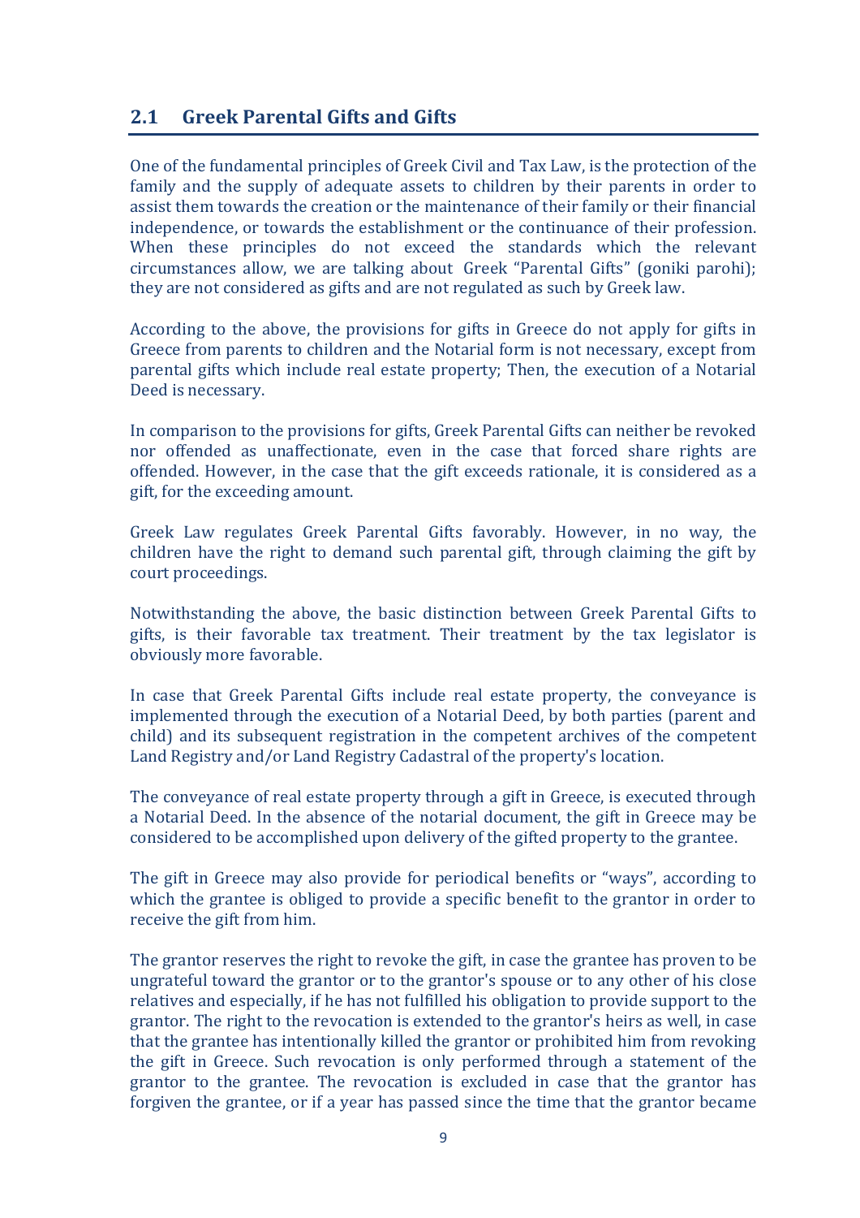## 2.1 Greek Parental Gifts and Gifts

One of the fundamental principles of Greek Civil and Tax Law, is the protection of the family and the supply of adequate assets to children by their parents in order to assist them towards the creation or the maintenance of their family or their financial independence, or towards the establishment or the continuance of their profession. When these principles do not exceed the standards which the relevant circumstances allow, we are talking about Greek "Parental Gifts" (goniki parohi); they are not considered as gifts and are not regulated as such by Greek law.

According to the above, the provisions for gifts in Greece do not apply for gifts in Greece from parents to children and the Notarial form is not necessary, except from parental gifts which include real estate property; Then, the execution of a Notarial Deed is necessary.

In comparison to the provisions for gifts, Greek Parental Gifts can neither be revoked nor offended as unaffectionate, even in the case that forced share rights are offended. However, in the case that the gift exceeds rationale, it is considered as a gift, for the exceeding amount.

Greek Law regulates Greek Parental Gifts favorably. However, in no way, the children have the right to demand such parental gift, through claiming the gift by court proceedings.

Notwithstanding the above, the basic distinction between Greek Parental Gifts to gifts, is their favorable tax treatment. Their treatment by the tax legislator is obviously more favorable.

In case that Greek Parental Gifts include real estate property, the conveyance is implemented through the execution of a Notarial Deed, by both parties (parent and child) and its subsequent registration in the competent archives of the competent Land Registry and/or Land Registry Cadastral of the property's location.

The conveyance of real estate property through a gift in Greece, is executed through a Notarial Deed. In the absence of the notarial document, the gift in Greece may be considered to be accomplished upon delivery of the gifted property to the grantee.

The gift in Greece may also provide for periodical benefits or "ways", according to which the grantee is obliged to provide a specific benefit to the grantor in order to receive the gift from him.

The grantor reserves the right to revoke the gift, in case the grantee has proven to be ungrateful toward the grantor or to the grantor's spouse or to any other of his close relatives and especially, if he has not fulfilled his obligation to provide support to the grantor. The right to the revocation is extended to the grantor's heirs as well, in case that the grantee has intentionally killed the grantor or prohibited him from revoking the gift in Greece. Such revocation is only performed through a statement of the grantor to the grantee. The revocation is excluded in case that the grantor has forgiven the grantee, or if a year has passed since the time that the grantor became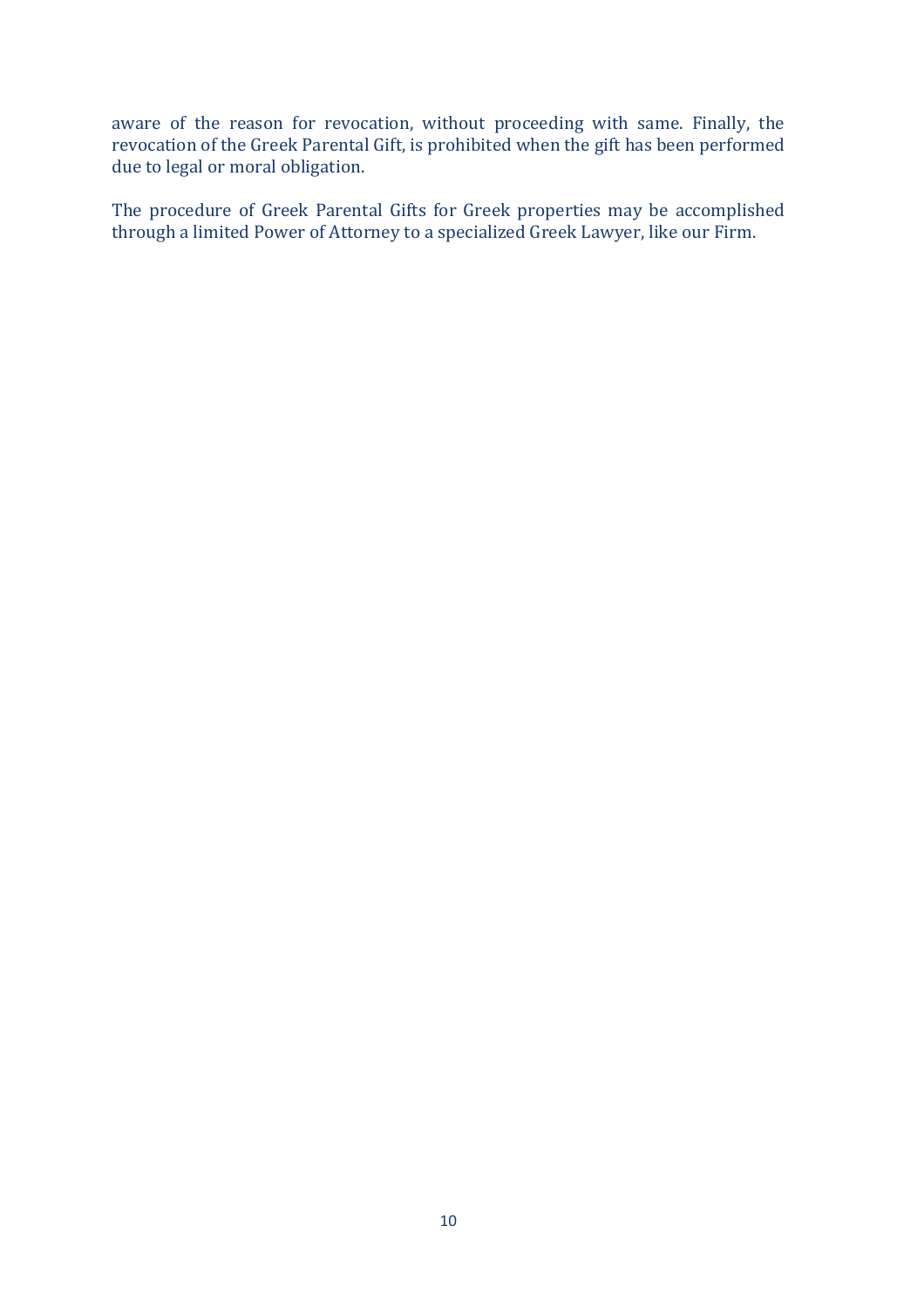aware of the reason for revocation, without proceeding with same. Finally, the revocation of the Greek Parental Gift, is prohibited when the gift has been performed due to legal or moral obligation.

The procedure of Greek Parental Gifts for Greek properties may be accomplished through a limited Power of Attorney to a specialized Greek Lawyer, like our Firm.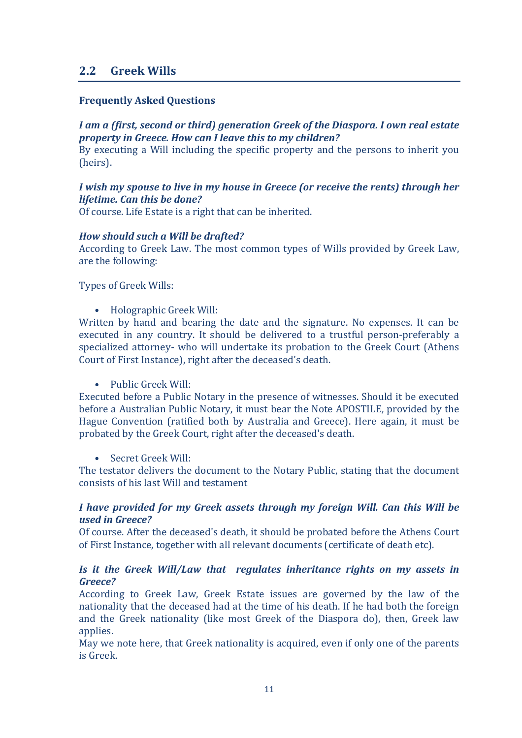## 2.2 Greek Wills

**Frequently Asked Questions**

***I am a (first, second or third) generation Greek of the Diaspora. I own real estate property in Greece. How can I leave this to my children?***
By executing a Will including the specific property and the persons to inherit you (heirs).

***I wish my spouse to live in my house in Greece (or receive the rents) through her lifetime. Can this be done?***
Of course. Life Estate is a right that can be inherited.

***How should such a Will be drafted?***
According to Greek Law. The most common types of Wills provided by Greek Law, are the following:

Types of Greek Wills:

- Holographic Greek Will:

Written by hand and bearing the date and the signature. No expenses. It can be executed in any country. It should be delivered to a trustful person-preferably a specialized attorney- who will undertake its probation to the Greek Court (Athens Court of First Instance), right after the deceased's death.

- Public Greek Will:

Executed before a Public Notary in the presence of witnesses. Should it be executed before a Australian Public Notary, it must bear the Note APOSTILE, provided by the Hague Convention (ratified both by Australia and Greece). Here again, it must be probated by the Greek Court, right after the deceased's death.

- Secret Greek Will:

The testator delivers the document to the Notary Public, stating that the document consists of his last Will and testament

***I have provided for my Greek assets through my foreign Will. Can this Will be used in Greece?***
Of course. After the deceased's death, it should be probated before the Athens Court of First Instance, together with all relevant documents (certificate of death etc).

***Is it the Greek Will/Law that regulates inheritance rights on my assets in Greece?***
According to Greek Law, Greek Estate issues are governed by the law of the nationality that the deceased had at the time of his death. If he had both the foreign and the Greek nationality (like most Greek of the Diaspora do), then, Greek law applies.
May we note here, that Greek nationality is acquired, even if only one of the parents is Greek.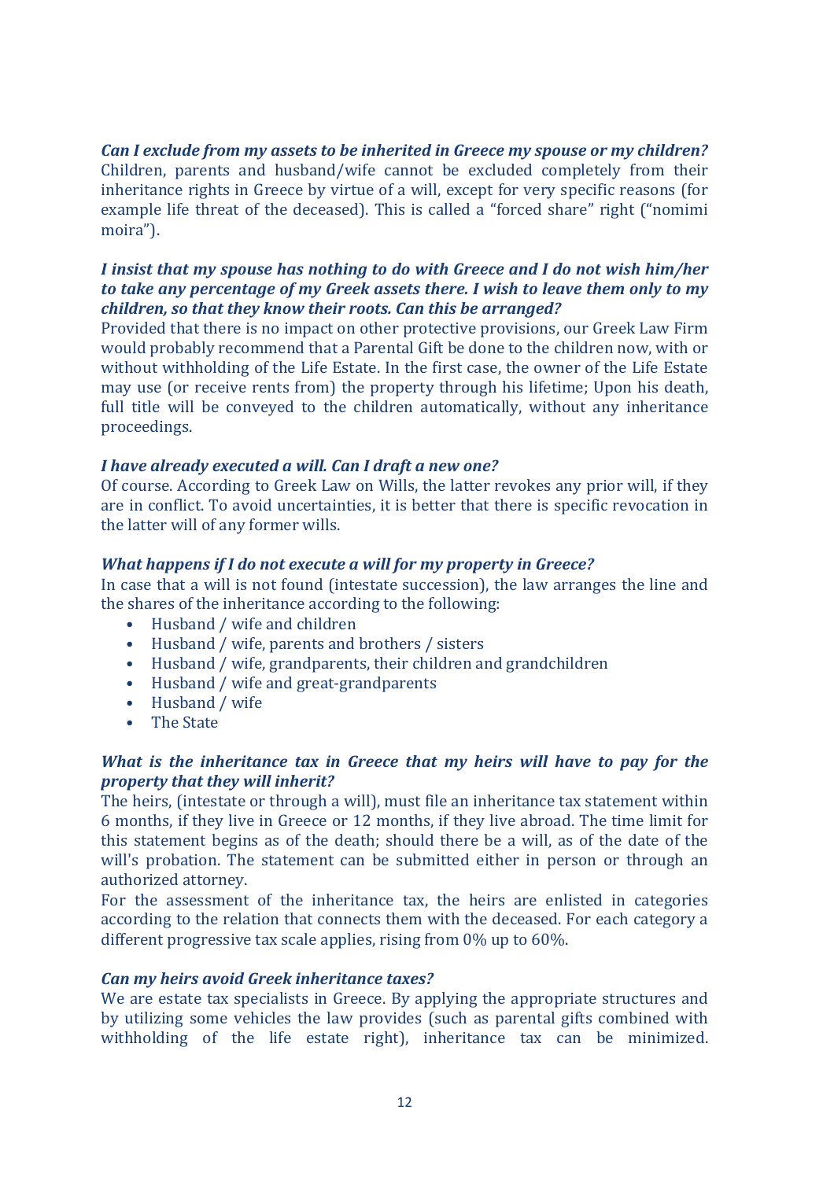***Can I exclude from my assets to be inherited in Greece my spouse or my children?***
Children, parents and husband/wife cannot be excluded completely from their inheritance rights in Greece by virtue of a will, except for very specific reasons (for example life threat of the deceased). This is called a "forced share" right ("nomimi moira").

***I insist that my spouse has nothing to do with Greece and I do not wish him/her to take any percentage of my Greek assets there. I wish to leave them only to my children, so that they know their roots. Can this be arranged?***
Provided that there is no impact on other protective provisions, our Greek Law Firm would probably recommend that a Parental Gift be done to the children now, with or without withholding of the Life Estate. In the first case, the owner of the Life Estate may use (or receive rents from) the property through his lifetime; Upon his death, full title will be conveyed to the children automatically, without any inheritance proceedings.

***I have already executed a will. Can I draft a new one?***
Of course. According to Greek Law on Wills, the latter revokes any prior will, if they are in conflict. To avoid uncertainties, it is better that there is specific revocation in the latter will of any former wills.

***What happens if I do not execute a will for my property in Greece?***
In case that a will is not found (intestate succession), the law arranges the line and the shares of the inheritance according to the following:

- Husband / wife and children
- Husband / wife, parents and brothers / sisters
- Husband / wife, grandparents, their children and grandchildren
- Husband / wife and great-grandparents
- Husband / wife
- The State

***What is the inheritance tax in Greece that my heirs will have to pay for the property that they will inherit?***
The heirs, (intestate or through a will), must file an inheritance tax statement within 6 months, if they live in Greece or 12 months, if they live abroad. The time limit for this statement begins as of the death; should there be a will, as of the date of the will's probation. The statement can be submitted either in person or through an authorized attorney.
For the assessment of the inheritance tax, the heirs are enlisted in categories according to the relation that connects them with the deceased. For each category a different progressive tax scale applies, rising from 0% up to 60%.

***Can my heirs avoid Greek inheritance taxes?***
We are estate tax specialists in Greece. By applying the appropriate structures and by utilizing some vehicles the law provides (such as parental gifts combined with withholding of the life estate right), inheritance tax can be minimized.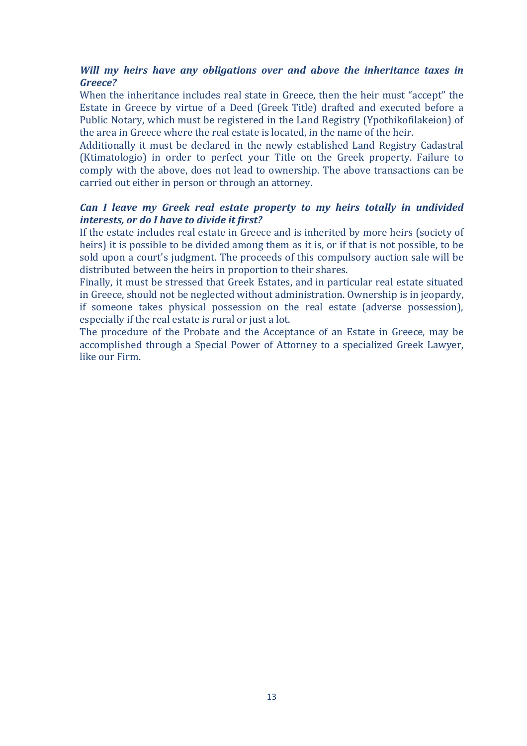***Will my heirs have any obligations over and above the inheritance taxes in Greece?***

When the inheritance includes real state in Greece, then the heir must "accept" the Estate in Greece by virtue of a Deed (Greek Title) drafted and executed before a Public Notary, which must be registered in the Land Registry (Ypothikofilakeion) of the area in Greece where the real estate is located, in the name of the heir.

Additionally it must be declared in the newly established Land Registry Cadastral (Ktimatologio) in order to perfect your Title on the Greek property. Failure to comply with the above, does not lead to ownership. The above transactions can be carried out either in person or through an attorney.

***Can I leave my Greek real estate property to my heirs totally in undivided interests, or do I have to divide it first?***

If the estate includes real estate in Greece and is inherited by more heirs (society of heirs) it is possible to be divided among them as it is, or if that is not possible, to be sold upon a court's judgment. The proceeds of this compulsory auction sale will be distributed between the heirs in proportion to their shares.

Finally, it must be stressed that Greek Estates, and in particular real estate situated in Greece, should not be neglected without administration. Ownership is in jeopardy, if someone takes physical possession on the real estate (adverse possession), especially if the real estate is rural or just a lot.

The procedure of the Probate and the Acceptance of an Estate in Greece, may be accomplished through a Special Power of Attorney to a specialized Greek Lawyer, like our Firm.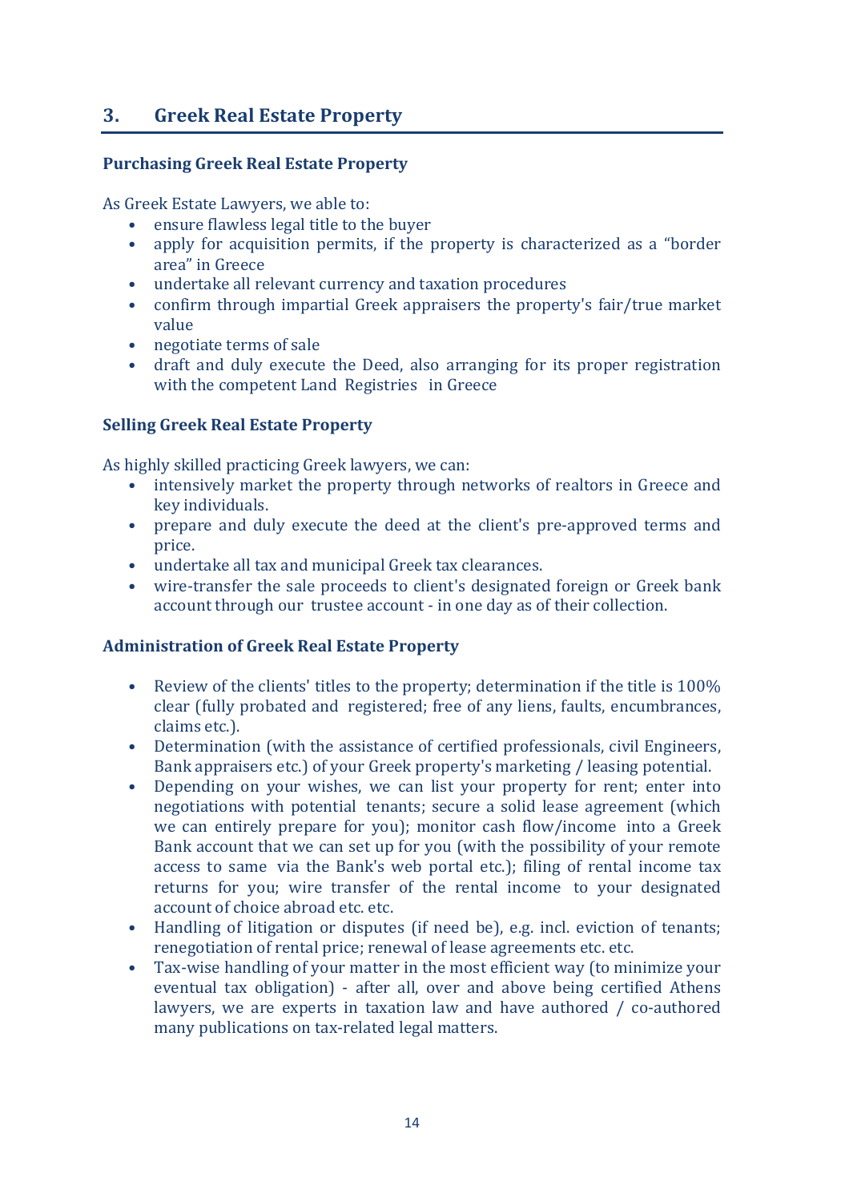## 3. Greek Real Estate Property

### Purchasing Greek Real Estate Property

As Greek Estate Lawyers, we able to:

- ensure flawless legal title to the buyer
- apply for acquisition permits, if the property is characterized as a "border area" in Greece
- undertake all relevant currency and taxation procedures
- confirm through impartial Greek appraisers the property's fair/true market value
- negotiate terms of sale
- draft and duly execute the Deed, also arranging for its proper registration with the competent Land Registries in Greece

### Selling Greek Real Estate Property

As highly skilled practicing Greek lawyers, we can:

- intensively market the property through networks of realtors in Greece and key individuals.
- prepare and duly execute the deed at the client's pre-approved terms and price.
- undertake all tax and municipal Greek tax clearances.
- wire-transfer the sale proceeds to client's designated foreign or Greek bank account through our trustee account - in one day as of their collection.

### Administration of Greek Real Estate Property

- Review of the clients' titles to the property; determination if the title is 100% clear (fully probated and registered; free of any liens, faults, encumbrances, claims etc.).
- Determination (with the assistance of certified professionals, civil Engineers, Bank appraisers etc.) of your Greek property's marketing / leasing potential.
- Depending on your wishes, we can list your property for rent; enter into negotiations with potential tenants; secure a solid lease agreement (which we can entirely prepare for you); monitor cash flow/income into a Greek Bank account that we can set up for you (with the possibility of your remote access to same via the Bank's web portal etc.); filing of rental income tax returns for you; wire transfer of the rental income to your designated account of choice abroad etc. etc.
- Handling of litigation or disputes (if need be), e.g. incl. eviction of tenants; renegotiation of rental price; renewal of lease agreements etc. etc.
- Tax-wise handling of your matter in the most efficient way (to minimize your eventual tax obligation) - after all, over and above being certified Athens lawyers, we are experts in taxation law and have authored / co-authored many publications on tax-related legal matters.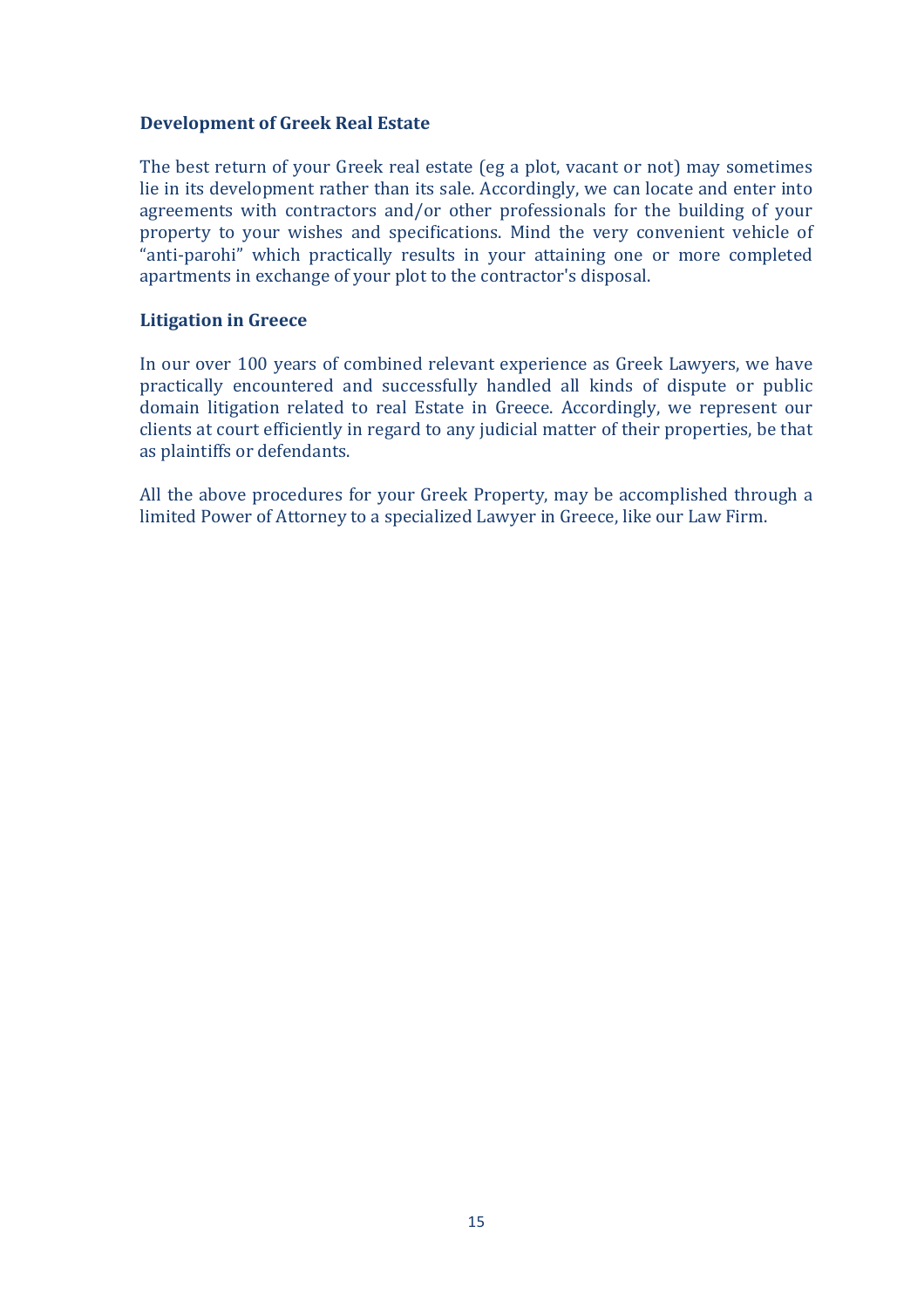### Development of Greek Real Estate

The best return of your Greek real estate (eg a plot, vacant or not) may sometimes lie in its development rather than its sale. Accordingly, we can locate and enter into agreements with contractors and/or other professionals for the building of your property to your wishes and specifications. Mind the very convenient vehicle of "anti-parohi" which practically results in your attaining one or more completed apartments in exchange of your plot to the contractor's disposal.

### Litigation in Greece

In our over 100 years of combined relevant experience as Greek Lawyers, we have practically encountered and successfully handled all kinds of dispute or public domain litigation related to real Estate in Greece. Accordingly, we represent our clients at court efficiently in regard to any judicial matter of their properties, be that as plaintiffs or defendants.

All the above procedures for your Greek Property, may be accomplished through a limited Power of Attorney to a specialized Lawyer in Greece, like our Law Firm.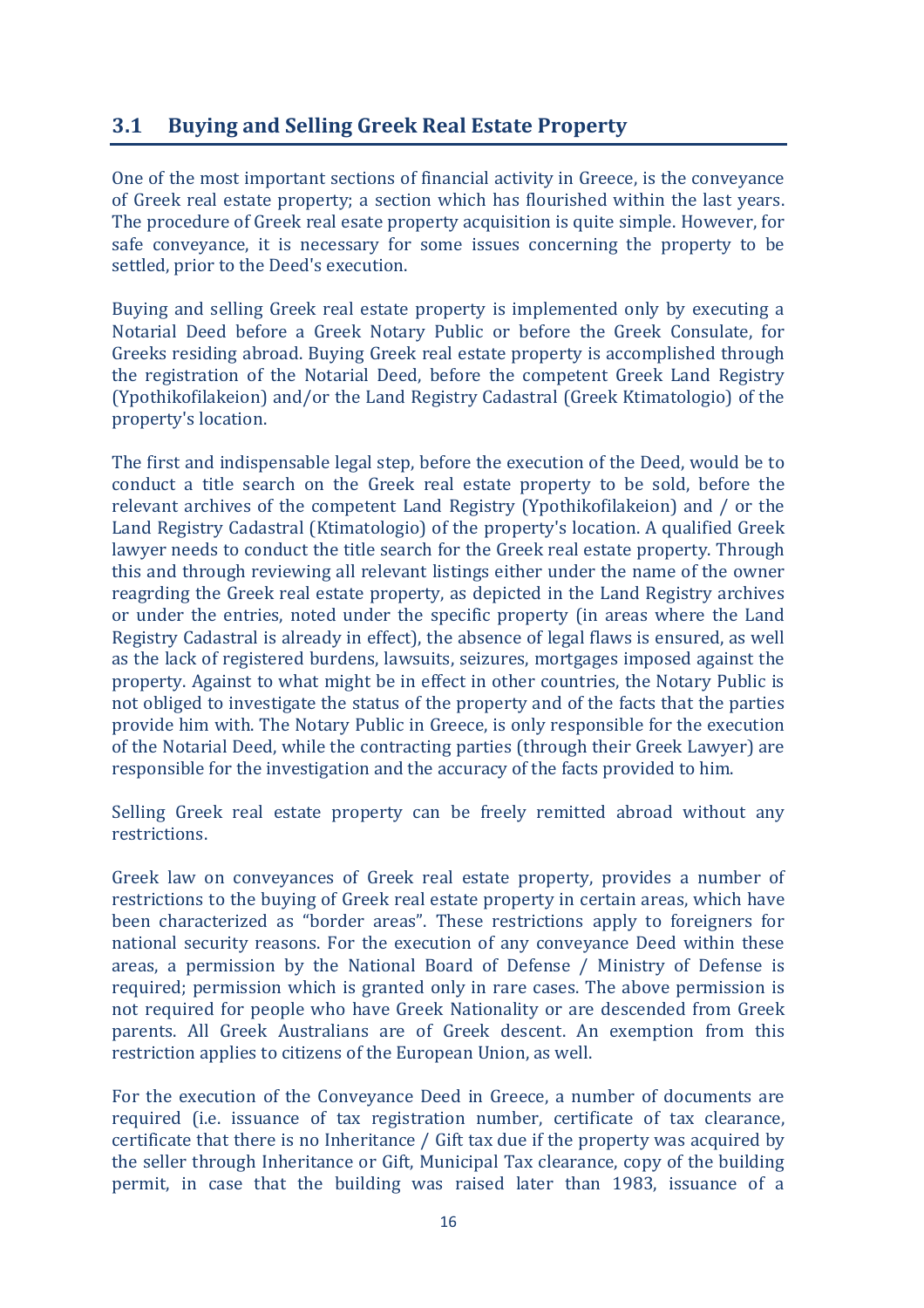## 3.1 Buying and Selling Greek Real Estate Property

One of the most important sections of financial activity in Greece, is the conveyance of Greek real estate property; a section which has flourished within the last years. The procedure of Greek real esate property acquisition is quite simple. However, for safe conveyance, it is necessary for some issues concerning the property to be settled, prior to the Deed's execution.

Buying and selling Greek real estate property is implemented only by executing a Notarial Deed before a Greek Notary Public or before the Greek Consulate, for Greeks residing abroad. Buying Greek real estate property is accomplished through the registration of the Notarial Deed, before the competent Greek Land Registry (Ypothikofilakeion) and/or the Land Registry Cadastral (Greek Ktimatologio) of the property's location.

The first and indispensable legal step, before the execution of the Deed, would be to conduct a title search on the Greek real estate property to be sold, before the relevant archives of the competent Land Registry (Ypothikofilakeion) and / or the Land Registry Cadastral (Ktimatologio) of the property's location. A qualified Greek lawyer needs to conduct the title search for the Greek real estate property. Through this and through reviewing all relevant listings either under the name of the owner reagrding the Greek real estate property, as depicted in the Land Registry archives or under the entries, noted under the specific property (in areas where the Land Registry Cadastral is already in effect), the absence of legal flaws is ensured, as well as the lack of registered burdens, lawsuits, seizures, mortgages imposed against the property. Against to what might be in effect in other countries, the Notary Public is not obliged to investigate the status of the property and of the facts that the parties provide him with. The Notary Public in Greece, is only responsible for the execution of the Notarial Deed, while the contracting parties (through their Greek Lawyer) are responsible for the investigation and the accuracy of the facts provided to him.

Selling Greek real estate property can be freely remitted abroad without any restrictions.

Greek law on conveyances of Greek real estate property, provides a number of restrictions to the buying of Greek real estate property in certain areas, which have been characterized as "border areas". These restrictions apply to foreigners for national security reasons. For the execution of any conveyance Deed within these areas, a permission by the National Board of Defense / Ministry of Defense is required; permission which is granted only in rare cases. The above permission is not required for people who have Greek Nationality or are descended from Greek parents. All Greek Australians are of Greek descent. An exemption from this restriction applies to citizens of the European Union, as well.

For the execution of the Conveyance Deed in Greece, a number of documents are required (i.e. issuance of tax registration number, certificate of tax clearance, certificate that there is no Inheritance / Gift tax due if the property was acquired by the seller through Inheritance or Gift, Municipal Tax clearance, copy of the building permit, in case that the building was raised later than 1983, issuance of a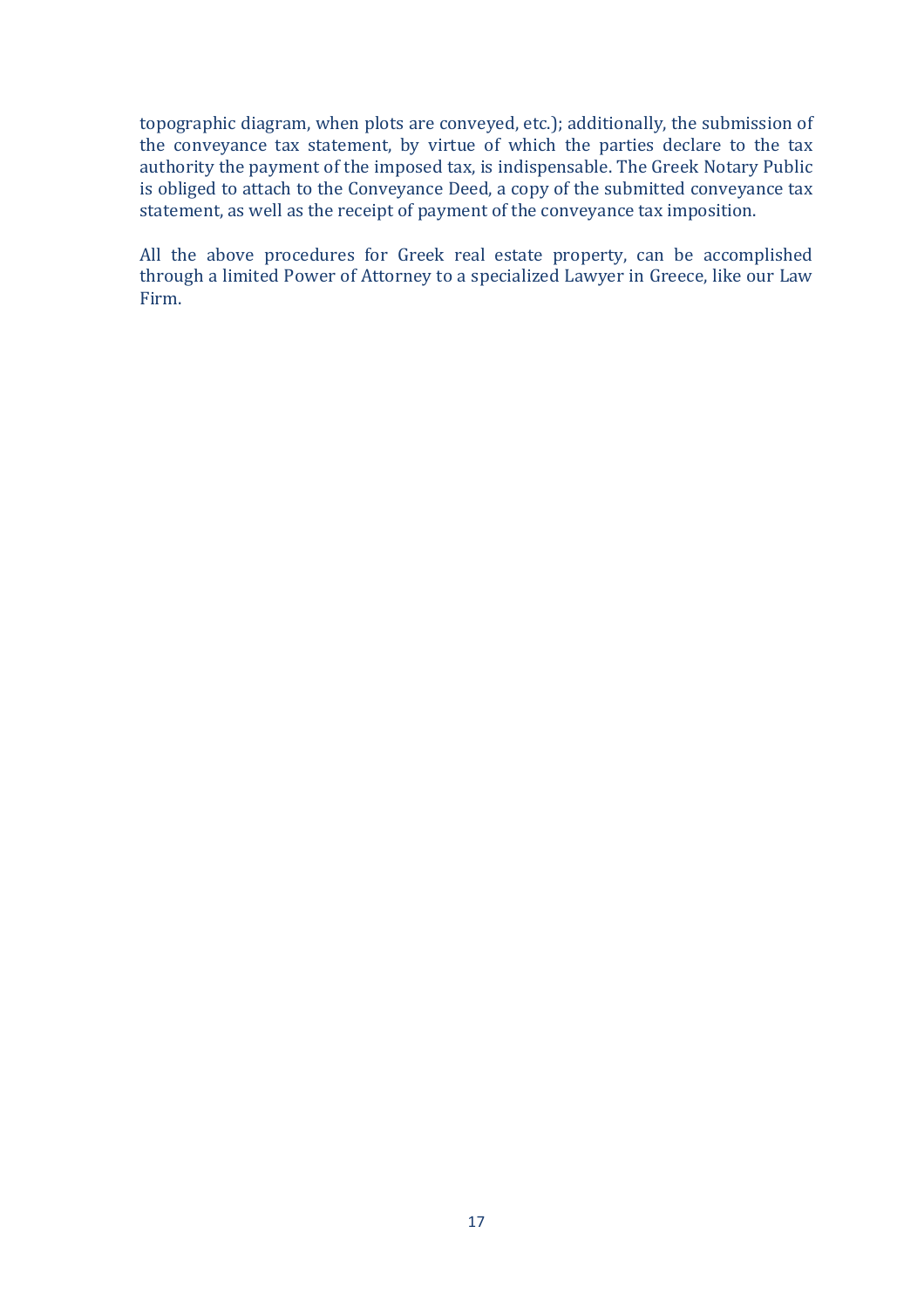topographic diagram, when plots are conveyed, etc.); additionally, the submission of the conveyance tax statement, by virtue of which the parties declare to the tax authority the payment of the imposed tax, is indispensable. The Greek Notary Public is obliged to attach to the Conveyance Deed, a copy of the submitted conveyance tax statement, as well as the receipt of payment of the conveyance tax imposition.

All the above procedures for Greek real estate property, can be accomplished through a limited Power of Attorney to a specialized Lawyer in Greece, like our Law Firm.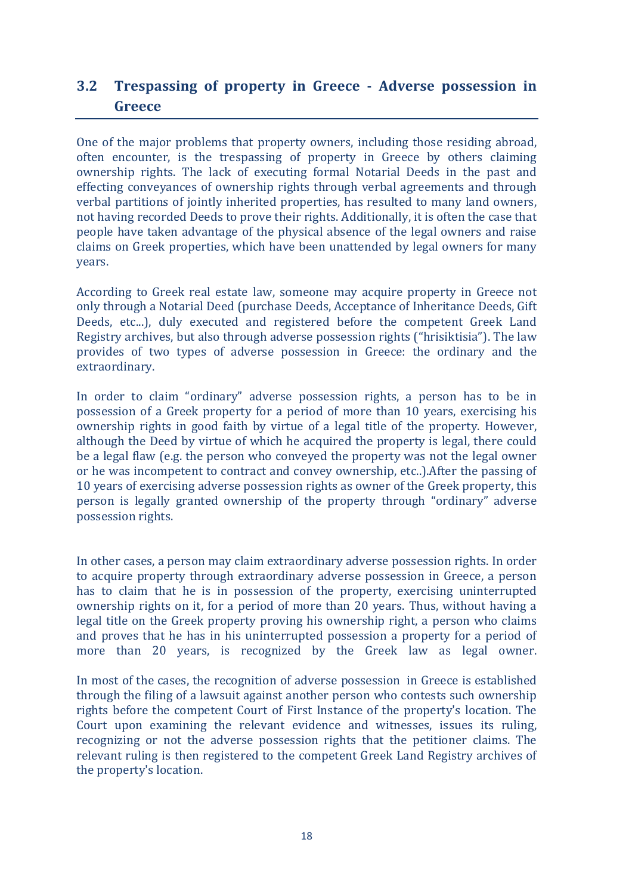## 3.2 Trespassing of property in Greece - Adverse possession in Greece

One of the major problems that property owners, including those residing abroad, often encounter, is the trespassing of property in Greece by others claiming ownership rights. The lack of executing formal Notarial Deeds in the past and effecting conveyances of ownership rights through verbal agreements and through verbal partitions of jointly inherited properties, has resulted to many land owners, not having recorded Deeds to prove their rights. Additionally, it is often the case that people have taken advantage of the physical absence of the legal owners and raise claims on Greek properties, which have been unattended by legal owners for many years.

According to Greek real estate law, someone may acquire property in Greece not only through a Notarial Deed (purchase Deeds, Acceptance of Inheritance Deeds, Gift Deeds, etc...), duly executed and registered before the competent Greek Land Registry archives, but also through adverse possession rights ("hrisiktisia"). The law provides of two types of adverse possession in Greece: the ordinary and the extraordinary.

In order to claim "ordinary" adverse possession rights, a person has to be in possession of a Greek property for a period of more than 10 years, exercising his ownership rights in good faith by virtue of a legal title of the property. However, although the Deed by virtue of which he acquired the property is legal, there could be a legal flaw (e.g. the person who conveyed the property was not the legal owner or he was incompetent to contract and convey ownership, etc..).After the passing of 10 years of exercising adverse possession rights as owner of the Greek property, this person is legally granted ownership of the property through "ordinary" adverse possession rights.

In other cases, a person may claim extraordinary adverse possession rights. In order to acquire property through extraordinary adverse possession in Greece, a person has to claim that he is in possession of the property, exercising uninterrupted ownership rights on it, for a period of more than 20 years. Thus, without having a legal title on the Greek property proving his ownership right, a person who claims and proves that he has in his uninterrupted possession a property for a period of more than 20 years, is recognized by the Greek law as legal owner.

In most of the cases, the recognition of adverse possession in Greece is established through the filing of a lawsuit against another person who contests such ownership rights before the competent Court of First Instance of the property's location. The Court upon examining the relevant evidence and witnesses, issues its ruling, recognizing or not the adverse possession rights that the petitioner claims. The relevant ruling is then registered to the competent Greek Land Registry archives of the property's location.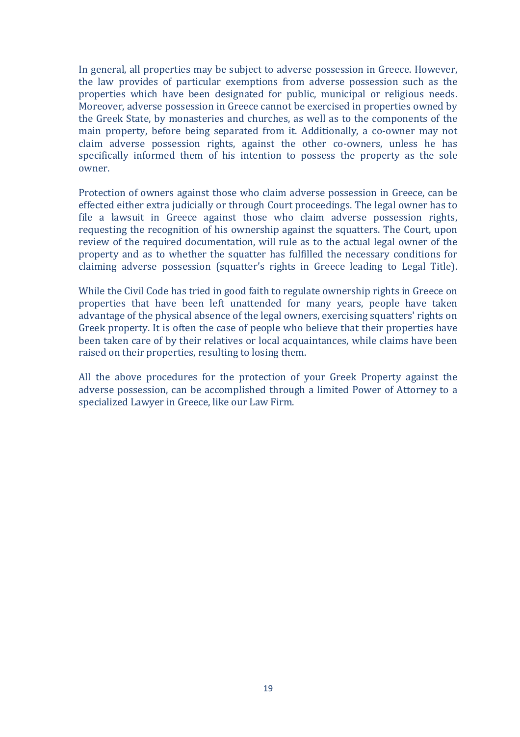In general, all properties may be subject to adverse possession in Greece. However, the law provides of particular exemptions from adverse possession such as the properties which have been designated for public, municipal or religious needs. Moreover, adverse possession in Greece cannot be exercised in properties owned by the Greek State, by monasteries and churches, as well as to the components of the main property, before being separated from it. Additionally, a co-owner may not claim adverse possession rights, against the other co-owners, unless he has specifically informed them of his intention to possess the property as the sole owner.

Protection of owners against those who claim adverse possession in Greece, can be effected either extra judicially or through Court proceedings. The legal owner has to file a lawsuit in Greece against those who claim adverse possession rights, requesting the recognition of his ownership against the squatters. The Court, upon review of the required documentation, will rule as to the actual legal owner of the property and as to whether the squatter has fulfilled the necessary conditions for claiming adverse possession (squatter's rights in Greece leading to Legal Title).

While the Civil Code has tried in good faith to regulate ownership rights in Greece on properties that have been left unattended for many years, people have taken advantage of the physical absence of the legal owners, exercising squatters' rights on Greek property. It is often the case of people who believe that their properties have been taken care of by their relatives or local acquaintances, while claims have been raised on their properties, resulting to losing them.

All the above procedures for the protection of your Greek Property against the adverse possession, can be accomplished through a limited Power of Attorney to a specialized Lawyer in Greece, like our Law Firm.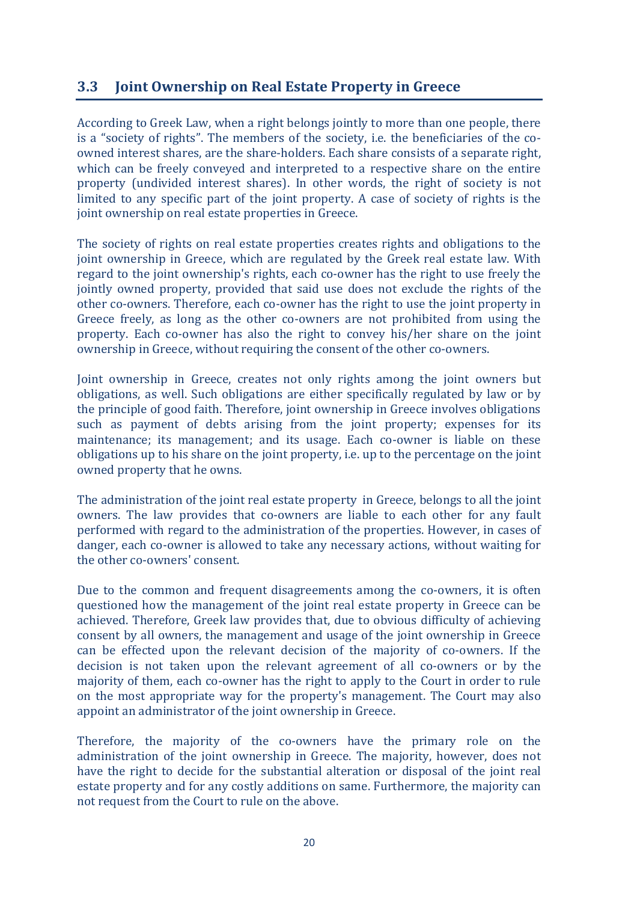## 3.3 Joint Ownership on Real Estate Property in Greece

According to Greek Law, when a right belongs jointly to more than one people, there is a "society of rights". The members of the society, i.e. the beneficiaries of the co-owned interest shares, are the share-holders. Each share consists of a separate right, which can be freely conveyed and interpreted to a respective share on the entire property (undivided interest shares). In other words, the right of society is not limited to any specific part of the joint property. A case of society of rights is the joint ownership on real estate properties in Greece.

The society of rights on real estate properties creates rights and obligations to the joint ownership in Greece, which are regulated by the Greek real estate law. With regard to the joint ownership's rights, each co-owner has the right to use freely the jointly owned property, provided that said use does not exclude the rights of the other co-owners. Therefore, each co-owner has the right to use the joint property in Greece freely, as long as the other co-owners are not prohibited from using the property. Each co-owner has also the right to convey his/her share on the joint ownership in Greece, without requiring the consent of the other co-owners.

Joint ownership in Greece, creates not only rights among the joint owners but obligations, as well. Such obligations are either specifically regulated by law or by the principle of good faith. Therefore, joint ownership in Greece involves obligations such as payment of debts arising from the joint property; expenses for its maintenance; its management; and its usage. Each co-owner is liable on these obligations up to his share on the joint property, i.e. up to the percentage on the joint owned property that he owns.

The administration of the joint real estate property in Greece, belongs to all the joint owners. The law provides that co-owners are liable to each other for any fault performed with regard to the administration of the properties. However, in cases of danger, each co-owner is allowed to take any necessary actions, without waiting for the other co-owners' consent.

Due to the common and frequent disagreements among the co-owners, it is often questioned how the management of the joint real estate property in Greece can be achieved. Therefore, Greek law provides that, due to obvious difficulty of achieving consent by all owners, the management and usage of the joint ownership in Greece can be effected upon the relevant decision of the majority of co-owners. If the decision is not taken upon the relevant agreement of all co-owners or by the majority of them, each co-owner has the right to apply to the Court in order to rule on the most appropriate way for the property's management. The Court may also appoint an administrator of the joint ownership in Greece.

Therefore, the majority of the co-owners have the primary role on the administration of the joint ownership in Greece. The majority, however, does not have the right to decide for the substantial alteration or disposal of the joint real estate property and for any costly additions on same. Furthermore, the majority can not request from the Court to rule on the above.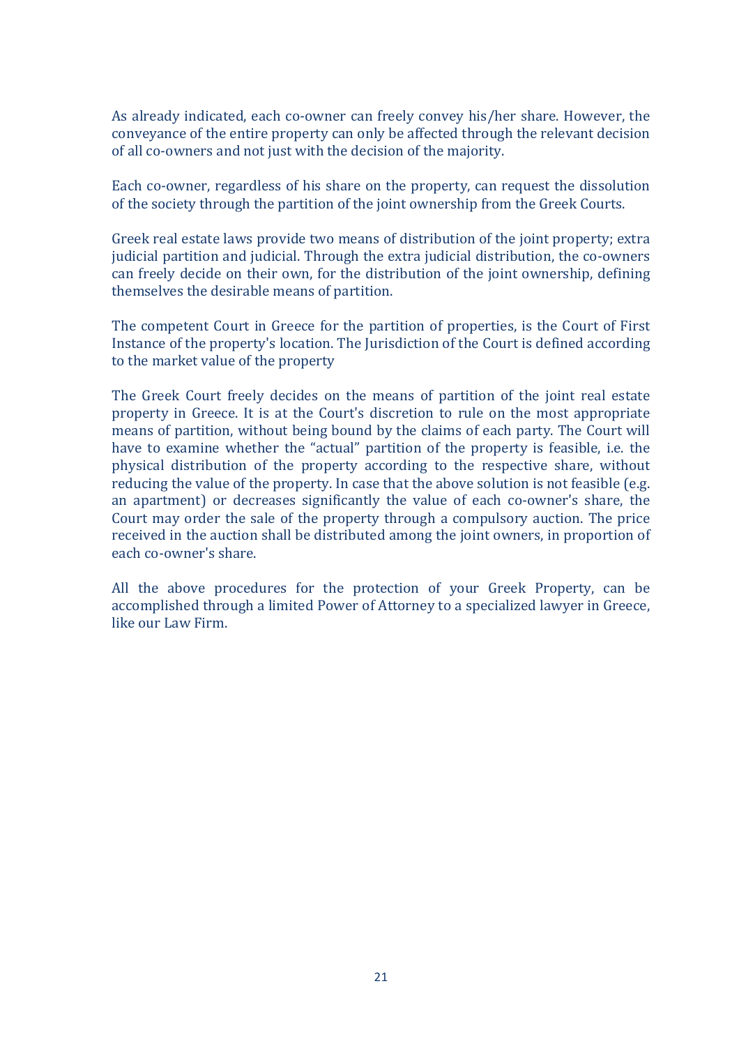As already indicated, each co-owner can freely convey his/her share. However, the conveyance of the entire property can only be affected through the relevant decision of all co-owners and not just with the decision of the majority.

Each co-owner, regardless of his share on the property, can request the dissolution of the society through the partition of the joint ownership from the Greek Courts.

Greek real estate laws provide two means of distribution of the joint property; extra judicial partition and judicial. Through the extra judicial distribution, the co-owners can freely decide on their own, for the distribution of the joint ownership, defining themselves the desirable means of partition.

The competent Court in Greece for the partition of properties, is the Court of First Instance of the property's location. The Jurisdiction of the Court is defined according to the market value of the property

The Greek Court freely decides on the means of partition of the joint real estate property in Greece. It is at the Court's discretion to rule on the most appropriate means of partition, without being bound by the claims of each party. The Court will have to examine whether the "actual" partition of the property is feasible, i.e. the physical distribution of the property according to the respective share, without reducing the value of the property. In case that the above solution is not feasible (e.g. an apartment) or decreases significantly the value of each co-owner's share, the Court may order the sale of the property through a compulsory auction. The price received in the auction shall be distributed among the joint owners, in proportion of each co-owner's share.

All the above procedures for the protection of your Greek Property, can be accomplished through a limited Power of Attorney to a specialized lawyer in Greece, like our Law Firm.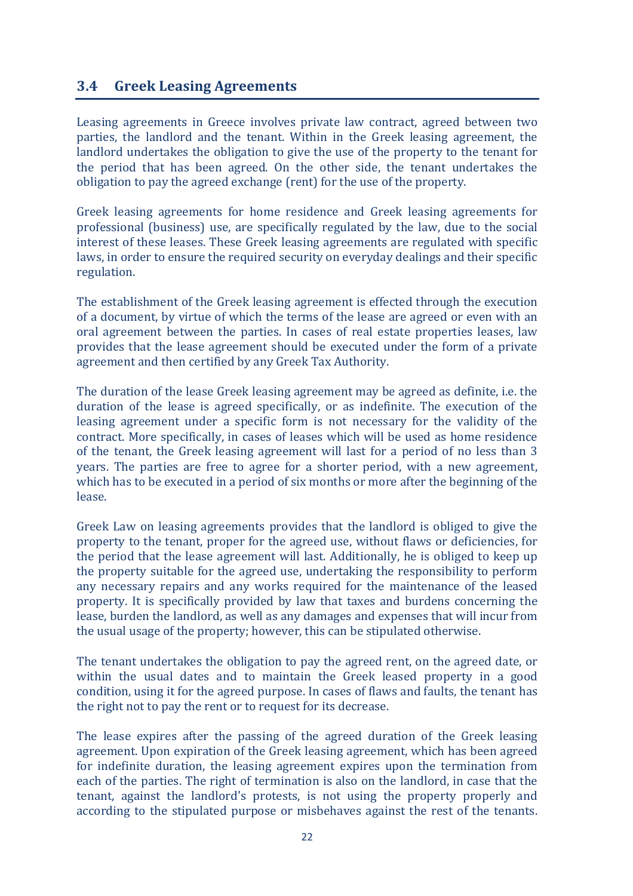## 3.4 Greek Leasing Agreements

Leasing agreements in Greece involves private law contract, agreed between two parties, the landlord and the tenant. Within in the Greek leasing agreement, the landlord undertakes the obligation to give the use of the property to the tenant for the period that has been agreed. On the other side, the tenant undertakes the obligation to pay the agreed exchange (rent) for the use of the property.

Greek leasing agreements for home residence and Greek leasing agreements for professional (business) use, are specifically regulated by the law, due to the social interest of these leases. These Greek leasing agreements are regulated with specific laws, in order to ensure the required security on everyday dealings and their specific regulation.

The establishment of the Greek leasing agreement is effected through the execution of a document, by virtue of which the terms of the lease are agreed or even with an oral agreement between the parties. In cases of real estate properties leases, law provides that the lease agreement should be executed under the form of a private agreement and then certified by any Greek Tax Authority.

The duration of the lease Greek leasing agreement may be agreed as definite, i.e. the duration of the lease is agreed specifically, or as indefinite. The execution of the leasing agreement under a specific form is not necessary for the validity of the contract. More specifically, in cases of leases which will be used as home residence of the tenant, the Greek leasing agreement will last for a period of no less than 3 years. The parties are free to agree for a shorter period, with a new agreement, which has to be executed in a period of six months or more after the beginning of the lease.

Greek Law on leasing agreements provides that the landlord is obliged to give the property to the tenant, proper for the agreed use, without flaws or deficiencies, for the period that the lease agreement will last. Additionally, he is obliged to keep up the property suitable for the agreed use, undertaking the responsibility to perform any necessary repairs and any works required for the maintenance of the leased property. It is specifically provided by law that taxes and burdens concerning the lease, burden the landlord, as well as any damages and expenses that will incur from the usual usage of the property; however, this can be stipulated otherwise.

The tenant undertakes the obligation to pay the agreed rent, on the agreed date, or within the usual dates and to maintain the Greek leased property in a good condition, using it for the agreed purpose. In cases of flaws and faults, the tenant has the right not to pay the rent or to request for its decrease.

The lease expires after the passing of the agreed duration of the Greek leasing agreement. Upon expiration of the Greek leasing agreement, which has been agreed for indefinite duration, the leasing agreement expires upon the termination from each of the parties. The right of termination is also on the landlord, in case that the tenant, against the landlord's protests, is not using the property properly and according to the stipulated purpose or misbehaves against the rest of the tenants.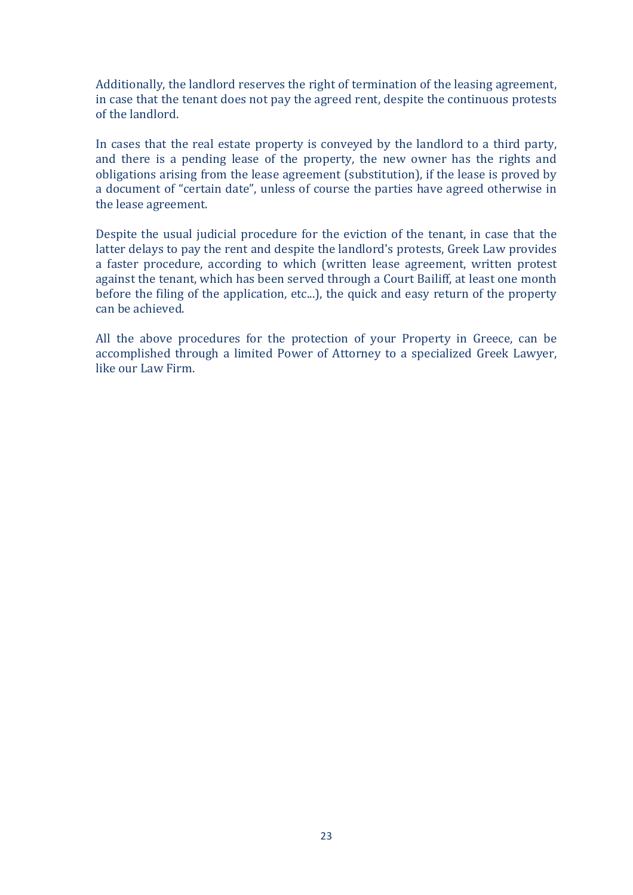Additionally, the landlord reserves the right of termination of the leasing agreement, in case that the tenant does not pay the agreed rent, despite the continuous protests of the landlord.

In cases that the real estate property is conveyed by the landlord to a third party, and there is a pending lease of the property, the new owner has the rights and obligations arising from the lease agreement (substitution), if the lease is proved by a document of "certain date", unless of course the parties have agreed otherwise in the lease agreement.

Despite the usual judicial procedure for the eviction of the tenant, in case that the latter delays to pay the rent and despite the landlord's protests, Greek Law provides a faster procedure, according to which (written lease agreement, written protest against the tenant, which has been served through a Court Bailiff, at least one month before the filing of the application, etc...), the quick and easy return of the property can be achieved.

All the above procedures for the protection of your Property in Greece, can be accomplished through a limited Power of Attorney to a specialized Greek Lawyer, like our Law Firm.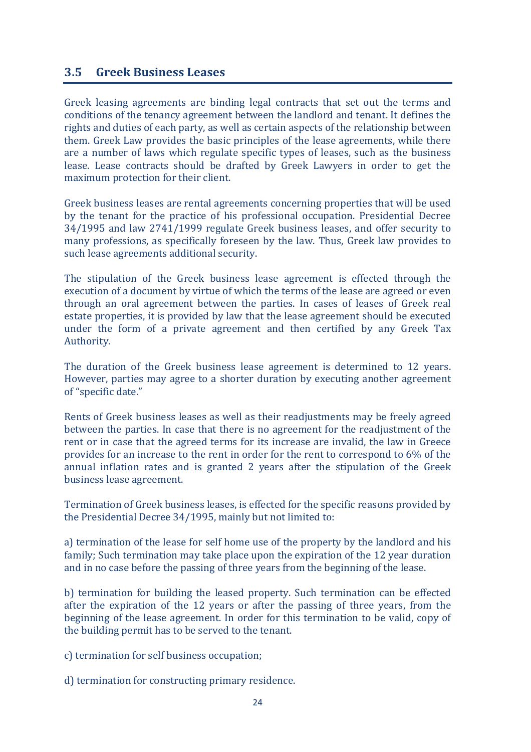## 3.5 Greek Business Leases

Greek leasing agreements are binding legal contracts that set out the terms and conditions of the tenancy agreement between the landlord and tenant. It defines the rights and duties of each party, as well as certain aspects of the relationship between them. Greek Law provides the basic principles of the lease agreements, while there are a number of laws which regulate specific types of leases, such as the business lease. Lease contracts should be drafted by Greek Lawyers in order to get the maximum protection for their client.

Greek business leases are rental agreements concerning properties that will be used by the tenant for the practice of his professional occupation. Presidential Decree 34/1995 and law 2741/1999 regulate Greek business leases, and offer security to many professions, as specifically foreseen by the law. Thus, Greek law provides to such lease agreements additional security.

The stipulation of the Greek business lease agreement is effected through the execution of a document by virtue of which the terms of the lease are agreed or even through an oral agreement between the parties. In cases of leases of Greek real estate properties, it is provided by law that the lease agreement should be executed under the form of a private agreement and then certified by any Greek Tax Authority.

The duration of the Greek business lease agreement is determined to 12 years. However, parties may agree to a shorter duration by executing another agreement of "specific date."

Rents of Greek business leases as well as their readjustments may be freely agreed between the parties. In case that there is no agreement for the readjustment of the rent or in case that the agreed terms for its increase are invalid, the law in Greece provides for an increase to the rent in order for the rent to correspond to 6% of the annual inflation rates and is granted 2 years after the stipulation of the Greek business lease agreement.

Termination of Greek business leases, is effected for the specific reasons provided by the Presidential Decree 34/1995, mainly but not limited to:

a) termination of the lease for self home use of the property by the landlord and his family; Such termination may take place upon the expiration of the 12 year duration and in no case before the passing of three years from the beginning of the lease.

b) termination for building the leased property. Such termination can be effected after the expiration of the 12 years or after the passing of three years, from the beginning of the lease agreement. In order for this termination to be valid, copy of the building permit has to be served to the tenant.

c) termination for self business occupation;

d) termination for constructing primary residence.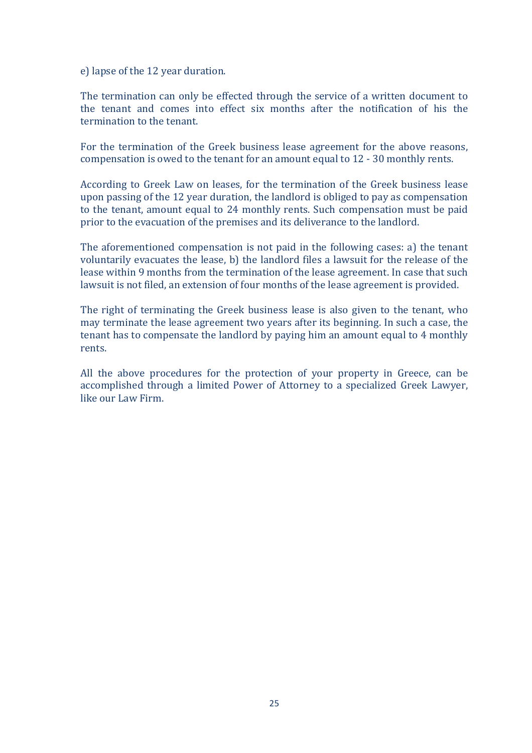e) lapse of the 12 year duration.

The termination can only be effected through the service of a written document to the tenant and comes into effect six months after the notification of his the termination to the tenant.

For the termination of the Greek business lease agreement for the above reasons, compensation is owed to the tenant for an amount equal to 12 - 30 monthly rents.

According to Greek Law on leases, for the termination of the Greek business lease upon passing of the 12 year duration, the landlord is obliged to pay as compensation to the tenant, amount equal to 24 monthly rents. Such compensation must be paid prior to the evacuation of the premises and its deliverance to the landlord.

The aforementioned compensation is not paid in the following cases: a) the tenant voluntarily evacuates the lease, b) the landlord files a lawsuit for the release of the lease within 9 months from the termination of the lease agreement. In case that such lawsuit is not filed, an extension of four months of the lease agreement is provided.

The right of terminating the Greek business lease is also given to the tenant, who may terminate the lease agreement two years after its beginning. In such a case, the tenant has to compensate the landlord by paying him an amount equal to 4 monthly rents.

All the above procedures for the protection of your property in Greece, can be accomplished through a limited Power of Attorney to a specialized Greek Lawyer, like our Law Firm.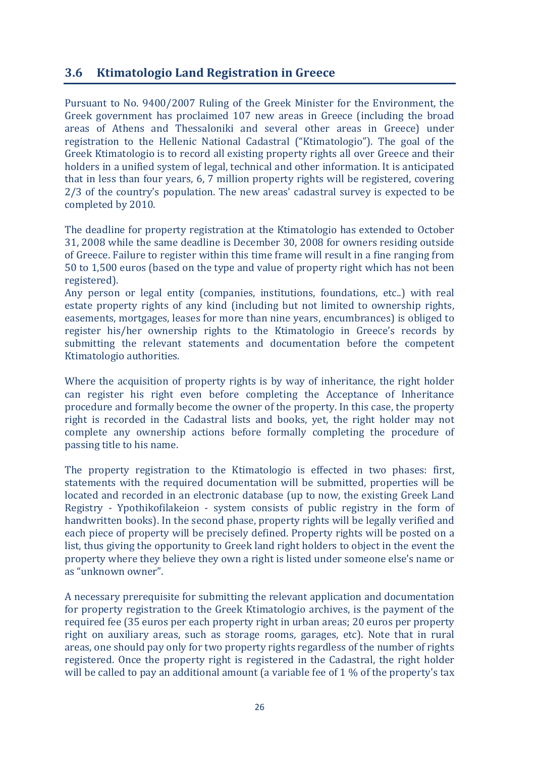## 3.6 Ktimatologio Land Registration in Greece

Pursuant to No. 9400/2007 Ruling of the Greek Minister for the Environment, the Greek government has proclaimed 107 new areas in Greece (including the broad areas of Athens and Thessaloniki and several other areas in Greece) under registration to the Hellenic National Cadastral ("Ktimatologio"). The goal of the Greek Ktimatologio is to record all existing property rights all over Greece and their holders in a unified system of legal, technical and other information. It is anticipated that in less than four years, 6, 7 million property rights will be registered, covering 2/3 of the country's population. The new areas' cadastral survey is expected to be completed by 2010.

The deadline for property registration at the Ktimatologio has extended to October 31, 2008 while the same deadline is December 30, 2008 for owners residing outside of Greece. Failure to register within this time frame will result in a fine ranging from 50 to 1,500 euros (based on the type and value of property right which has not been registered).
Any person or legal entity (companies, institutions, foundations, etc..) with real estate property rights of any kind (including but not limited to ownership rights, easements, mortgages, leases for more than nine years, encumbrances) is obliged to register his/her ownership rights to the Ktimatologio in Greece's records by submitting the relevant statements and documentation before the competent Ktimatologio authorities.

Where the acquisition of property rights is by way of inheritance, the right holder can register his right even before completing the Acceptance of Inheritance procedure and formally become the owner of the property. In this case, the property right is recorded in the Cadastral lists and books, yet, the right holder may not complete any ownership actions before formally completing the procedure of passing title to his name.

The property registration to the Ktimatologio is effected in two phases: first, statements with the required documentation will be submitted, properties will be located and recorded in an electronic database (up to now, the existing Greek Land Registry - Ypothikofilakeion - system consists of public registry in the form of handwritten books). In the second phase, property rights will be legally verified and each piece of property will be precisely defined. Property rights will be posted on a list, thus giving the opportunity to Greek land right holders to object in the event the property where they believe they own a right is listed under someone else's name or as "unknown owner".

A necessary prerequisite for submitting the relevant application and documentation for property registration to the Greek Ktimatologio archives, is the payment of the required fee (35 euros per each property right in urban areas; 20 euros per property right on auxiliary areas, such as storage rooms, garages, etc). Note that in rural areas, one should pay only for two property rights regardless of the number of rights registered. Once the property right is registered in the Cadastral, the right holder will be called to pay an additional amount (a variable fee of 1 % of the property's tax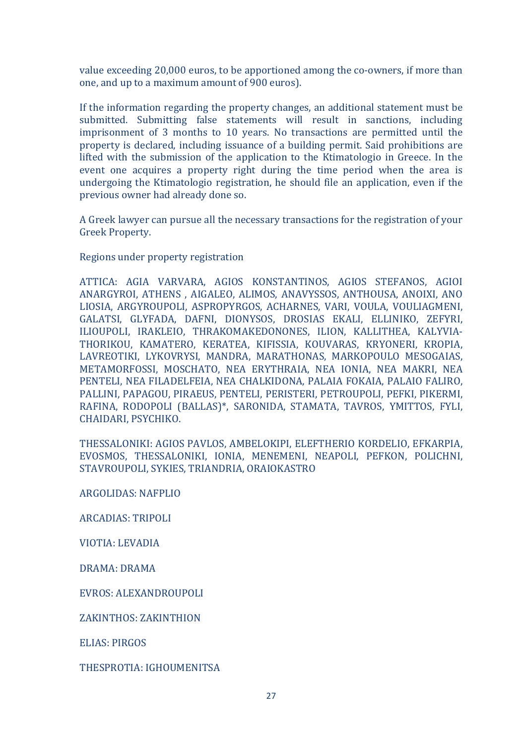value exceeding 20,000 euros, to be apportioned among the co-owners, if more than one, and up to a maximum amount of 900 euros).

If the information regarding the property changes, an additional statement must be submitted. Submitting false statements will result in sanctions, including imprisonment of 3 months to 10 years. No transactions are permitted until the property is declared, including issuance of a building permit. Said prohibitions are lifted with the submission of the application to the Ktimatologio in Greece. In the event one acquires a property right during the time period when the area is undergoing the Ktimatologio registration, he should file an application, even if the previous owner had already done so.

A Greek lawyer can pursue all the necessary transactions for the registration of your Greek Property.

Regions under property registration

ATTICA: AGIA VARVARA, AGIOS KONSTANTINOS, AGIOS STEFANOS, AGIOI ANARGYROI, ATHENS , AIGALEO, ALIMOS, ANAVYSSOS, ANTHOUSA, ANOIXI, ANO LIOSIA, ARGYROUPOLI, ASPROPYRGOS, ACHARNES, VARI, VOULA, VOULIAGMENI, GALATSI, GLYFADA, DAFNI, DIONYSOS, DROSIAS EKALI, ELLINIKO, ZEFYRI, ILIOUPOLI, IRAKLEIO, THRAKOMAKEDONONES, ILION, KALLITHEA, KALYVIA-THORIKOU, KAMATERO, KERATEA, KIFISSIA, KOUVARAS, KRYONERI, KROPIA, LAVREOTIKI, LYKOVRYSI, MANDRA, MARATHONAS, MARKOPOULO MESOGAIAS, METAMORFOSSI, MOSCHATO, NEA ERYTHRAIA, NEA IONIA, NEA MAKRI, NEA PENTELI, NEA FILADELFEIA, NEA CHALKIDONA, PALAIA FOKAIA, PALAIO FALIRO, PALLINI, PAPAGOU, PIRAEUS, PENTELI, PERISTERI, PETROUPOLI, PEFKI, PIKERMI, RAFINA, RODOPOLI (BALLAS)*, SARONIDA, STAMATA, TAVROS, YMITTOS, FYLI, CHAIDARI, PSYCHIKO.

THESSALONIKI: AGIOS PAVLOS, AMBELOKIPI, ELEFTHERIO KORDELIO, EFKARPIA, EVOSMOS, THESSALONIKI, IONIA, MENEMENI, NEAPOLI, PEFKON, POLICHNI, STAVROUPOLI, SYKIES, TRIANDRIA, ORAIOKASTRO

ARGOLIDAS: NAFPLIO

ARCADIAS: TRIPOLI

VIOTIA: LEVADIA

DRAMA: DRAMA

EVROS: ALEXANDROUPOLI

ZAKINTHOS: ZAKINTHION

ELIAS: PIRGOS

THESPROTIA: IGHOUMENITSA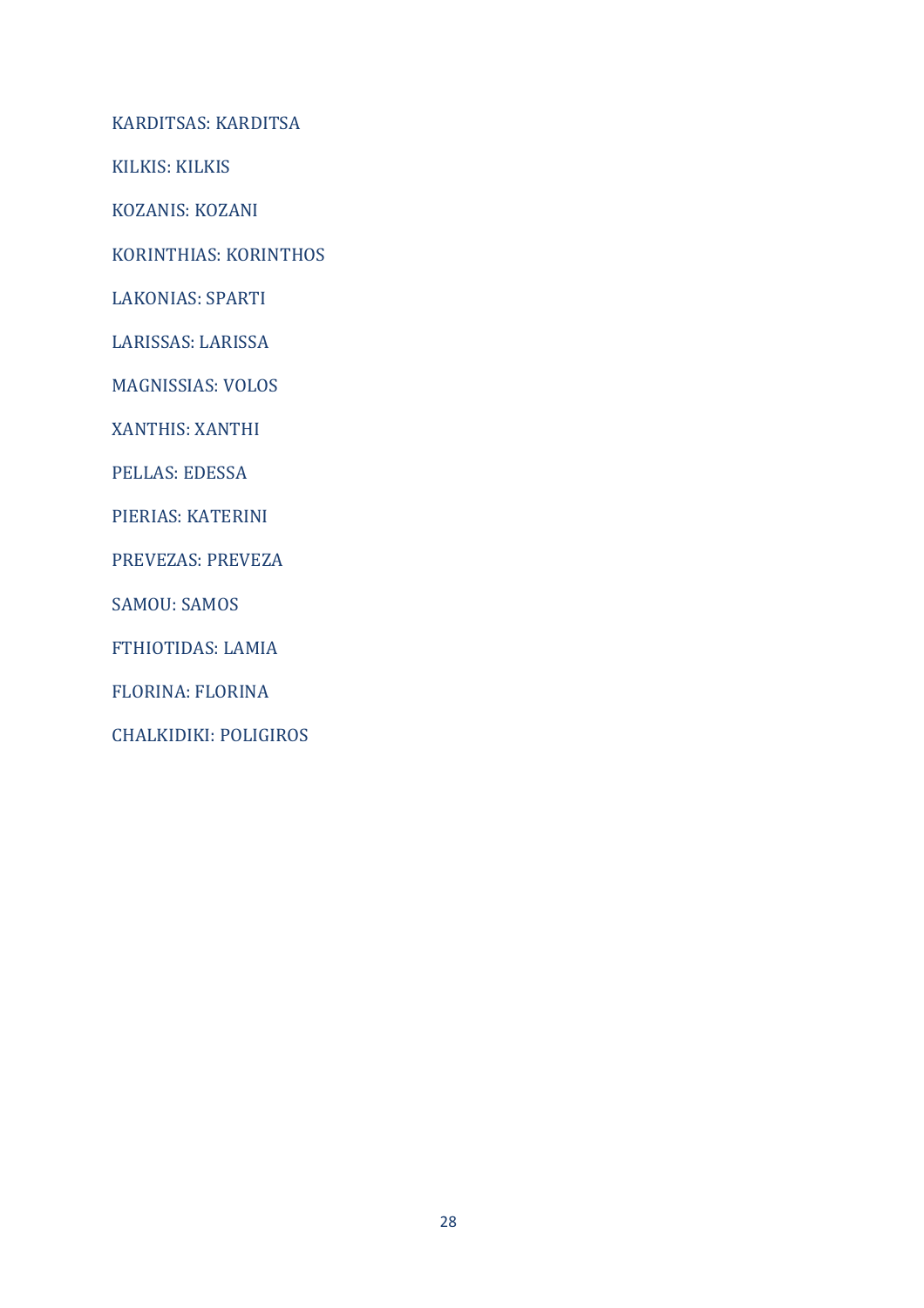KARDITSAS: KARDITSA

KILKIS: KILKIS

KOZANIS: KOZANI

KORINTHIAS: KORINTHOS

LAKONIAS: SPARTI

LARISSAS: LARISSA

MAGNISSIAS: VOLOS

XANTHIS: XANTHI

PELLAS: EDESSA

PIERIAS: KATERINI

PREVEZAS: PREVEZA

SAMOU: SAMOS

FTHIOTIDAS: LAMIA

FLORINA: FLORINA

CHALKIDIKI: POLIGIROS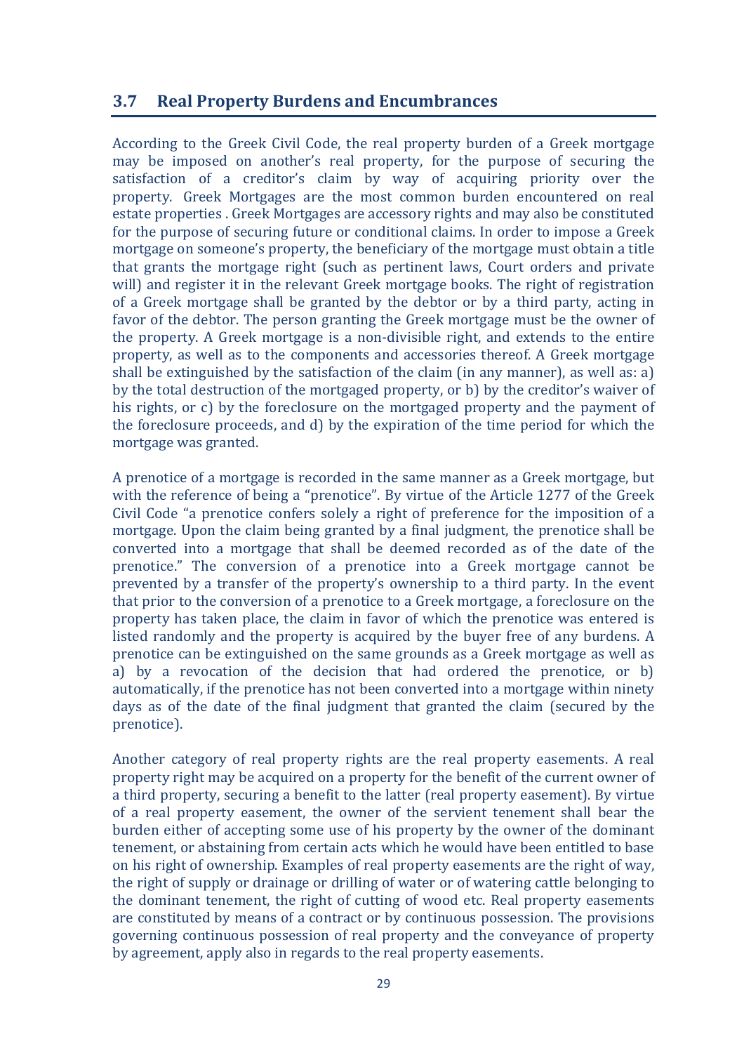## 3.7 Real Property Burdens and Encumbrances

According to the Greek Civil Code, the real property burden of a Greek mortgage may be imposed on another's real property, for the purpose of securing the satisfaction of a creditor's claim by way of acquiring priority over the property. Greek Mortgages are the most common burden encountered on real estate properties . Greek Mortgages are accessory rights and may also be constituted for the purpose of securing future or conditional claims. In order to impose a Greek mortgage on someone's property, the beneficiary of the mortgage must obtain a title that grants the mortgage right (such as pertinent laws, Court orders and private will) and register it in the relevant Greek mortgage books. The right of registration of a Greek mortgage shall be granted by the debtor or by a third party, acting in favor of the debtor. The person granting the Greek mortgage must be the owner of the property. A Greek mortgage is a non-divisible right, and extends to the entire property, as well as to the components and accessories thereof. A Greek mortgage shall be extinguished by the satisfaction of the claim (in any manner), as well as: a) by the total destruction of the mortgaged property, or b) by the creditor's waiver of his rights, or c) by the foreclosure on the mortgaged property and the payment of the foreclosure proceeds, and d) by the expiration of the time period for which the mortgage was granted.

A prenotice of a mortgage is recorded in the same manner as a Greek mortgage, but with the reference of being a "prenotice". By virtue of the Article 1277 of the Greek Civil Code "a prenotice confers solely a right of preference for the imposition of a mortgage. Upon the claim being granted by a final judgment, the prenotice shall be converted into a mortgage that shall be deemed recorded as of the date of the prenotice." The conversion of a prenotice into a Greek mortgage cannot be prevented by a transfer of the property's ownership to a third party. In the event that prior to the conversion of a prenotice to a Greek mortgage, a foreclosure on the property has taken place, the claim in favor of which the prenotice was entered is listed randomly and the property is acquired by the buyer free of any burdens. A prenotice can be extinguished on the same grounds as a Greek mortgage as well as a) by a revocation of the decision that had ordered the prenotice, or b) automatically, if the prenotice has not been converted into a mortgage within ninety days as of the date of the final judgment that granted the claim (secured by the prenotice).

Another category of real property rights are the real property easements. A real property right may be acquired on a property for the benefit of the current owner of a third property, securing a benefit to the latter (real property easement). By virtue of a real property easement, the owner of the servient tenement shall bear the burden either of accepting some use of his property by the owner of the dominant tenement, or abstaining from certain acts which he would have been entitled to base on his right of ownership. Examples of real property easements are the right of way, the right of supply or drainage or drilling of water or of watering cattle belonging to the dominant tenement, the right of cutting of wood etc. Real property easements are constituted by means of a contract or by continuous possession. The provisions governing continuous possession of real property and the conveyance of property by agreement, apply also in regards to the real property easements.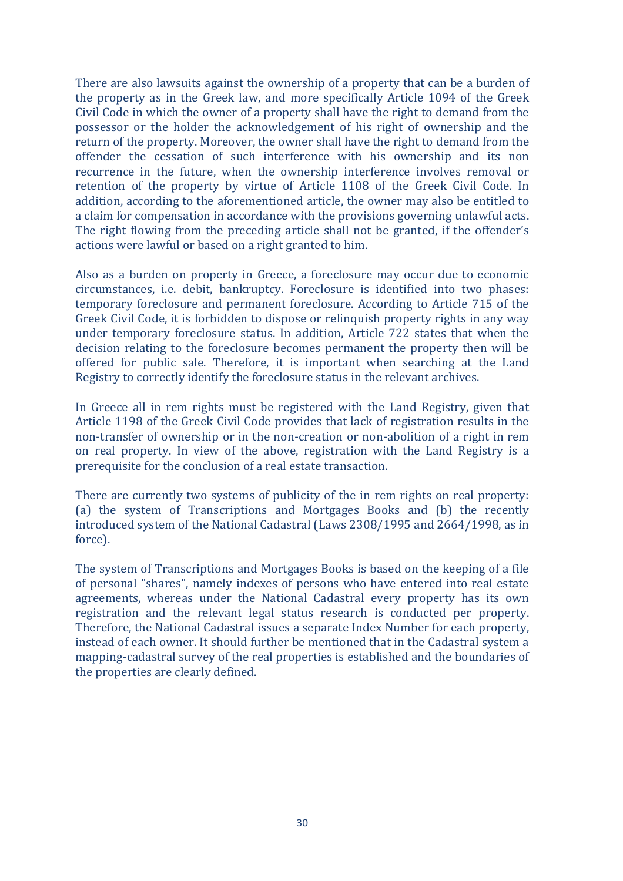There are also lawsuits against the ownership of a property that can be a burden of the property as in the Greek law, and more specifically Article 1094 of the Greek Civil Code in which the owner of a property shall have the right to demand from the possessor or the holder the acknowledgement of his right of ownership and the return of the property. Moreover, the owner shall have the right to demand from the offender the cessation of such interference with his ownership and its non recurrence in the future, when the ownership interference involves removal or retention of the property by virtue of Article 1108 of the Greek Civil Code. In addition, according to the aforementioned article, the owner may also be entitled to a claim for compensation in accordance with the provisions governing unlawful acts. The right flowing from the preceding article shall not be granted, if the offender's actions were lawful or based on a right granted to him.

Also as a burden on property in Greece, a foreclosure may occur due to economic circumstances, i.e. debit, bankruptcy. Foreclosure is identified into two phases: temporary foreclosure and permanent foreclosure. According to Article 715 of the Greek Civil Code, it is forbidden to dispose or relinquish property rights in any way under temporary foreclosure status. In addition, Article 722 states that when the decision relating to the foreclosure becomes permanent the property then will be offered for public sale. Therefore, it is important when searching at the Land Registry to correctly identify the foreclosure status in the relevant archives.

In Greece all in rem rights must be registered with the Land Registry, given that Article 1198 of the Greek Civil Code provides that lack of registration results in the non-transfer of ownership or in the non-creation or non-abolition of a right in rem on real property. In view of the above, registration with the Land Registry is a prerequisite for the conclusion of a real estate transaction.

There are currently two systems of publicity of the in rem rights on real property: (a) the system of Transcriptions and Mortgages Books and (b) the recently introduced system of the National Cadastral (Laws 2308/1995 and 2664/1998, as in force).

The system of Transcriptions and Mortgages Books is based on the keeping of a file of personal "shares", namely indexes of persons who have entered into real estate agreements, whereas under the National Cadastral every property has its own registration and the relevant legal status research is conducted per property. Therefore, the National Cadastral issues a separate Index Number for each property, instead of each owner. It should further be mentioned that in the Cadastral system a mapping-cadastral survey of the real properties is established and the boundaries of the properties are clearly defined.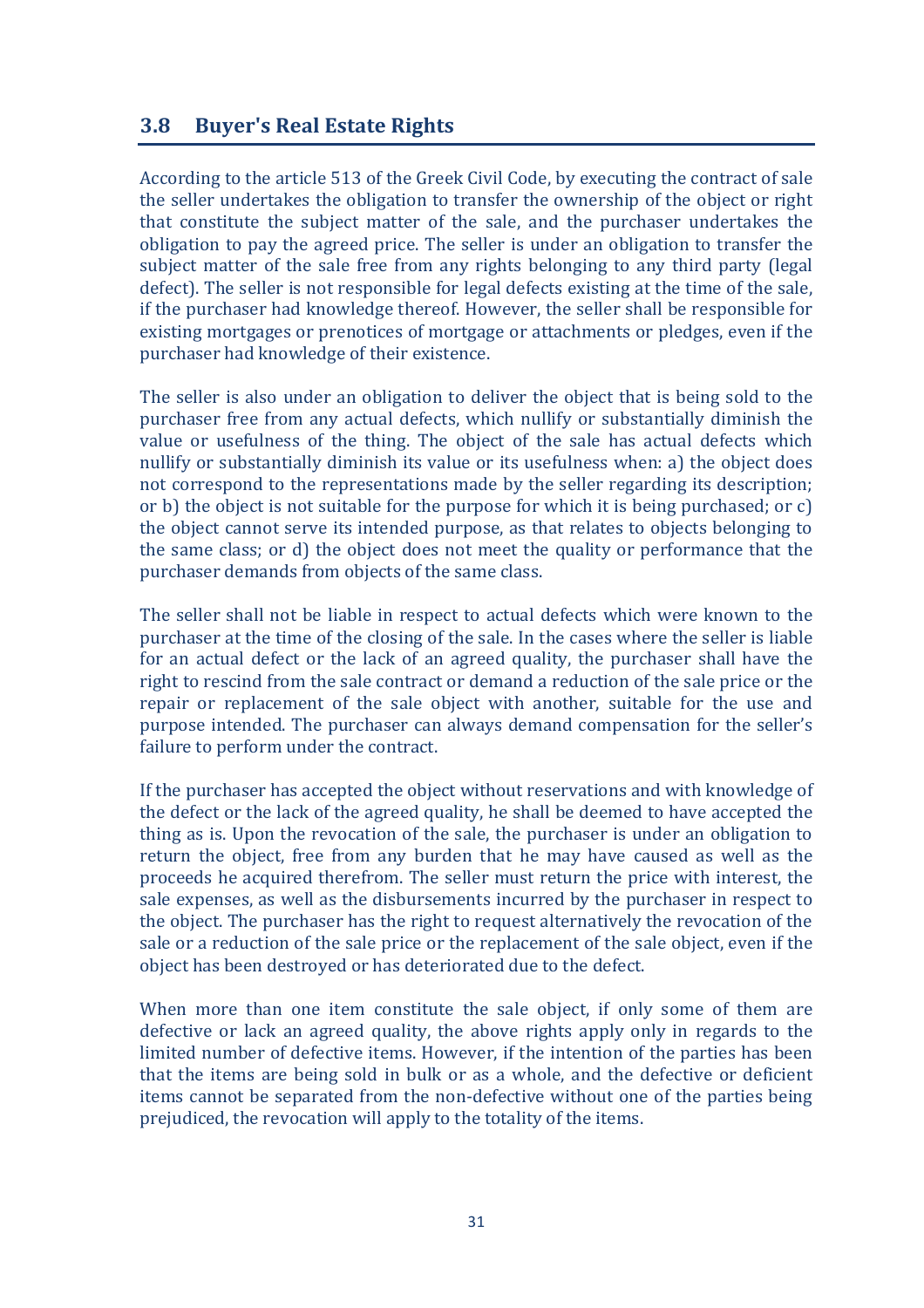## 3.8 Buyer's Real Estate Rights

According to the article 513 of the Greek Civil Code, by executing the contract of sale the seller undertakes the obligation to transfer the ownership of the object or right that constitute the subject matter of the sale, and the purchaser undertakes the obligation to pay the agreed price. The seller is under an obligation to transfer the subject matter of the sale free from any rights belonging to any third party (legal defect). The seller is not responsible for legal defects existing at the time of the sale, if the purchaser had knowledge thereof. However, the seller shall be responsible for existing mortgages or prenotices of mortgage or attachments or pledges, even if the purchaser had knowledge of their existence.

The seller is also under an obligation to deliver the object that is being sold to the purchaser free from any actual defects, which nullify or substantially diminish the value or usefulness of the thing. The object of the sale has actual defects which nullify or substantially diminish its value or its usefulness when: a) the object does not correspond to the representations made by the seller regarding its description; or b) the object is not suitable for the purpose for which it is being purchased; or c) the object cannot serve its intended purpose, as that relates to objects belonging to the same class; or d) the object does not meet the quality or performance that the purchaser demands from objects of the same class.

The seller shall not be liable in respect to actual defects which were known to the purchaser at the time of the closing of the sale. In the cases where the seller is liable for an actual defect or the lack of an agreed quality, the purchaser shall have the right to rescind from the sale contract or demand a reduction of the sale price or the repair or replacement of the sale object with another, suitable for the use and purpose intended. The purchaser can always demand compensation for the seller's failure to perform under the contract.

If the purchaser has accepted the object without reservations and with knowledge of the defect or the lack of the agreed quality, he shall be deemed to have accepted the thing as is. Upon the revocation of the sale, the purchaser is under an obligation to return the object, free from any burden that he may have caused as well as the proceeds he acquired therefrom. The seller must return the price with interest, the sale expenses, as well as the disbursements incurred by the purchaser in respect to the object. The purchaser has the right to request alternatively the revocation of the sale or a reduction of the sale price or the replacement of the sale object, even if the object has been destroyed or has deteriorated due to the defect.

When more than one item constitute the sale object, if only some of them are defective or lack an agreed quality, the above rights apply only in regards to the limited number of defective items. However, if the intention of the parties has been that the items are being sold in bulk or as a whole, and the defective or deficient items cannot be separated from the non-defective without one of the parties being prejudiced, the revocation will apply to the totality of the items.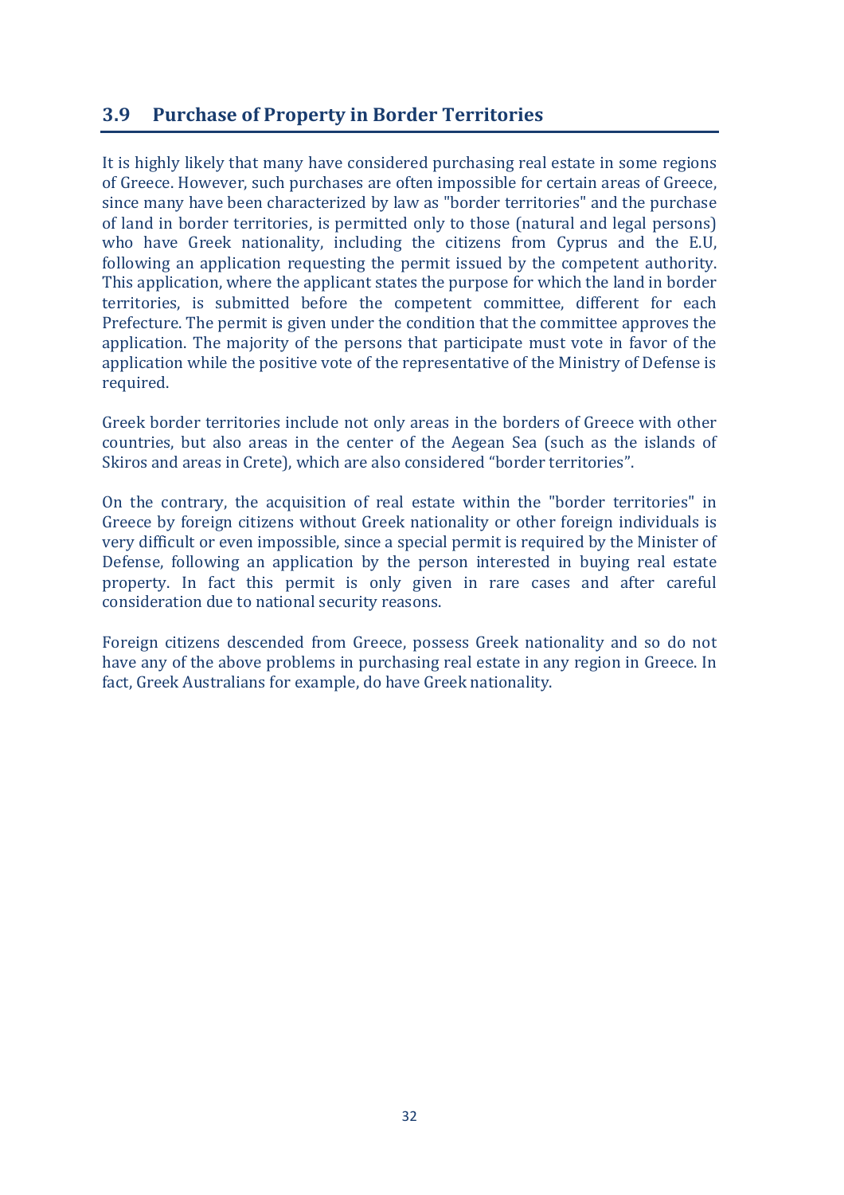## 3.9 Purchase of Property in Border Territories

It is highly likely that many have considered purchasing real estate in some regions of Greece. However, such purchases are often impossible for certain areas of Greece, since many have been characterized by law as "border territories" and the purchase of land in border territories, is permitted only to those (natural and legal persons) who have Greek nationality, including the citizens from Cyprus and the E.U, following an application requesting the permit issued by the competent authority. This application, where the applicant states the purpose for which the land in border territories, is submitted before the competent committee, different for each Prefecture. The permit is given under the condition that the committee approves the application. The majority of the persons that participate must vote in favor of the application while the positive vote of the representative of the Ministry of Defense is required.

Greek border territories include not only areas in the borders of Greece with other countries, but also areas in the center of the Aegean Sea (such as the islands of Skiros and areas in Crete), which are also considered "border territories".

On the contrary, the acquisition of real estate within the "border territories" in Greece by foreign citizens without Greek nationality or other foreign individuals is very difficult or even impossible, since a special permit is required by the Minister of Defense, following an application by the person interested in buying real estate property. In fact this permit is only given in rare cases and after careful consideration due to national security reasons.

Foreign citizens descended from Greece, possess Greek nationality and so do not have any of the above problems in purchasing real estate in any region in Greece. In fact, Greek Australians for example, do have Greek nationality.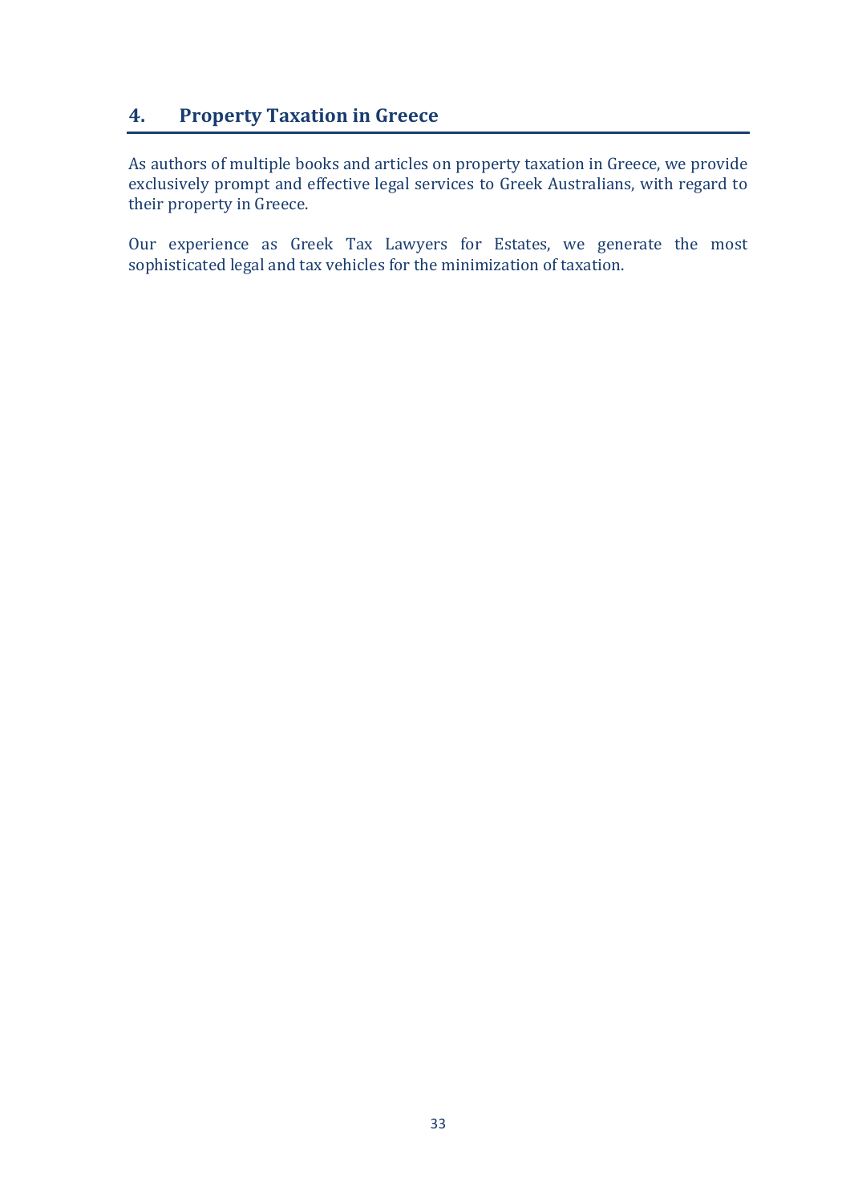## 4. Property Taxation in Greece

As authors of multiple books and articles on property taxation in Greece, we provide exclusively prompt and effective legal services to Greek Australians, with regard to their property in Greece.

Our experience as Greek Tax Lawyers for Estates, we generate the most sophisticated legal and tax vehicles for the minimization of taxation.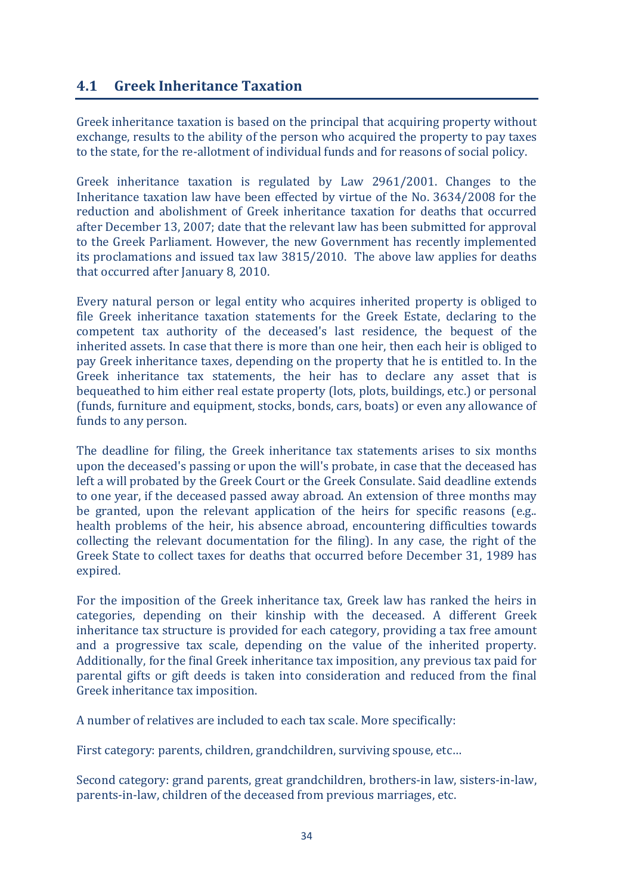## 4.1 Greek Inheritance Taxation

Greek inheritance taxation is based on the principal that acquiring property without exchange, results to the ability of the person who acquired the property to pay taxes to the state, for the re-allotment of individual funds and for reasons of social policy.

Greek inheritance taxation is regulated by Law 2961/2001. Changes to the Inheritance taxation law have been effected by virtue of the No. 3634/2008 for the reduction and abolishment of Greek inheritance taxation for deaths that occurred after December 13, 2007; date that the relevant law has been submitted for approval to the Greek Parliament. However, the new Government has recently implemented its proclamations and issued tax law 3815/2010. The above law applies for deaths that occurred after January 8, 2010.

Every natural person or legal entity who acquires inherited property is obliged to file Greek inheritance taxation statements for the Greek Estate, declaring to the competent tax authority of the deceased's last residence, the bequest of the inherited assets. In case that there is more than one heir, then each heir is obliged to pay Greek inheritance taxes, depending on the property that he is entitled to. In the Greek inheritance tax statements, the heir has to declare any asset that is bequeathed to him either real estate property (lots, plots, buildings, etc.) or personal (funds, furniture and equipment, stocks, bonds, cars, boats) or even any allowance of funds to any person.

The deadline for filing, the Greek inheritance tax statements arises to six months upon the deceased's passing or upon the will's probate, in case that the deceased has left a will probated by the Greek Court or the Greek Consulate. Said deadline extends to one year, if the deceased passed away abroad. An extension of three months may be granted, upon the relevant application of the heirs for specific reasons (e.g.. health problems of the heir, his absence abroad, encountering difficulties towards collecting the relevant documentation for the filing). In any case, the right of the Greek State to collect taxes for deaths that occurred before December 31, 1989 has expired.

For the imposition of the Greek inheritance tax, Greek law has ranked the heirs in categories, depending on their kinship with the deceased. A different Greek inheritance tax structure is provided for each category, providing a tax free amount and a progressive tax scale, depending on the value of the inherited property. Additionally, for the final Greek inheritance tax imposition, any previous tax paid for parental gifts or gift deeds is taken into consideration and reduced from the final Greek inheritance tax imposition.

A number of relatives are included to each tax scale. More specifically:

First category: parents, children, grandchildren, surviving spouse, etc…

Second category: grand parents, great grandchildren, brothers-in law, sisters-in-law, parents-in-law, children of the deceased from previous marriages, etc.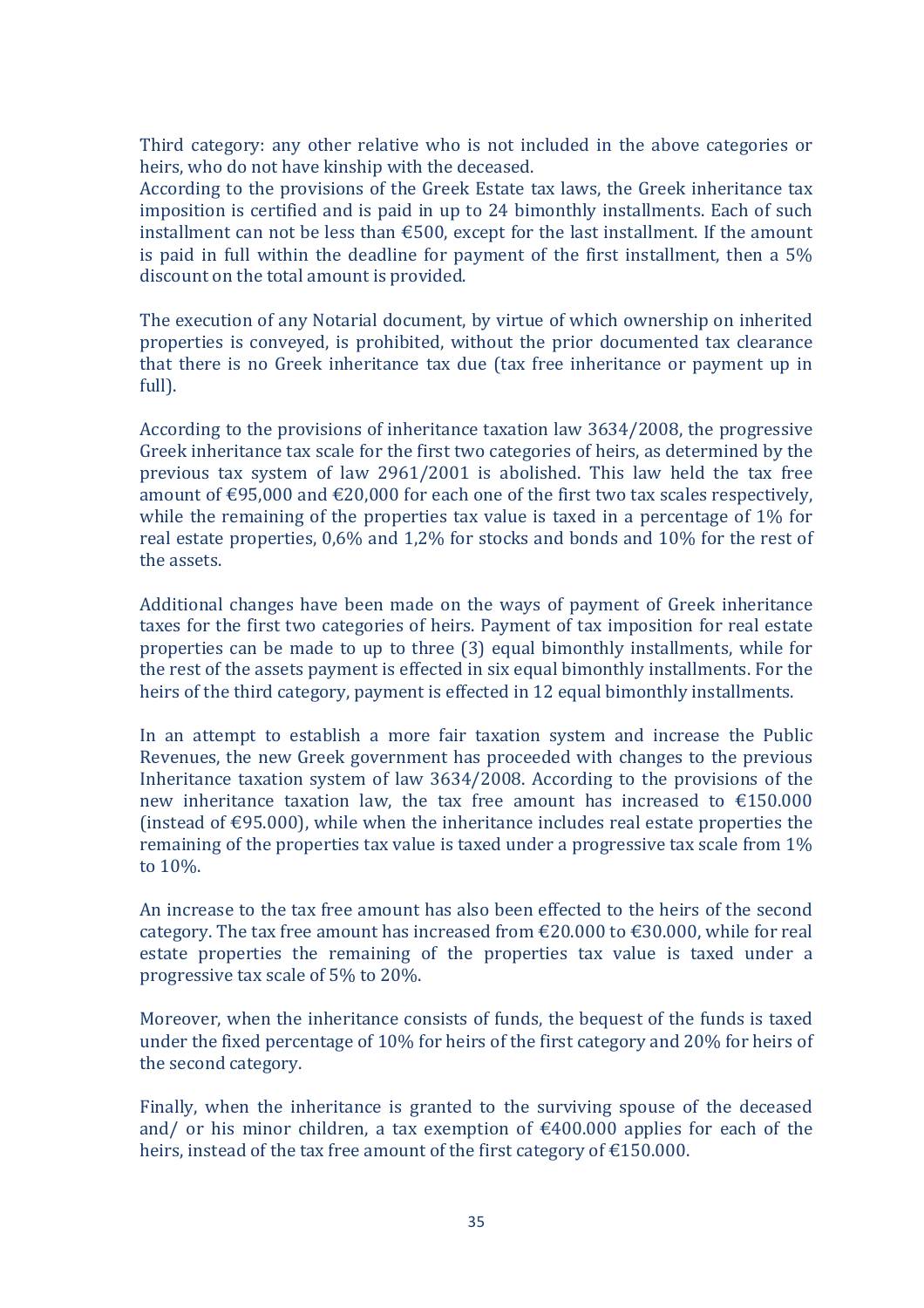Third category: any other relative who is not included in the above categories or heirs, who do not have kinship with the deceased.

According to the provisions of the Greek Estate tax laws, the Greek inheritance tax imposition is certified and is paid in up to 24 bimonthly installments. Each of such installment can not be less than €500, except for the last installment. If the amount is paid in full within the deadline for payment of the first installment, then a 5% discount on the total amount is provided.

The execution of any Notarial document, by virtue of which ownership on inherited properties is conveyed, is prohibited, without the prior documented tax clearance that there is no Greek inheritance tax due (tax free inheritance or payment up in full).

According to the provisions of inheritance taxation law 3634/2008, the progressive Greek inheritance tax scale for the first two categories of heirs, as determined by the previous tax system of law 2961/2001 is abolished. This law held the tax free amount of €95,000 and €20,000 for each one of the first two tax scales respectively, while the remaining of the properties tax value is taxed in a percentage of 1% for real estate properties, 0,6% and 1,2% for stocks and bonds and 10% for the rest of the assets.

Additional changes have been made on the ways of payment of Greek inheritance taxes for the first two categories of heirs. Payment of tax imposition for real estate properties can be made to up to three (3) equal bimonthly installments, while for the rest of the assets payment is effected in six equal bimonthly installments. For the heirs of the third category, payment is effected in 12 equal bimonthly installments.

In an attempt to establish a more fair taxation system and increase the Public Revenues, the new Greek government has proceeded with changes to the previous Inheritance taxation system of law 3634/2008. According to the provisions of the new inheritance taxation law, the tax free amount has increased to €150.000 (instead of €95.000), while when the inheritance includes real estate properties the remaining of the properties tax value is taxed under a progressive tax scale from 1% to 10%.

An increase to the tax free amount has also been effected to the heirs of the second category. The tax free amount has increased from €20.000 to €30.000, while for real estate properties the remaining of the properties tax value is taxed under a progressive tax scale of 5% to 20%.

Moreover, when the inheritance consists of funds, the bequest of the funds is taxed under the fixed percentage of 10% for heirs of the first category and 20% for heirs of the second category.

Finally, when the inheritance is granted to the surviving spouse of the deceased and/ or his minor children, a tax exemption of €400.000 applies for each of the heirs, instead of the tax free amount of the first category of €150.000.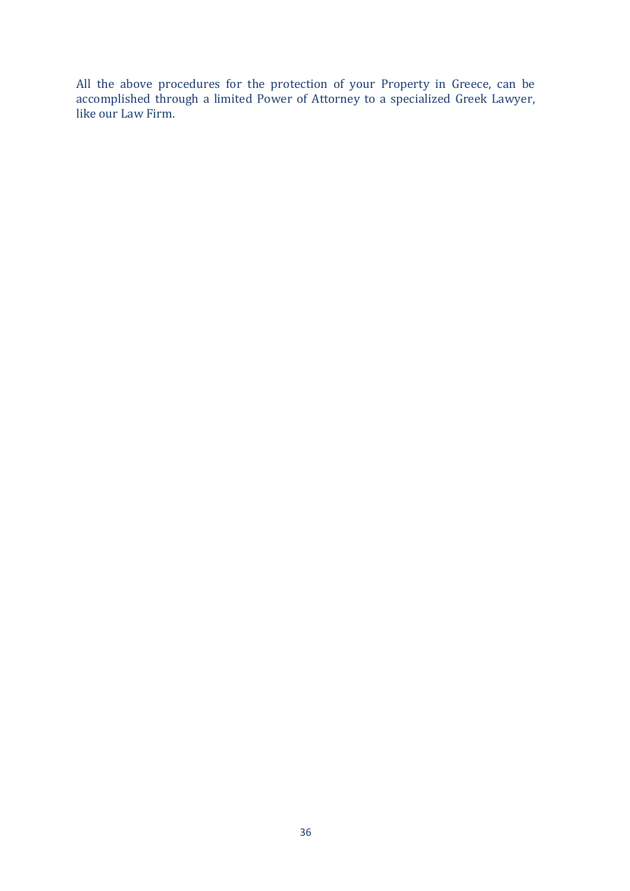All the above procedures for the protection of your Property in Greece, can be accomplished through a limited Power of Attorney to a specialized Greek Lawyer, like our Law Firm.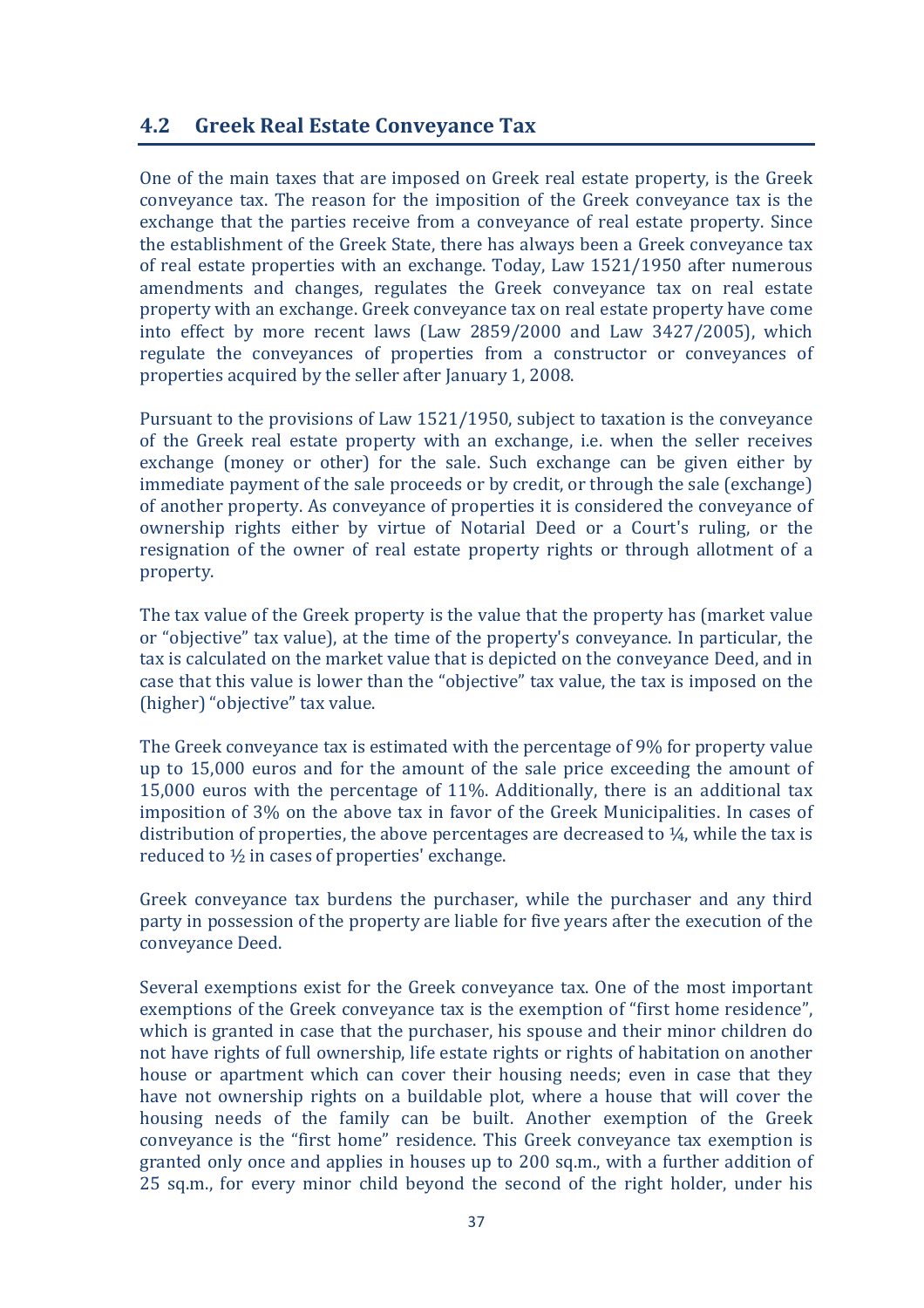## 4.2 Greek Real Estate Conveyance Tax

One of the main taxes that are imposed on Greek real estate property, is the Greek conveyance tax. The reason for the imposition of the Greek conveyance tax is the exchange that the parties receive from a conveyance of real estate property. Since the establishment of the Greek State, there has always been a Greek conveyance tax of real estate properties with an exchange. Today, Law 1521/1950 after numerous amendments and changes, regulates the Greek conveyance tax on real estate property with an exchange. Greek conveyance tax on real estate property have come into effect by more recent laws (Law 2859/2000 and Law 3427/2005), which regulate the conveyances of properties from a constructor or conveyances of properties acquired by the seller after January 1, 2008.

Pursuant to the provisions of Law 1521/1950, subject to taxation is the conveyance of the Greek real estate property with an exchange, i.e. when the seller receives exchange (money or other) for the sale. Such exchange can be given either by immediate payment of the sale proceeds or by credit, or through the sale (exchange) of another property. As conveyance of properties it is considered the conveyance of ownership rights either by virtue of Notarial Deed or a Court's ruling, or the resignation of the owner of real estate property rights or through allotment of a property.

The tax value of the Greek property is the value that the property has (market value or "objective" tax value), at the time of the property's conveyance. In particular, the tax is calculated on the market value that is depicted on the conveyance Deed, and in case that this value is lower than the "objective" tax value, the tax is imposed on the (higher) "objective" tax value.

The Greek conveyance tax is estimated with the percentage of 9% for property value up to 15,000 euros and for the amount of the sale price exceeding the amount of 15,000 euros with the percentage of 11%. Additionally, there is an additional tax imposition of 3% on the above tax in favor of the Greek Municipalities. In cases of distribution of properties, the above percentages are decreased to ¼, while the tax is reduced to ½ in cases of properties' exchange.

Greek conveyance tax burdens the purchaser, while the purchaser and any third party in possession of the property are liable for five years after the execution of the conveyance Deed.

Several exemptions exist for the Greek conveyance tax. One of the most important exemptions of the Greek conveyance tax is the exemption of "first home residence", which is granted in case that the purchaser, his spouse and their minor children do not have rights of full ownership, life estate rights or rights of habitation on another house or apartment which can cover their housing needs; even in case that they have not ownership rights on a buildable plot, where a house that will cover the housing needs of the family can be built. Another exemption of the Greek conveyance is the "first home" residence. This Greek conveyance tax exemption is granted only once and applies in houses up to 200 sq.m., with a further addition of 25 sq.m., for every minor child beyond the second of the right holder, under his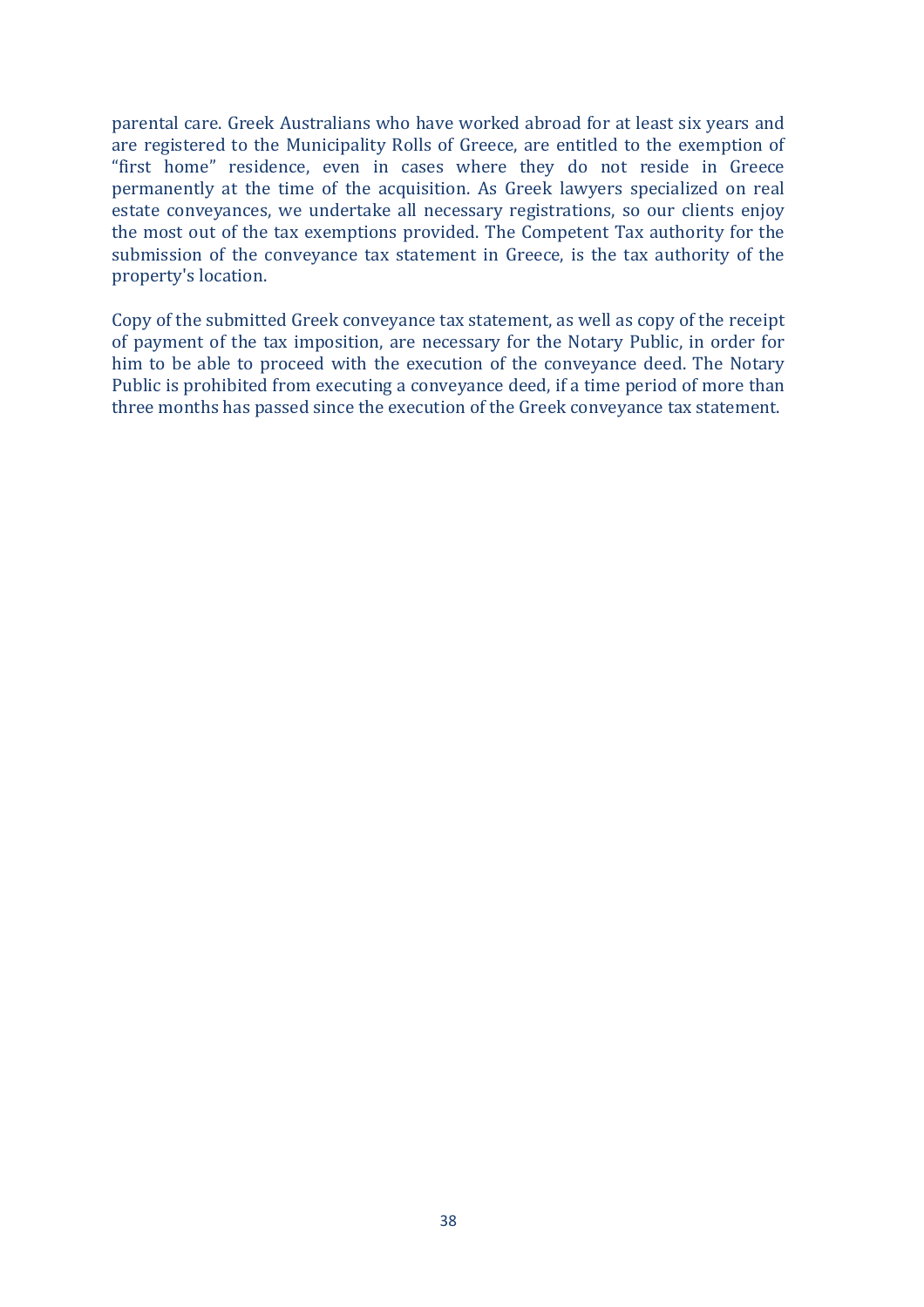parental care. Greek Australians who have worked abroad for at least six years and are registered to the Municipality Rolls of Greece, are entitled to the exemption of "first home" residence, even in cases where they do not reside in Greece permanently at the time of the acquisition. As Greek lawyers specialized on real estate conveyances, we undertake all necessary registrations, so our clients enjoy the most out of the tax exemptions provided. The Competent Tax authority for the submission of the conveyance tax statement in Greece, is the tax authority of the property's location.

Copy of the submitted Greek conveyance tax statement, as well as copy of the receipt of payment of the tax imposition, are necessary for the Notary Public, in order for him to be able to proceed with the execution of the conveyance deed. The Notary Public is prohibited from executing a conveyance deed, if a time period of more than three months has passed since the execution of the Greek conveyance tax statement.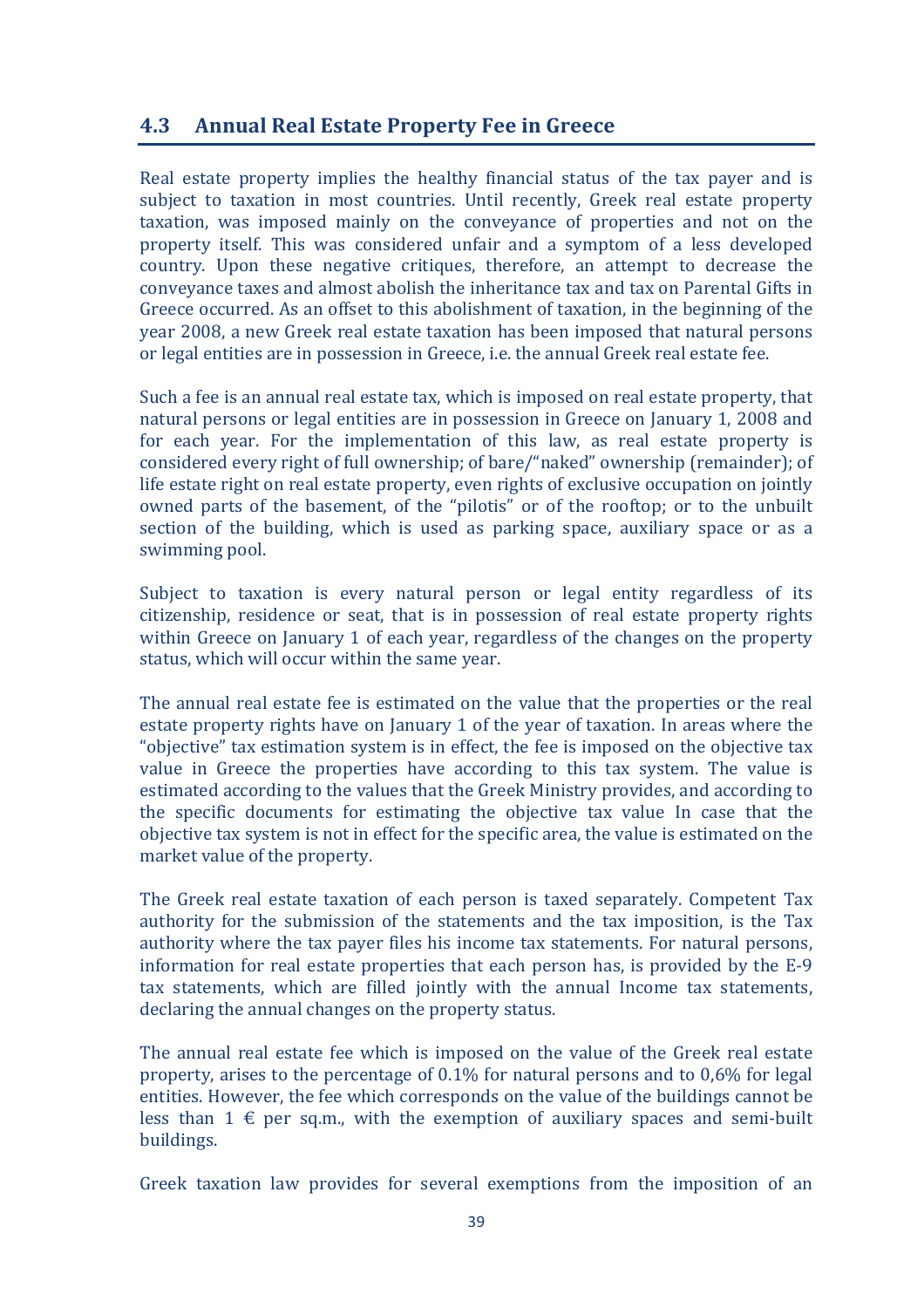## 4.3 Annual Real Estate Property Fee in Greece

Real estate property implies the healthy financial status of the tax payer and is subject to taxation in most countries. Until recently, Greek real estate property taxation, was imposed mainly on the conveyance of properties and not on the property itself. This was considered unfair and a symptom of a less developed country. Upon these negative critiques, therefore, an attempt to decrease the conveyance taxes and almost abolish the inheritance tax and tax on Parental Gifts in Greece occurred. As an offset to this abolishment of taxation, in the beginning of the year 2008, a new Greek real estate taxation has been imposed that natural persons or legal entities are in possession in Greece, i.e. the annual Greek real estate fee.

Such a fee is an annual real estate tax, which is imposed on real estate property, that natural persons or legal entities are in possession in Greece on January 1, 2008 and for each year. For the implementation of this law, as real estate property is considered every right of full ownership; of bare/"naked" ownership (remainder); of life estate right on real estate property, even rights of exclusive occupation on jointly owned parts of the basement, of the "pilotis" or of the rooftop; or to the unbuilt section of the building, which is used as parking space, auxiliary space or as a swimming pool.

Subject to taxation is every natural person or legal entity regardless of its citizenship, residence or seat, that is in possession of real estate property rights within Greece on January 1 of each year, regardless of the changes on the property status, which will occur within the same year.

The annual real estate fee is estimated on the value that the properties or the real estate property rights have on January 1 of the year of taxation. In areas where the "objective" tax estimation system is in effect, the fee is imposed on the objective tax value in Greece the properties have according to this tax system. The value is estimated according to the values that the Greek Ministry provides, and according to the specific documents for estimating the objective tax value In case that the objective tax system is not in effect for the specific area, the value is estimated on the market value of the property.

The Greek real estate taxation of each person is taxed separately. Competent Tax authority for the submission of the statements and the tax imposition, is the Tax authority where the tax payer files his income tax statements. For natural persons, information for real estate properties that each person has, is provided by the E-9 tax statements, which are filled jointly with the annual Income tax statements, declaring the annual changes on the property status.

The annual real estate fee which is imposed on the value of the Greek real estate property, arises to the percentage of 0.1% for natural persons and to 0,6% for legal entities. However, the fee which corresponds on the value of the buildings cannot be less than 1 € per sq.m., with the exemption of auxiliary spaces and semi-built buildings.

Greek taxation law provides for several exemptions from the imposition of an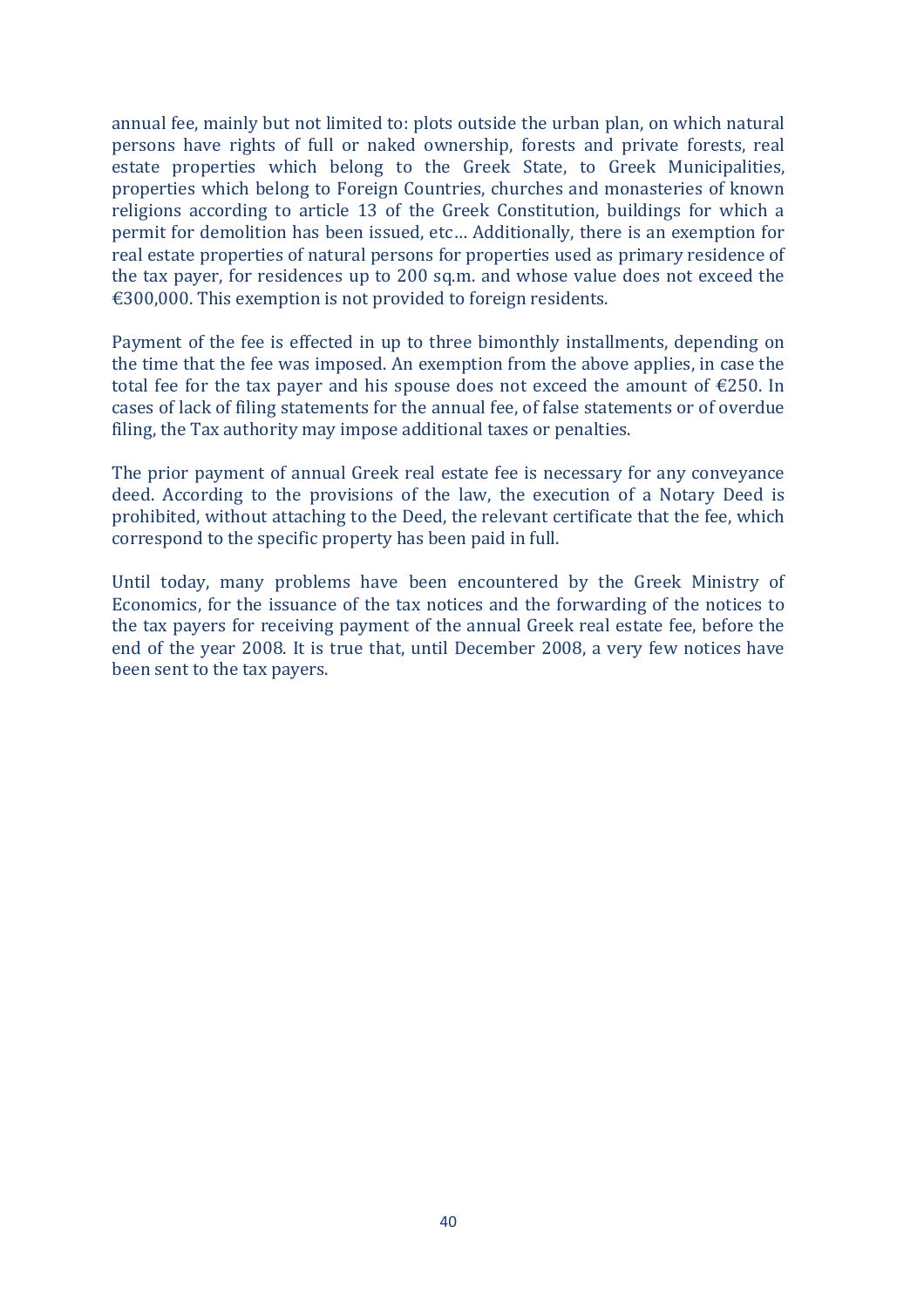annual fee, mainly but not limited to: plots outside the urban plan, on which natural persons have rights of full or naked ownership, forests and private forests, real estate properties which belong to the Greek State, to Greek Municipalities, properties which belong to Foreign Countries, churches and monasteries of known religions according to article 13 of the Greek Constitution, buildings for which a permit for demolition has been issued, etc… Additionally, there is an exemption for real estate properties of natural persons for properties used as primary residence of the tax payer, for residences up to 200 sq.m. and whose value does not exceed the €300,000. This exemption is not provided to foreign residents.

Payment of the fee is effected in up to three bimonthly installments, depending on the time that the fee was imposed. An exemption from the above applies, in case the total fee for the tax payer and his spouse does not exceed the amount of €250. In cases of lack of filing statements for the annual fee, of false statements or of overdue filing, the Tax authority may impose additional taxes or penalties.

The prior payment of annual Greek real estate fee is necessary for any conveyance deed. According to the provisions of the law, the execution of a Notary Deed is prohibited, without attaching to the Deed, the relevant certificate that the fee, which correspond to the specific property has been paid in full.

Until today, many problems have been encountered by the Greek Ministry of Economics, for the issuance of the tax notices and the forwarding of the notices to the tax payers for receiving payment of the annual Greek real estate fee, before the end of the year 2008. It is true that, until December 2008, a very few notices have been sent to the tax payers.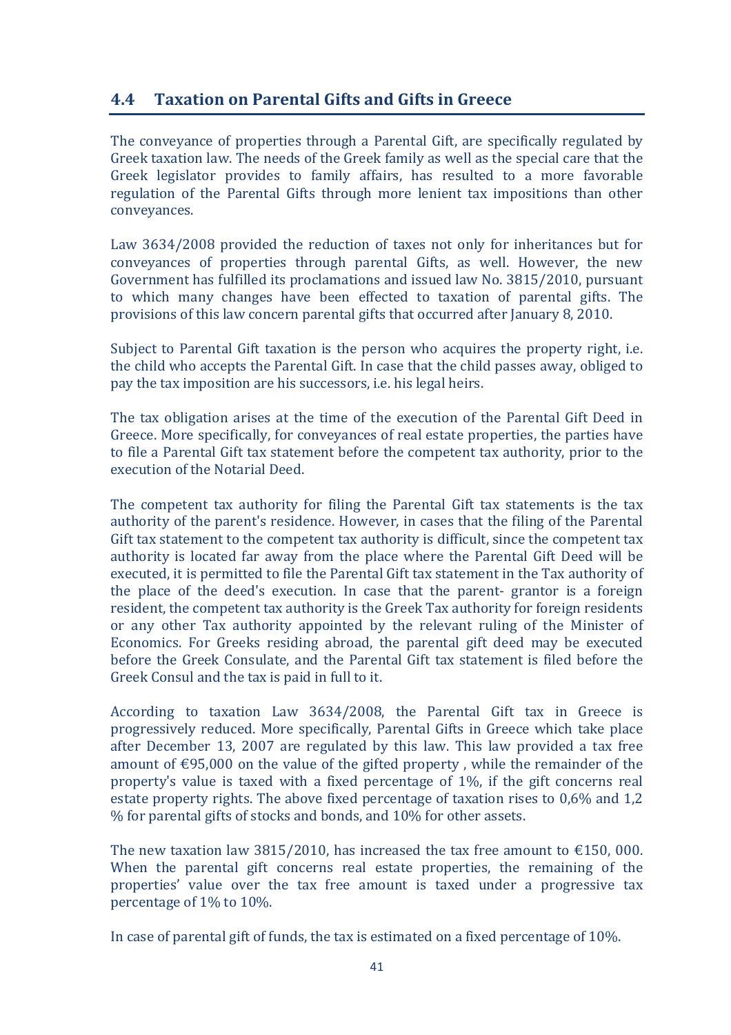## 4.4 Taxation on Parental Gifts and Gifts in Greece

The conveyance of properties through a Parental Gift, are specifically regulated by Greek taxation law. The needs of the Greek family as well as the special care that the Greek legislator provides to family affairs, has resulted to a more favorable regulation of the Parental Gifts through more lenient tax impositions than other conveyances.

Law 3634/2008 provided the reduction of taxes not only for inheritances but for conveyances of properties through parental Gifts, as well. However, the new Government has fulfilled its proclamations and issued law No. 3815/2010, pursuant to which many changes have been effected to taxation of parental gifts. The provisions of this law concern parental gifts that occurred after January 8, 2010.

Subject to Parental Gift taxation is the person who acquires the property right, i.e. the child who accepts the Parental Gift. In case that the child passes away, obliged to pay the tax imposition are his successors, i.e. his legal heirs.

The tax obligation arises at the time of the execution of the Parental Gift Deed in Greece. More specifically, for conveyances of real estate properties, the parties have to file a Parental Gift tax statement before the competent tax authority, prior to the execution of the Notarial Deed.

The competent tax authority for filing the Parental Gift tax statements is the tax authority of the parent's residence. However, in cases that the filing of the Parental Gift tax statement to the competent tax authority is difficult, since the competent tax authority is located far away from the place where the Parental Gift Deed will be executed, it is permitted to file the Parental Gift tax statement in the Tax authority of the place of the deed's execution. In case that the parent- grantor is a foreign resident, the competent tax authority is the Greek Tax authority for foreign residents or any other Tax authority appointed by the relevant ruling of the Minister of Economics. For Greeks residing abroad, the parental gift deed may be executed before the Greek Consulate, and the Parental Gift tax statement is filed before the Greek Consul and the tax is paid in full to it.

According to taxation Law 3634/2008, the Parental Gift tax in Greece is progressively reduced. More specifically, Parental Gifts in Greece which take place after December 13, 2007 are regulated by this law. This law provided a tax free amount of €95,000 on the value of the gifted property , while the remainder of the property's value is taxed with a fixed percentage of 1%, if the gift concerns real estate property rights. The above fixed percentage of taxation rises to 0,6% and 1,2 % for parental gifts of stocks and bonds, and 10% for other assets.

The new taxation law 3815/2010, has increased the tax free amount to €150, 000. When the parental gift concerns real estate properties, the remaining of the properties' value over the tax free amount is taxed under a progressive tax percentage of 1% to 10%.

In case of parental gift of funds, the tax is estimated on a fixed percentage of 10%.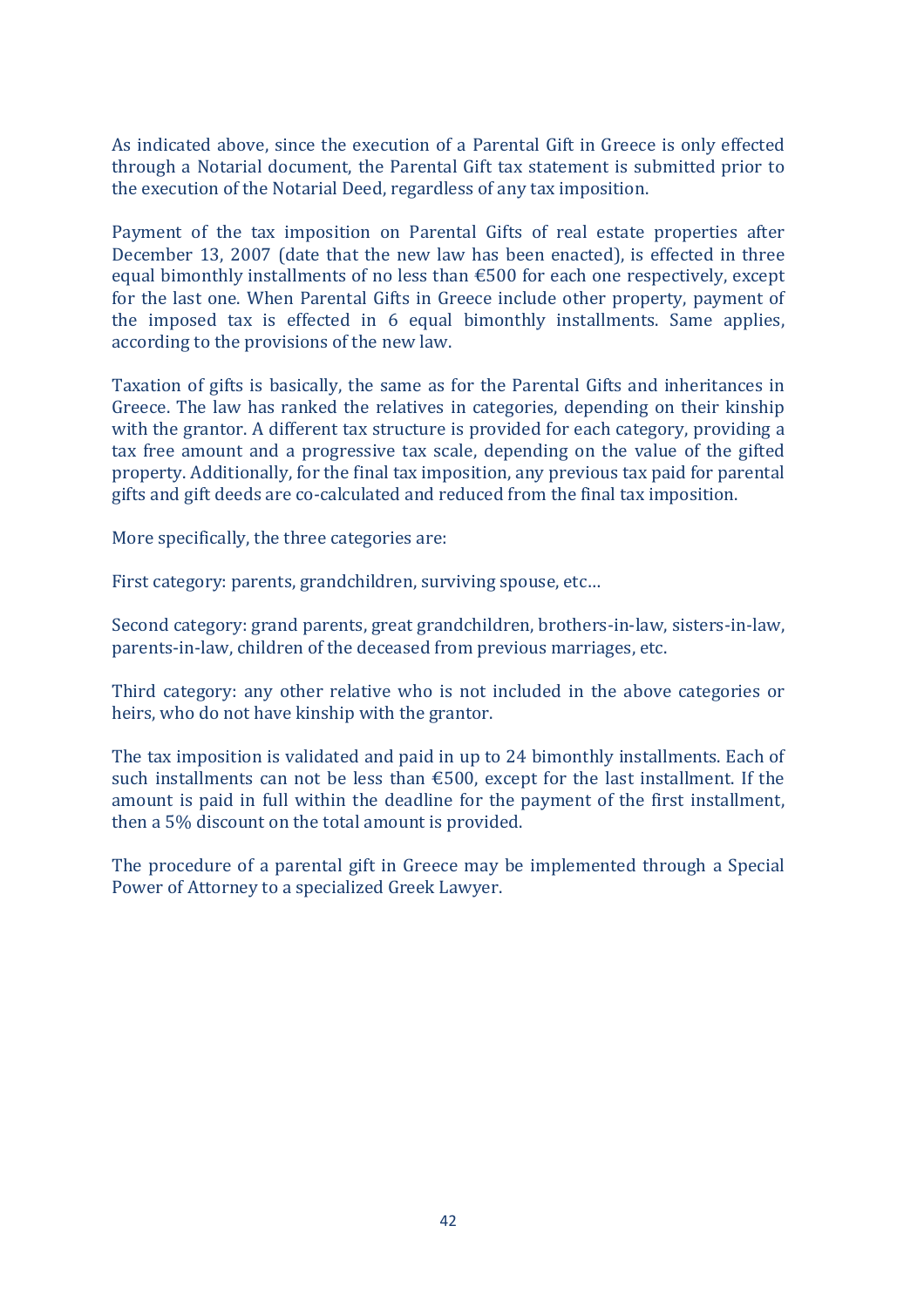As indicated above, since the execution of a Parental Gift in Greece is only effected through a Notarial document, the Parental Gift tax statement is submitted prior to the execution of the Notarial Deed, regardless of any tax imposition.

Payment of the tax imposition on Parental Gifts of real estate properties after December 13, 2007 (date that the new law has been enacted), is effected in three equal bimonthly installments of no less than €500 for each one respectively, except for the last one. When Parental Gifts in Greece include other property, payment of the imposed tax is effected in 6 equal bimonthly installments. Same applies, according to the provisions of the new law.

Taxation of gifts is basically, the same as for the Parental Gifts and inheritances in Greece. The law has ranked the relatives in categories, depending on their kinship with the grantor. A different tax structure is provided for each category, providing a tax free amount and a progressive tax scale, depending on the value of the gifted property. Additionally, for the final tax imposition, any previous tax paid for parental gifts and gift deeds are co-calculated and reduced from the final tax imposition.

More specifically, the three categories are:

First category: parents, grandchildren, surviving spouse, etc…

Second category: grand parents, great grandchildren, brothers-in-law, sisters-in-law, parents-in-law, children of the deceased from previous marriages, etc.

Third category: any other relative who is not included in the above categories or heirs, who do not have kinship with the grantor.

The tax imposition is validated and paid in up to 24 bimonthly installments. Each of such installments can not be less than €500, except for the last installment. If the amount is paid in full within the deadline for the payment of the first installment, then a 5% discount on the total amount is provided.

The procedure of a parental gift in Greece may be implemented through a Special Power of Attorney to a specialized Greek Lawyer.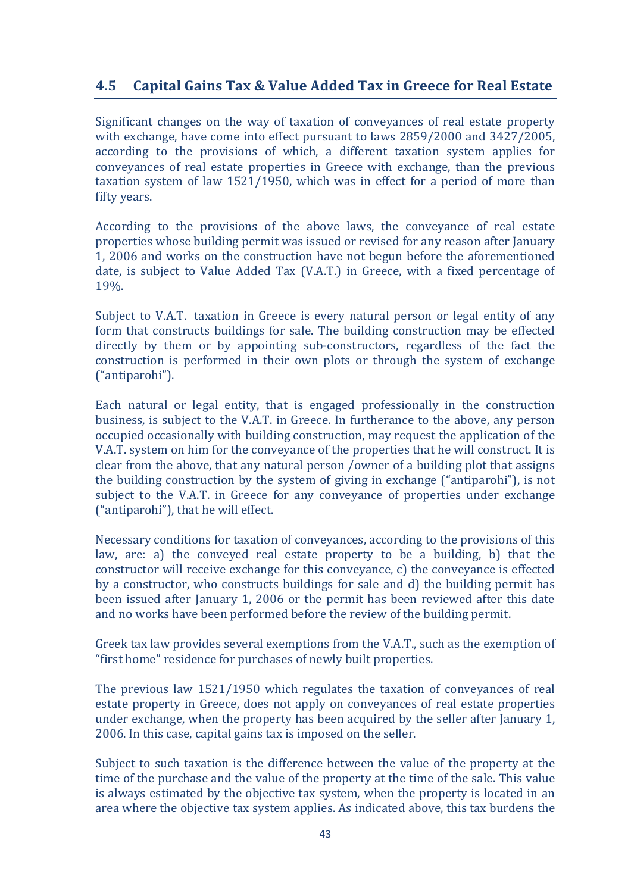## 4.5 Capital Gains Tax & Value Added Tax in Greece for Real Estate

Significant changes on the way of taxation of conveyances of real estate property with exchange, have come into effect pursuant to laws 2859/2000 and 3427/2005, according to the provisions of which, a different taxation system applies for conveyances of real estate properties in Greece with exchange, than the previous taxation system of law 1521/1950, which was in effect for a period of more than fifty years.

According to the provisions of the above laws, the conveyance of real estate properties whose building permit was issued or revised for any reason after January 1, 2006 and works on the construction have not begun before the aforementioned date, is subject to Value Added Tax (V.A.T.) in Greece, with a fixed percentage of 19%.

Subject to V.A.T. taxation in Greece is every natural person or legal entity of any form that constructs buildings for sale. The building construction may be effected directly by them or by appointing sub-constructors, regardless of the fact the construction is performed in their own plots or through the system of exchange ("antiparohi").

Each natural or legal entity, that is engaged professionally in the construction business, is subject to the V.A.T. in Greece. In furtherance to the above, any person occupied occasionally with building construction, may request the application of the V.A.T. system on him for the conveyance of the properties that he will construct. It is clear from the above, that any natural person /owner of a building plot that assigns the building construction by the system of giving in exchange ("antiparohi"), is not subject to the V.A.T. in Greece for any conveyance of properties under exchange ("antiparohi"), that he will effect.

Necessary conditions for taxation of conveyances, according to the provisions of this law, are: a) the conveyed real estate property to be a building, b) that the constructor will receive exchange for this conveyance, c) the conveyance is effected by a constructor, who constructs buildings for sale and d) the building permit has been issued after January 1, 2006 or the permit has been reviewed after this date and no works have been performed before the review of the building permit.

Greek tax law provides several exemptions from the V.A.T., such as the exemption of "first home" residence for purchases of newly built properties.

The previous law 1521/1950 which regulates the taxation of conveyances of real estate property in Greece, does not apply on conveyances of real estate properties under exchange, when the property has been acquired by the seller after January 1, 2006. In this case, capital gains tax is imposed on the seller.

Subject to such taxation is the difference between the value of the property at the time of the purchase and the value of the property at the time of the sale. This value is always estimated by the objective tax system, when the property is located in an area where the objective tax system applies. As indicated above, this tax burdens the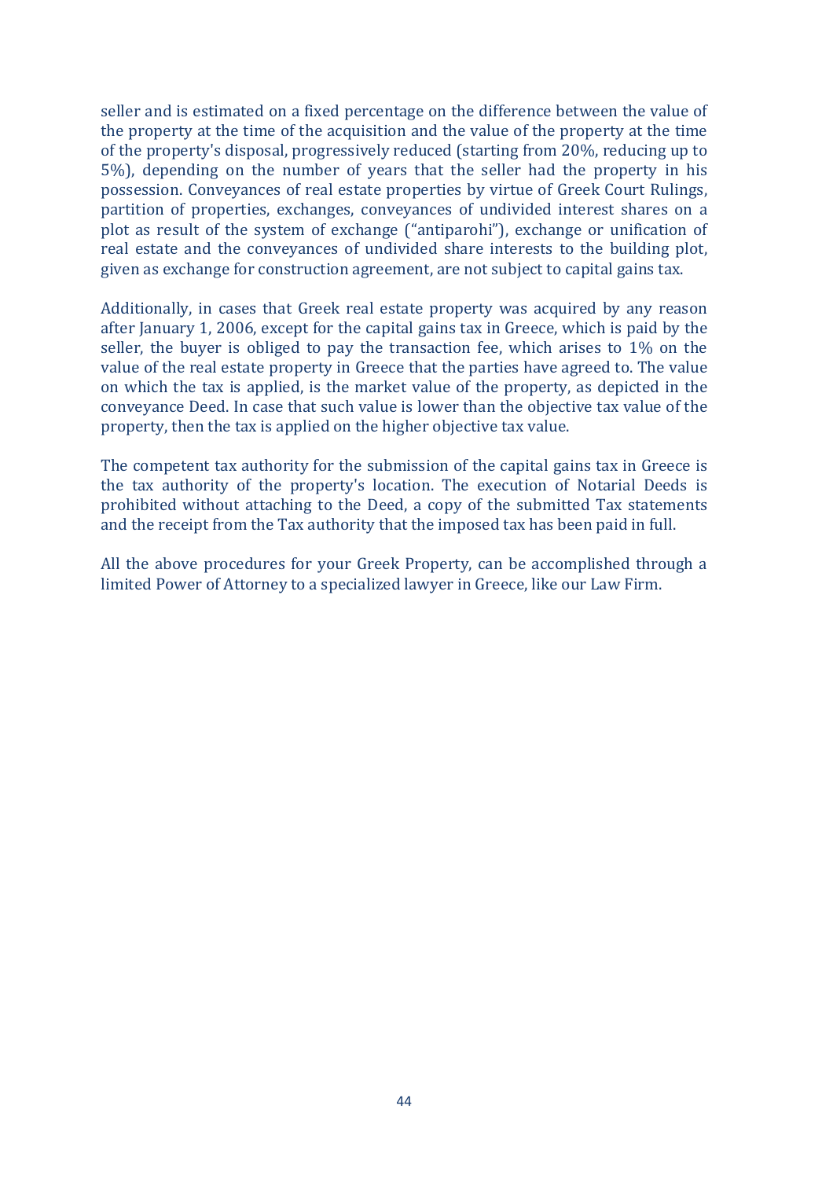seller and is estimated on a fixed percentage on the difference between the value of the property at the time of the acquisition and the value of the property at the time of the property's disposal, progressively reduced (starting from 20%, reducing up to 5%), depending on the number of years that the seller had the property in his possession. Conveyances of real estate properties by virtue of Greek Court Rulings, partition of properties, exchanges, conveyances of undivided interest shares on a plot as result of the system of exchange ("antiparohi"), exchange or unification of real estate and the conveyances of undivided share interests to the building plot, given as exchange for construction agreement, are not subject to capital gains tax.

Additionally, in cases that Greek real estate property was acquired by any reason after January 1, 2006, except for the capital gains tax in Greece, which is paid by the seller, the buyer is obliged to pay the transaction fee, which arises to 1% on the value of the real estate property in Greece that the parties have agreed to. The value on which the tax is applied, is the market value of the property, as depicted in the conveyance Deed. In case that such value is lower than the objective tax value of the property, then the tax is applied on the higher objective tax value.

The competent tax authority for the submission of the capital gains tax in Greece is the tax authority of the property's location. The execution of Notarial Deeds is prohibited without attaching to the Deed, a copy of the submitted Tax statements and the receipt from the Tax authority that the imposed tax has been paid in full.

All the above procedures for your Greek Property, can be accomplished through a limited Power of Attorney to a specialized lawyer in Greece, like our Law Firm.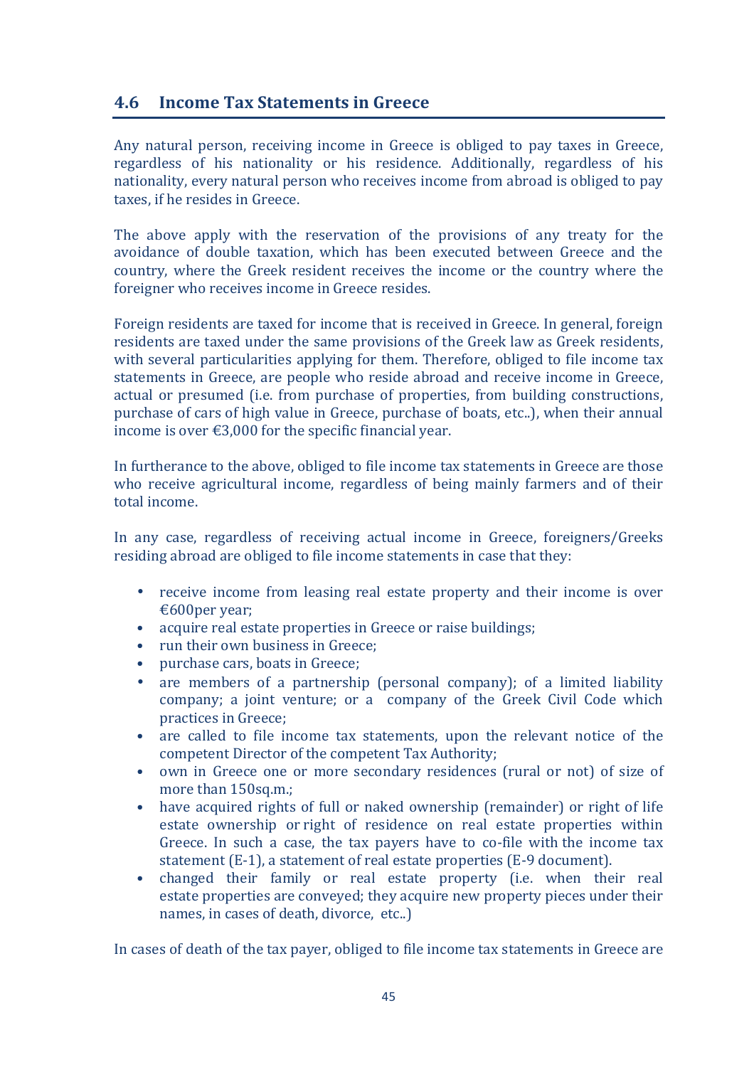## 4.6 Income Tax Statements in Greece

Any natural person, receiving income in Greece is obliged to pay taxes in Greece, regardless of his nationality or his residence. Additionally, regardless of his nationality, every natural person who receives income from abroad is obliged to pay taxes, if he resides in Greece.

The above apply with the reservation of the provisions of any treaty for the avoidance of double taxation, which has been executed between Greece and the country, where the Greek resident receives the income or the country where the foreigner who receives income in Greece resides.

Foreign residents are taxed for income that is received in Greece. In general, foreign residents are taxed under the same provisions of the Greek law as Greek residents, with several particularities applying for them. Therefore, obliged to file income tax statements in Greece, are people who reside abroad and receive income in Greece, actual or presumed (i.e. from purchase of properties, from building constructions, purchase of cars of high value in Greece, purchase of boats, etc..), when their annual income is over €3,000 for the specific financial year.

In furtherance to the above, obliged to file income tax statements in Greece are those who receive agricultural income, regardless of being mainly farmers and of their total income.

In any case, regardless of receiving actual income in Greece, foreigners/Greeks residing abroad are obliged to file income statements in case that they:

- receive income from leasing real estate property and their income is over €600per year;
- acquire real estate properties in Greece or raise buildings;
- run their own business in Greece;
- purchase cars, boats in Greece;
- are members of a partnership (personal company); of a limited liability company; a joint venture; or a company of the Greek Civil Code which practices in Greece;
- are called to file income tax statements, upon the relevant notice of the competent Director of the competent Tax Authority;
- own in Greece one or more secondary residences (rural or not) of size of more than 150sq.m.;
- have acquired rights of full or naked ownership (remainder) or right of life estate ownership or right of residence on real estate properties within Greece. In such a case, the tax payers have to co-file with the income tax statement (E-1), a statement of real estate properties (E-9 document).
- changed their family or real estate property (i.e. when their real estate properties are conveyed; they acquire new property pieces under their names, in cases of death, divorce, etc..)

In cases of death of the tax payer, obliged to file income tax statements in Greece are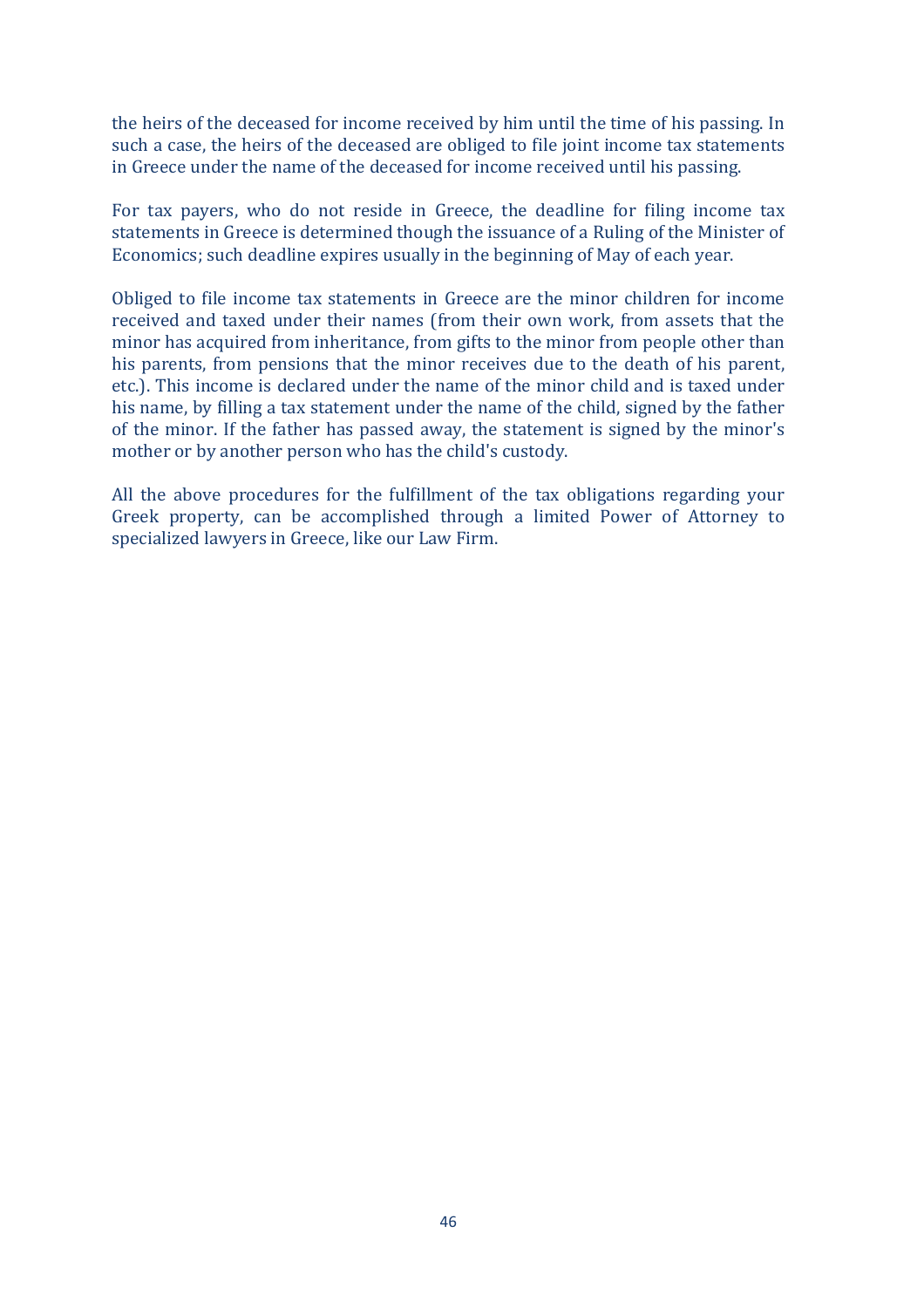the heirs of the deceased for income received by him until the time of his passing. In such a case, the heirs of the deceased are obliged to file joint income tax statements in Greece under the name of the deceased for income received until his passing.

For tax payers, who do not reside in Greece, the deadline for filing income tax statements in Greece is determined though the issuance of a Ruling of the Minister of Economics; such deadline expires usually in the beginning of May of each year.

Obliged to file income tax statements in Greece are the minor children for income received and taxed under their names (from their own work, from assets that the minor has acquired from inheritance, from gifts to the minor from people other than his parents, from pensions that the minor receives due to the death of his parent, etc.). This income is declared under the name of the minor child and is taxed under his name, by filling a tax statement under the name of the child, signed by the father of the minor. If the father has passed away, the statement is signed by the minor's mother or by another person who has the child's custody.

All the above procedures for the fulfillment of the tax obligations regarding your Greek property, can be accomplished through a limited Power of Attorney to specialized lawyers in Greece, like our Law Firm.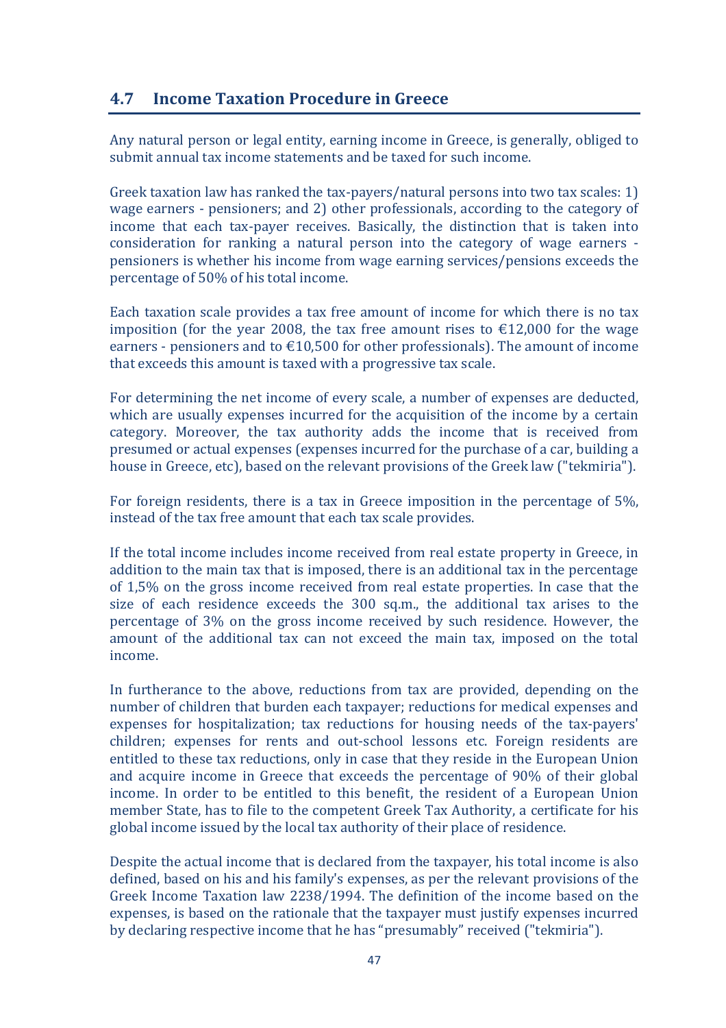## 4.7 Income Taxation Procedure in Greece

Any natural person or legal entity, earning income in Greece, is generally, obliged to submit annual tax income statements and be taxed for such income.

Greek taxation law has ranked the tax-payers/natural persons into two tax scales: 1) wage earners - pensioners; and 2) other professionals, according to the category of income that each tax-payer receives. Basically, the distinction that is taken into consideration for ranking a natural person into the category of wage earners - pensioners is whether his income from wage earning services/pensions exceeds the percentage of 50% of his total income.

Each taxation scale provides a tax free amount of income for which there is no tax imposition (for the year 2008, the tax free amount rises to €12,000 for the wage earners - pensioners and to €10,500 for other professionals). The amount of income that exceeds this amount is taxed with a progressive tax scale.

For determining the net income of every scale, a number of expenses are deducted, which are usually expenses incurred for the acquisition of the income by a certain category. Moreover, the tax authority adds the income that is received from presumed or actual expenses (expenses incurred for the purchase of a car, building a house in Greece, etc), based on the relevant provisions of the Greek law ("tekmiria").

For foreign residents, there is a tax in Greece imposition in the percentage of 5%, instead of the tax free amount that each tax scale provides.

If the total income includes income received from real estate property in Greece, in addition to the main tax that is imposed, there is an additional tax in the percentage of 1,5% on the gross income received from real estate properties. In case that the size of each residence exceeds the 300 sq.m., the additional tax arises to the percentage of 3% on the gross income received by such residence. However, the amount of the additional tax can not exceed the main tax, imposed on the total income.

In furtherance to the above, reductions from tax are provided, depending on the number of children that burden each taxpayer; reductions for medical expenses and expenses for hospitalization; tax reductions for housing needs of the tax-payers' children; expenses for rents and out-school lessons etc. Foreign residents are entitled to these tax reductions, only in case that they reside in the European Union and acquire income in Greece that exceeds the percentage of 90% of their global income. In order to be entitled to this benefit, the resident of a European Union member State, has to file to the competent Greek Tax Authority, a certificate for his global income issued by the local tax authority of their place of residence.

Despite the actual income that is declared from the taxpayer, his total income is also defined, based on his and his family's expenses, as per the relevant provisions of the Greek Income Taxation law 2238/1994. The definition of the income based on the expenses, is based on the rationale that the taxpayer must justify expenses incurred by declaring respective income that he has "presumably" received ("tekmiria").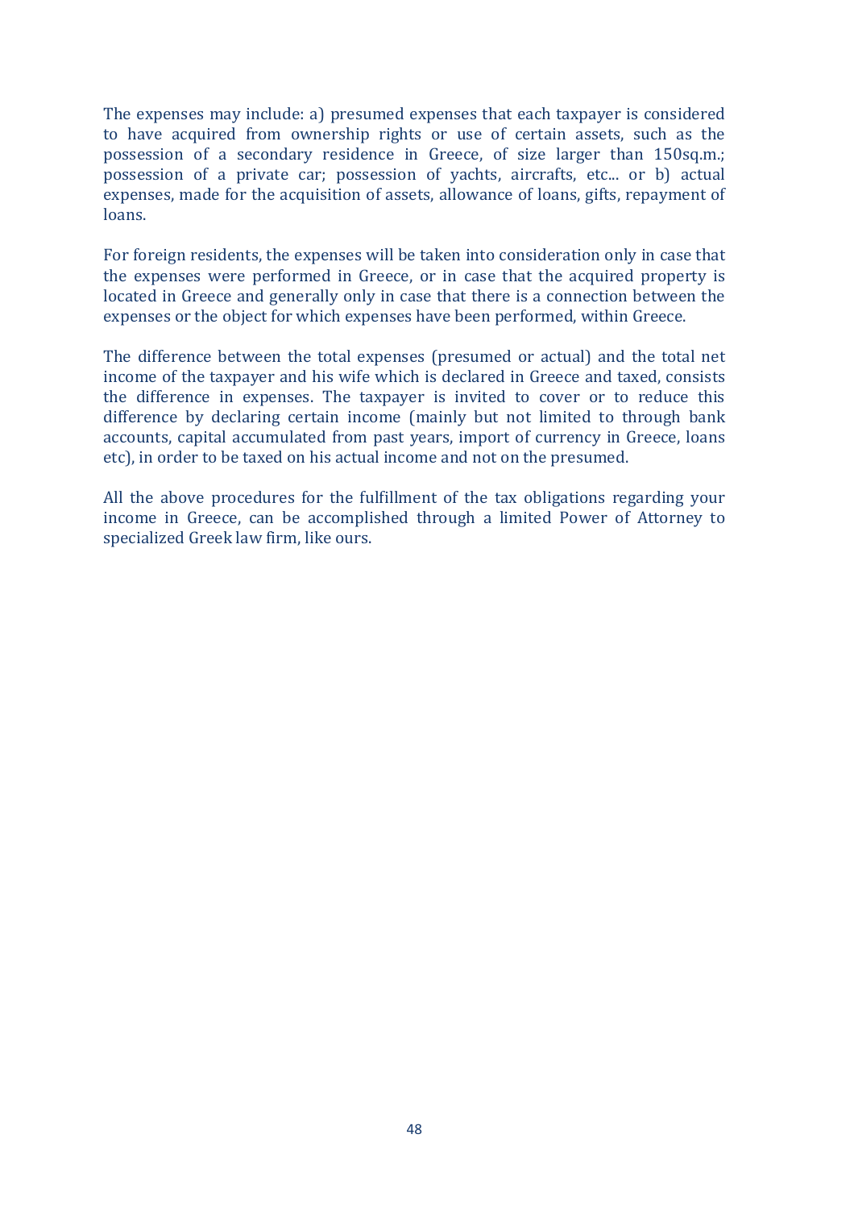The expenses may include: a) presumed expenses that each taxpayer is considered to have acquired from ownership rights or use of certain assets, such as the possession of a secondary residence in Greece, of size larger than 150sq.m.; possession of a private car; possession of yachts, aircrafts, etc... or b) actual expenses, made for the acquisition of assets, allowance of loans, gifts, repayment of loans.

For foreign residents, the expenses will be taken into consideration only in case that the expenses were performed in Greece, or in case that the acquired property is located in Greece and generally only in case that there is a connection between the expenses or the object for which expenses have been performed, within Greece.

The difference between the total expenses (presumed or actual) and the total net income of the taxpayer and his wife which is declared in Greece and taxed, consists the difference in expenses. The taxpayer is invited to cover or to reduce this difference by declaring certain income (mainly but not limited to through bank accounts, capital accumulated from past years, import of currency in Greece, loans etc), in order to be taxed on his actual income and not on the presumed.

All the above procedures for the fulfillment of the tax obligations regarding your income in Greece, can be accomplished through a limited Power of Attorney to specialized Greek law firm, like ours.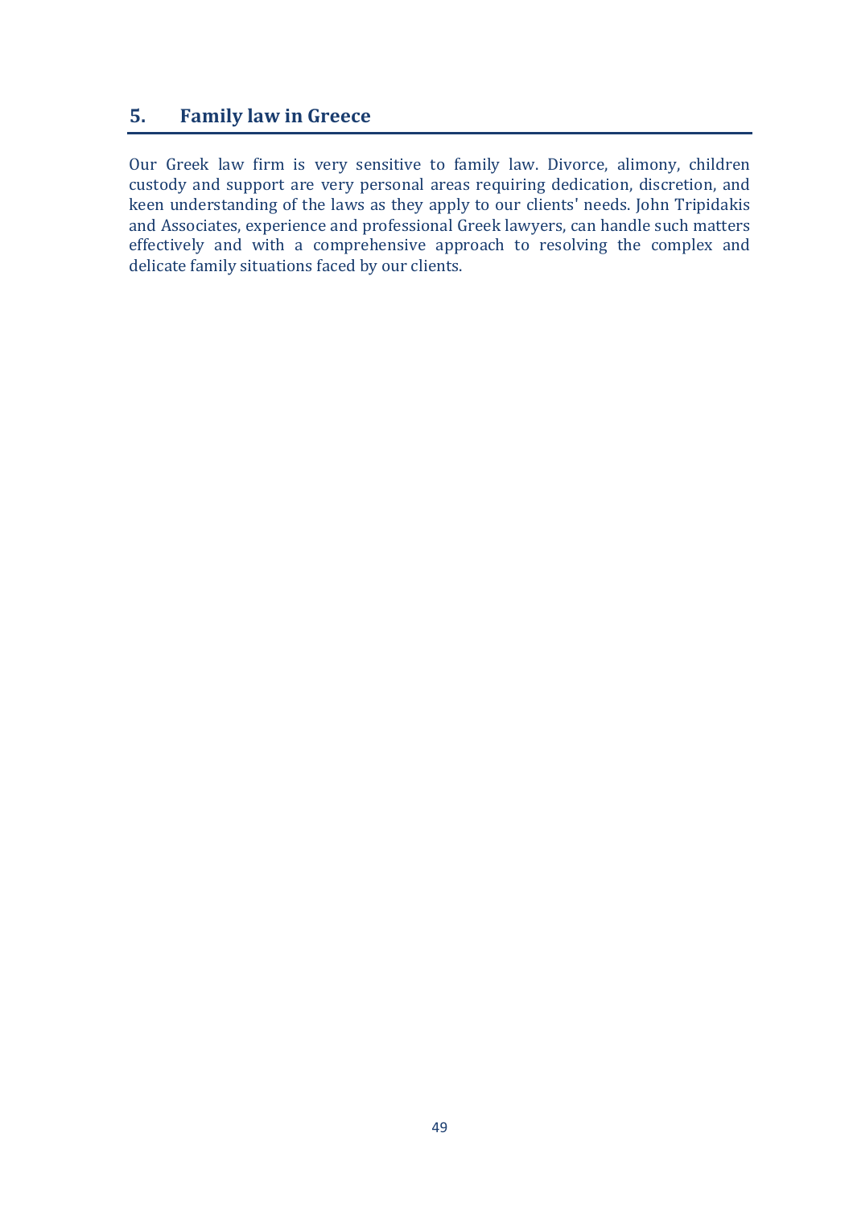## 5. Family law in Greece

Our Greek law firm is very sensitive to family law. Divorce, alimony, children custody and support are very personal areas requiring dedication, discretion, and keen understanding of the laws as they apply to our clients' needs. John Tripidakis and Associates, experience and professional Greek lawyers, can handle such matters effectively and with a comprehensive approach to resolving the complex and delicate family situations faced by our clients.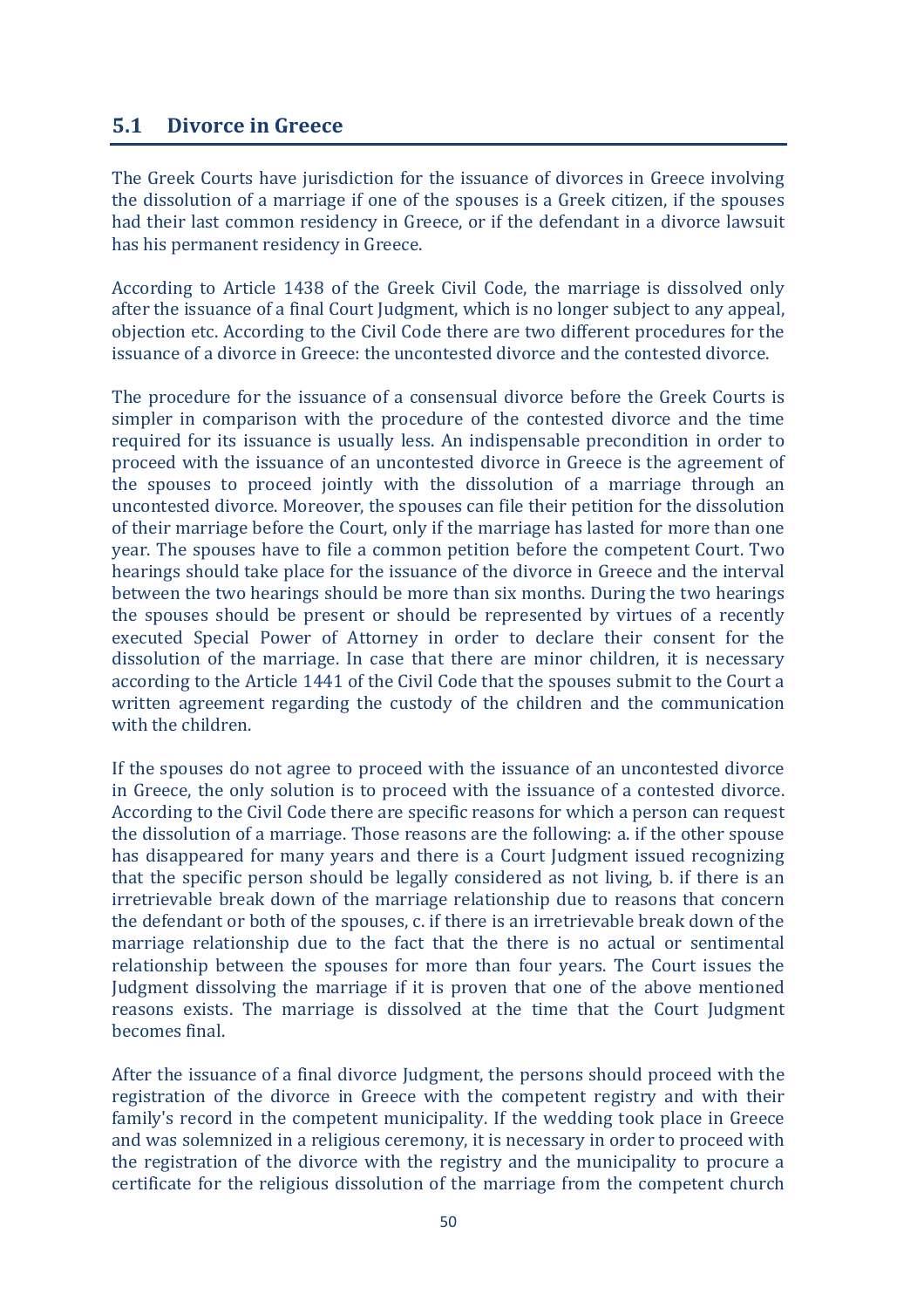## 5.1 Divorce in Greece

The Greek Courts have jurisdiction for the issuance of divorces in Greece involving the dissolution of a marriage if one of the spouses is a Greek citizen, if the spouses had their last common residency in Greece, or if the defendant in a divorce lawsuit has his permanent residency in Greece.

According to Article 1438 of the Greek Civil Code, the marriage is dissolved only after the issuance of a final Court Judgment, which is no longer subject to any appeal, objection etc. According to the Civil Code there are two different procedures for the issuance of a divorce in Greece: the uncontested divorce and the contested divorce.

The procedure for the issuance of a consensual divorce before the Greek Courts is simpler in comparison with the procedure of the contested divorce and the time required for its issuance is usually less. An indispensable precondition in order to proceed with the issuance of an uncontested divorce in Greece is the agreement of the spouses to proceed jointly with the dissolution of a marriage through an uncontested divorce. Moreover, the spouses can file their petition for the dissolution of their marriage before the Court, only if the marriage has lasted for more than one year. The spouses have to file a common petition before the competent Court. Two hearings should take place for the issuance of the divorce in Greece and the interval between the two hearings should be more than six months. During the two hearings the spouses should be present or should be represented by virtues of a recently executed Special Power of Attorney in order to declare their consent for the dissolution of the marriage. In case that there are minor children, it is necessary according to the Article 1441 of the Civil Code that the spouses submit to the Court a written agreement regarding the custody of the children and the communication with the children.

If the spouses do not agree to proceed with the issuance of an uncontested divorce in Greece, the only solution is to proceed with the issuance of a contested divorce. According to the Civil Code there are specific reasons for which a person can request the dissolution of a marriage. Those reasons are the following: a. if the other spouse has disappeared for many years and there is a Court Judgment issued recognizing that the specific person should be legally considered as not living, b. if there is an irretrievable break down of the marriage relationship due to reasons that concern the defendant or both of the spouses, c. if there is an irretrievable break down of the marriage relationship due to the fact that the there is no actual or sentimental relationship between the spouses for more than four years. The Court issues the Judgment dissolving the marriage if it is proven that one of the above mentioned reasons exists. The marriage is dissolved at the time that the Court Judgment becomes final.

After the issuance of a final divorce Judgment, the persons should proceed with the registration of the divorce in Greece with the competent registry and with their family's record in the competent municipality. If the wedding took place in Greece and was solemnized in a religious ceremony, it is necessary in order to proceed with the registration of the divorce with the registry and the municipality to procure a certificate for the religious dissolution of the marriage from the competent church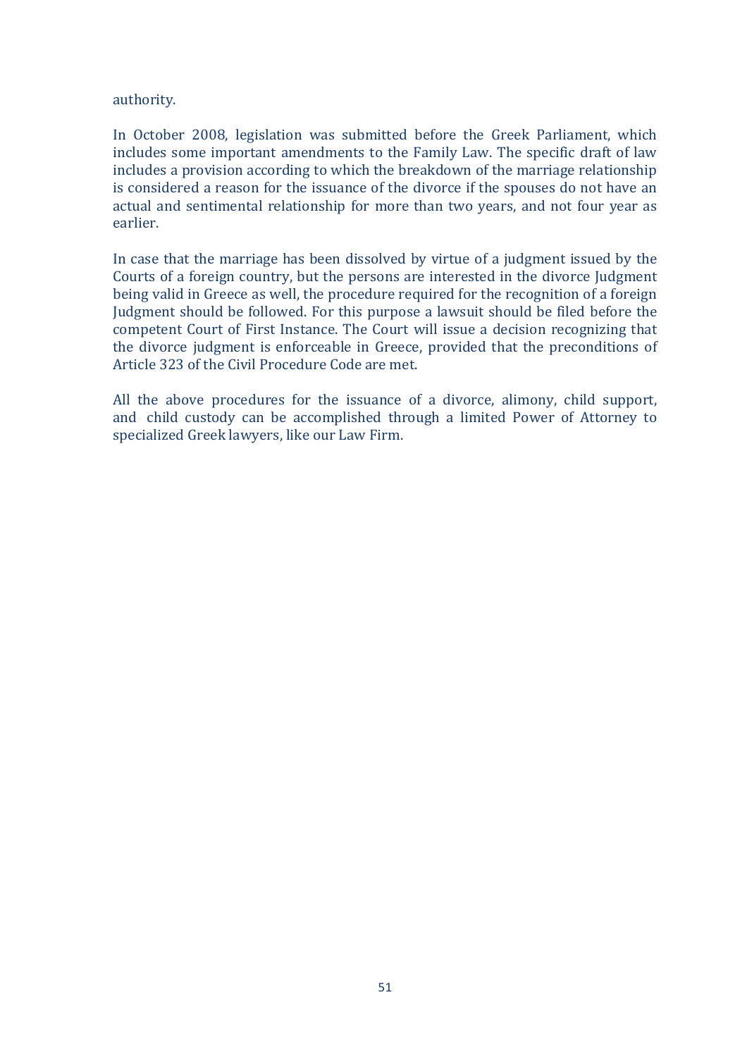authority.

In October 2008, legislation was submitted before the Greek Parliament, which includes some important amendments to the Family Law. The specific draft of law includes a provision according to which the breakdown of the marriage relationship is considered a reason for the issuance of the divorce if the spouses do not have an actual and sentimental relationship for more than two years, and not four year as earlier.

In case that the marriage has been dissolved by virtue of a judgment issued by the Courts of a foreign country, but the persons are interested in the divorce Judgment being valid in Greece as well, the procedure required for the recognition of a foreign Judgment should be followed. For this purpose a lawsuit should be filed before the competent Court of First Instance. The Court will issue a decision recognizing that the divorce judgment is enforceable in Greece, provided that the preconditions of Article 323 of the Civil Procedure Code are met.

All the above procedures for the issuance of a divorce, alimony, child support, and child custody can be accomplished through a limited Power of Attorney to specialized Greek lawyers, like our Law Firm.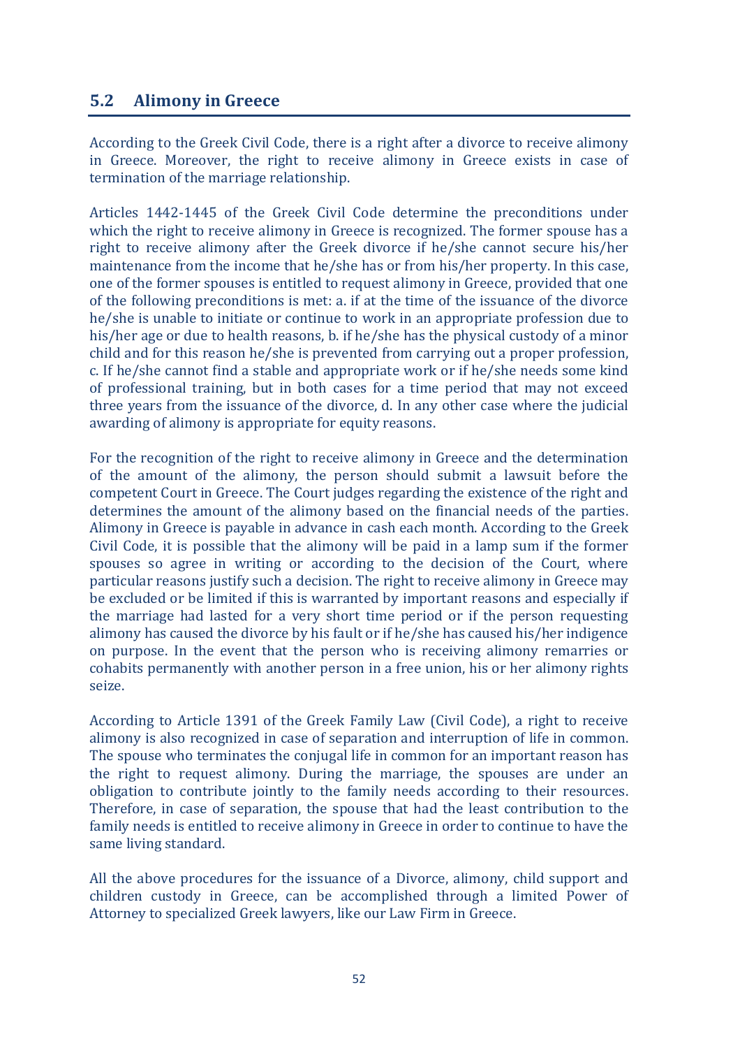## 5.2 Alimony in Greece

According to the Greek Civil Code, there is a right after a divorce to receive alimony in Greece. Moreover, the right to receive alimony in Greece exists in case of termination of the marriage relationship.

Articles 1442-1445 of the Greek Civil Code determine the preconditions under which the right to receive alimony in Greece is recognized. The former spouse has a right to receive alimony after the Greek divorce if he/she cannot secure his/her maintenance from the income that he/she has or from his/her property. In this case, one of the former spouses is entitled to request alimony in Greece, provided that one of the following preconditions is met: a. if at the time of the issuance of the divorce he/she is unable to initiate or continue to work in an appropriate profession due to his/her age or due to health reasons, b. if he/she has the physical custody of a minor child and for this reason he/she is prevented from carrying out a proper profession, c. If he/she cannot find a stable and appropriate work or if he/she needs some kind of professional training, but in both cases for a time period that may not exceed three years from the issuance of the divorce, d. In any other case where the judicial awarding of alimony is appropriate for equity reasons.

For the recognition of the right to receive alimony in Greece and the determination of the amount of the alimony, the person should submit a lawsuit before the competent Court in Greece. The Court judges regarding the existence of the right and determines the amount of the alimony based on the financial needs of the parties. Alimony in Greece is payable in advance in cash each month. According to the Greek Civil Code, it is possible that the alimony will be paid in a lamp sum if the former spouses so agree in writing or according to the decision of the Court, where particular reasons justify such a decision. The right to receive alimony in Greece may be excluded or be limited if this is warranted by important reasons and especially if the marriage had lasted for a very short time period or if the person requesting alimony has caused the divorce by his fault or if he/she has caused his/her indigence on purpose. In the event that the person who is receiving alimony remarries or cohabits permanently with another person in a free union, his or her alimony rights seize.

According to Article 1391 of the Greek Family Law (Civil Code), a right to receive alimony is also recognized in case of separation and interruption of life in common. The spouse who terminates the conjugal life in common for an important reason has the right to request alimony. During the marriage, the spouses are under an obligation to contribute jointly to the family needs according to their resources. Therefore, in case of separation, the spouse that had the least contribution to the family needs is entitled to receive alimony in Greece in order to continue to have the same living standard.

All the above procedures for the issuance of a Divorce, alimony, child support and children custody in Greece, can be accomplished through a limited Power of Attorney to specialized Greek lawyers, like our Law Firm in Greece.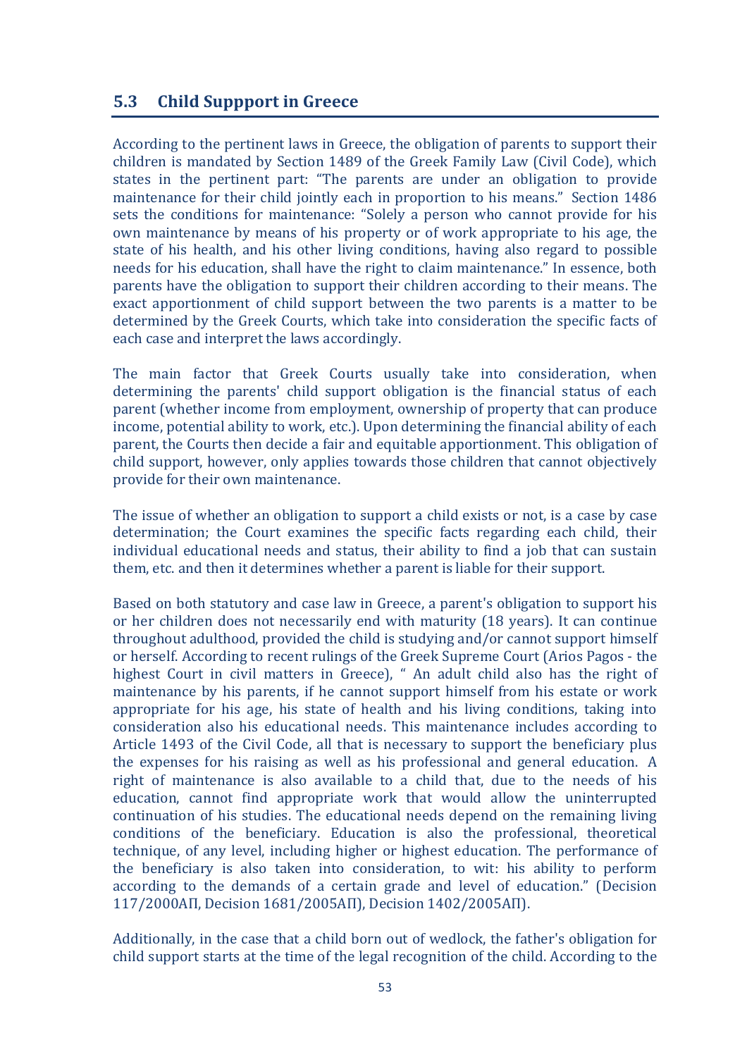## 5.3 Child Suppport in Greece

According to the pertinent laws in Greece, the obligation of parents to support their children is mandated by Section 1489 of the Greek Family Law (Civil Code), which states in the pertinent part: "The parents are under an obligation to provide maintenance for their child jointly each in proportion to his means." Section 1486 sets the conditions for maintenance: "Solely a person who cannot provide for his own maintenance by means of his property or of work appropriate to his age, the state of his health, and his other living conditions, having also regard to possible needs for his education, shall have the right to claim maintenance." In essence, both parents have the obligation to support their children according to their means. The exact apportionment of child support between the two parents is a matter to be determined by the Greek Courts, which take into consideration the specific facts of each case and interpret the laws accordingly.

The main factor that Greek Courts usually take into consideration, when determining the parents' child support obligation is the financial status of each parent (whether income from employment, ownership of property that can produce income, potential ability to work, etc.). Upon determining the financial ability of each parent, the Courts then decide a fair and equitable apportionment. This obligation of child support, however, only applies towards those children that cannot objectively provide for their own maintenance.

The issue of whether an obligation to support a child exists or not, is a case by case determination; the Court examines the specific facts regarding each child, their individual educational needs and status, their ability to find a job that can sustain them, etc. and then it determines whether a parent is liable for their support.

Based on both statutory and case law in Greece, a parent's obligation to support his or her children does not necessarily end with maturity (18 years). It can continue throughout adulthood, provided the child is studying and/or cannot support himself or herself. According to recent rulings of the Greek Supreme Court (Arios Pagos - the highest Court in civil matters in Greece), " An adult child also has the right of maintenance by his parents, if he cannot support himself from his estate or work appropriate for his age, his state of health and his living conditions, taking into consideration also his educational needs. This maintenance includes according to Article 1493 of the Civil Code, all that is necessary to support the beneficiary plus the expenses for his raising as well as his professional and general education. A right of maintenance is also available to a child that, due to the needs of his education, cannot find appropriate work that would allow the uninterrupted continuation of his studies. The educational needs depend on the remaining living conditions of the beneficiary. Education is also the professional, theoretical technique, of any level, including higher or highest education. The performance of the beneficiary is also taken into consideration, to wit: his ability to perform according to the demands of a certain grade and level of education." (Decision 117/2000ΑΠ, Decision 1681/2005ΑΠ), Decision 1402/2005ΑΠ).

Additionally, in the case that a child born out of wedlock, the father's obligation for child support starts at the time of the legal recognition of the child. According to the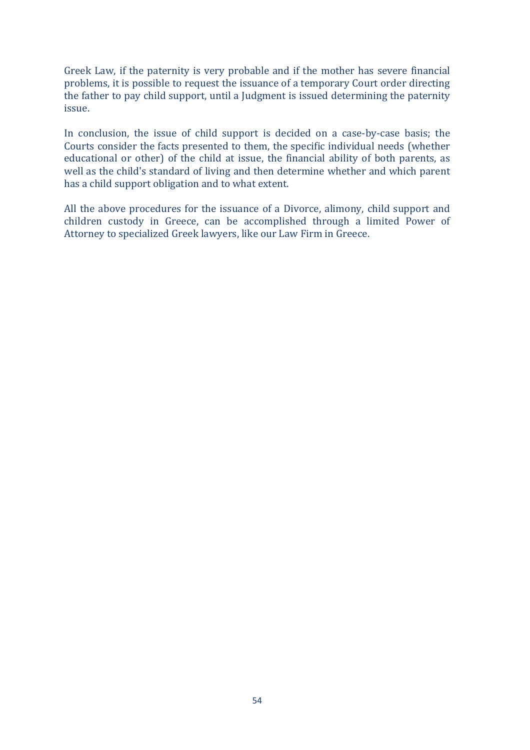Greek Law, if the paternity is very probable and if the mother has severe financial problems, it is possible to request the issuance of a temporary Court order directing the father to pay child support, until a Judgment is issued determining the paternity issue.

In conclusion, the issue of child support is decided on a case-by-case basis; the Courts consider the facts presented to them, the specific individual needs (whether educational or other) of the child at issue, the financial ability of both parents, as well as the child's standard of living and then determine whether and which parent has a child support obligation and to what extent.

All the above procedures for the issuance of a Divorce, alimony, child support and children custody in Greece, can be accomplished through a limited Power of Attorney to specialized Greek lawyers, like our Law Firm in Greece.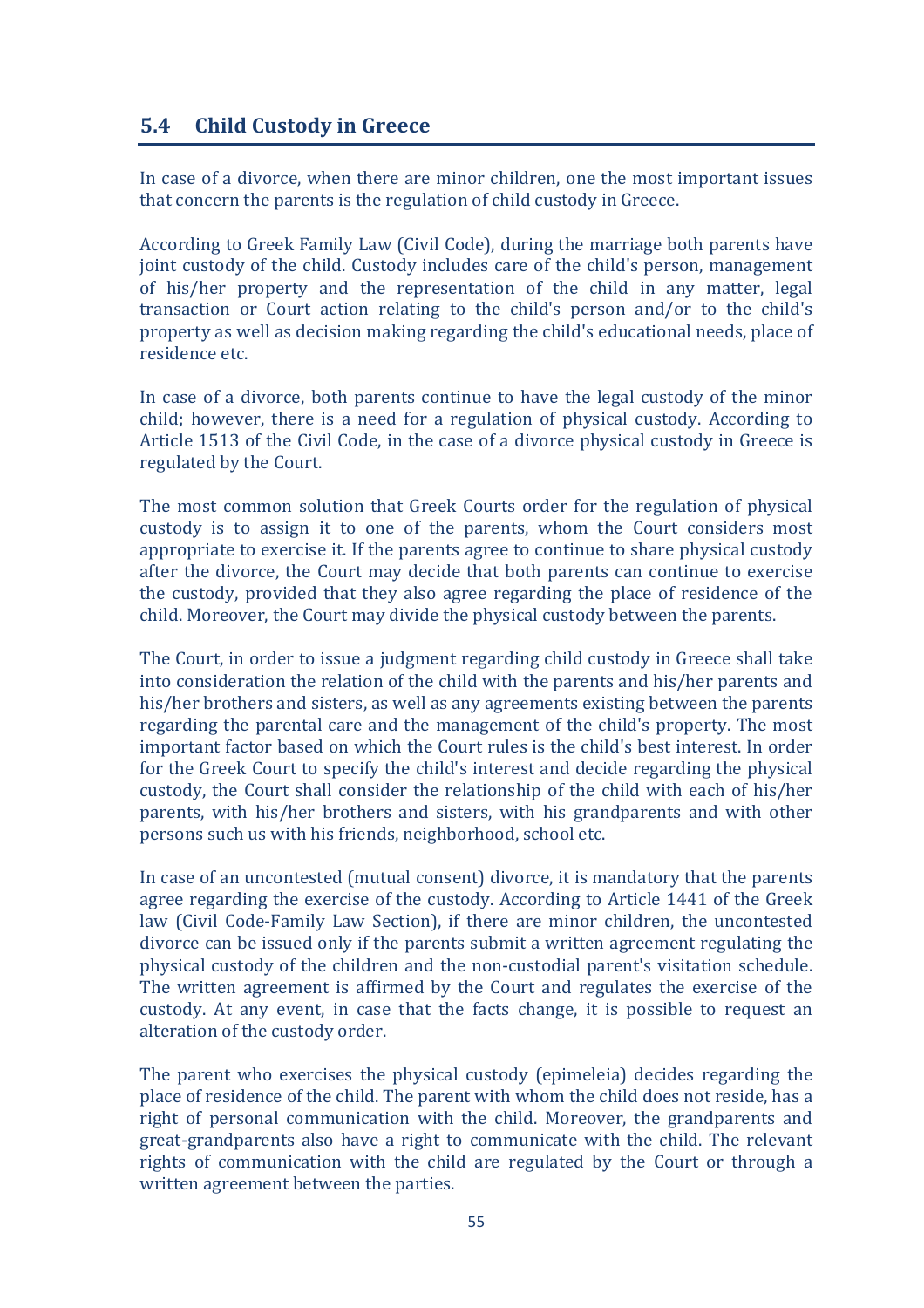## 5.4 Child Custody in Greece

In case of a divorce, when there are minor children, one the most important issues that concern the parents is the regulation of child custody in Greece.

According to Greek Family Law (Civil Code), during the marriage both parents have joint custody of the child. Custody includes care of the child's person, management of his/her property and the representation of the child in any matter, legal transaction or Court action relating to the child's person and/or to the child's property as well as decision making regarding the child's educational needs, place of residence etc.

In case of a divorce, both parents continue to have the legal custody of the minor child; however, there is a need for a regulation of physical custody. According to Article 1513 of the Civil Code, in the case of a divorce physical custody in Greece is regulated by the Court.

The most common solution that Greek Courts order for the regulation of physical custody is to assign it to one of the parents, whom the Court considers most appropriate to exercise it. If the parents agree to continue to share physical custody after the divorce, the Court may decide that both parents can continue to exercise the custody, provided that they also agree regarding the place of residence of the child. Moreover, the Court may divide the physical custody between the parents.

The Court, in order to issue a judgment regarding child custody in Greece shall take into consideration the relation of the child with the parents and his/her parents and his/her brothers and sisters, as well as any agreements existing between the parents regarding the parental care and the management of the child's property. The most important factor based on which the Court rules is the child's best interest. In order for the Greek Court to specify the child's interest and decide regarding the physical custody, the Court shall consider the relationship of the child with each of his/her parents, with his/her brothers and sisters, with his grandparents and with other persons such us with his friends, neighborhood, school etc.

In case of an uncontested (mutual consent) divorce, it is mandatory that the parents agree regarding the exercise of the custody. According to Article 1441 of the Greek law (Civil Code-Family Law Section), if there are minor children, the uncontested divorce can be issued only if the parents submit a written agreement regulating the physical custody of the children and the non-custodial parent's visitation schedule. The written agreement is affirmed by the Court and regulates the exercise of the custody. At any event, in case that the facts change, it is possible to request an alteration of the custody order.

The parent who exercises the physical custody (epimeleia) decides regarding the place of residence of the child. The parent with whom the child does not reside, has a right of personal communication with the child. Moreover, the grandparents and great-grandparents also have a right to communicate with the child. The relevant rights of communication with the child are regulated by the Court or through a written agreement between the parties.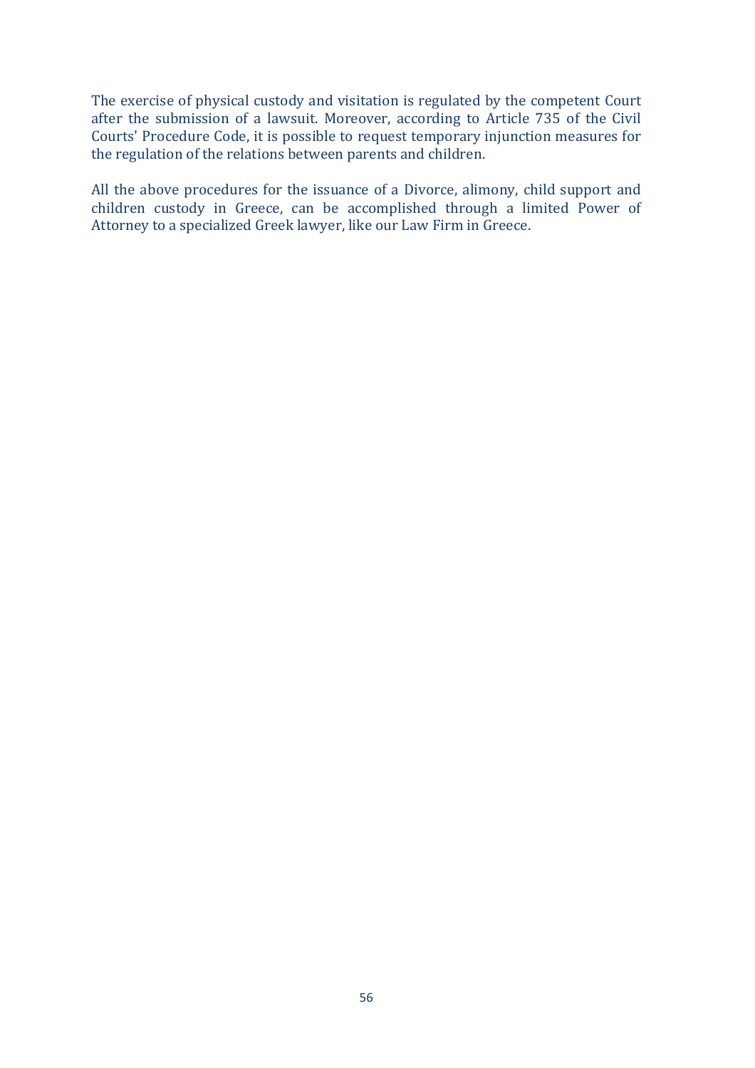The exercise of physical custody and visitation is regulated by the competent Court after the submission of a lawsuit. Moreover, according to Article 735 of the Civil Courts' Procedure Code, it is possible to request temporary injunction measures for the regulation of the relations between parents and children.

All the above procedures for the issuance of a Divorce, alimony, child support and children custody in Greece, can be accomplished through a limited Power of Attorney to a specialized Greek lawyer, like our Law Firm in Greece.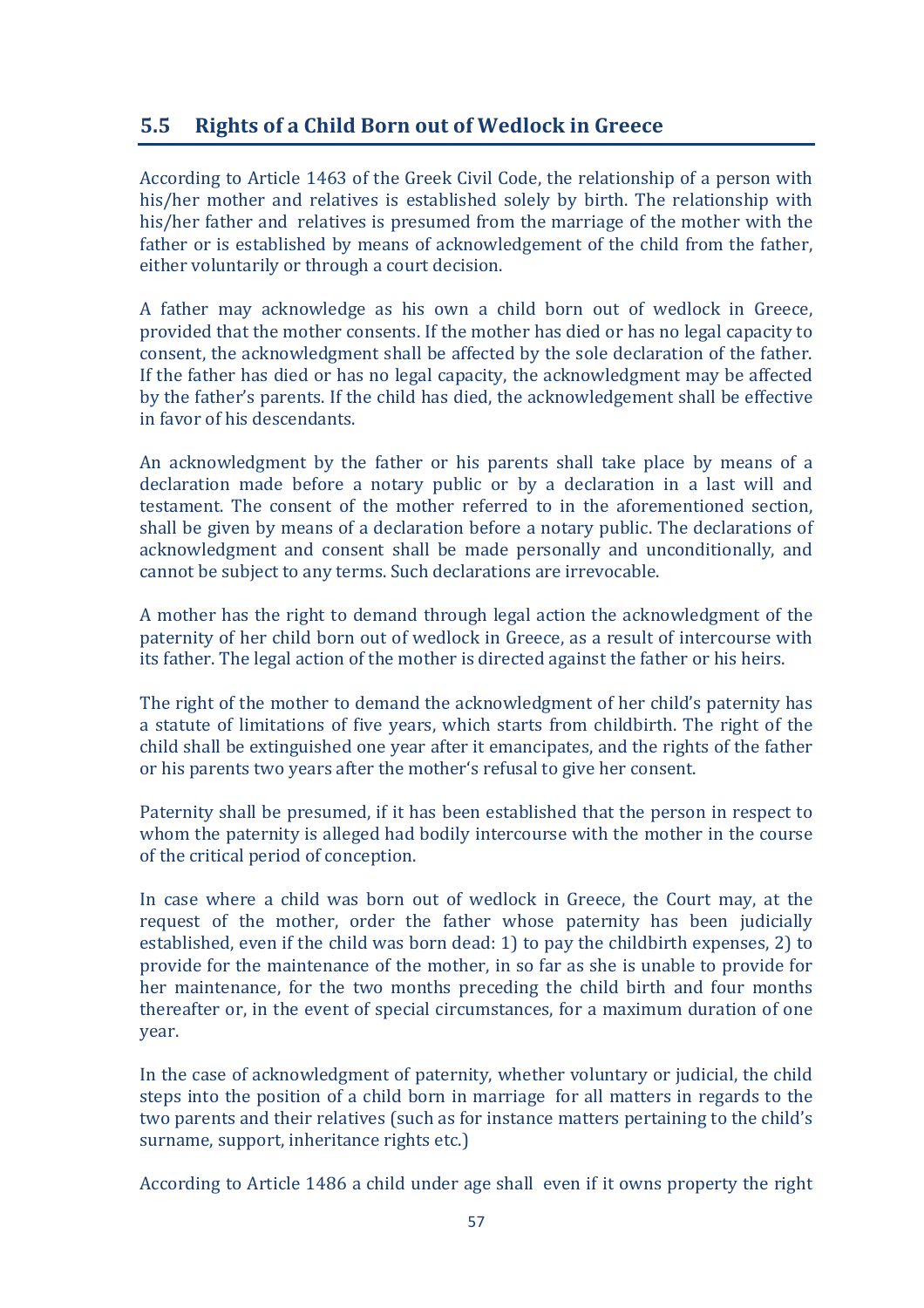## 5.5 Rights of a Child Born out of Wedlock in Greece

According to Article 1463 of the Greek Civil Code, the relationship of a person with his/her mother and relatives is established solely by birth. The relationship with his/her father and relatives is presumed from the marriage of the mother with the father or is established by means of acknowledgement of the child from the father, either voluntarily or through a court decision.

A father may acknowledge as his own a child born out of wedlock in Greece, provided that the mother consents. If the mother has died or has no legal capacity to consent, the acknowledgment shall be affected by the sole declaration of the father. If the father has died or has no legal capacity, the acknowledgment may be affected by the father's parents. If the child has died, the acknowledgement shall be effective in favor of his descendants.

An acknowledgment by the father or his parents shall take place by means of a declaration made before a notary public or by a declaration in a last will and testament. The consent of the mother referred to in the aforementioned section, shall be given by means of a declaration before a notary public. The declarations of acknowledgment and consent shall be made personally and unconditionally, and cannot be subject to any terms. Such declarations are irrevocable.

A mother has the right to demand through legal action the acknowledgment of the paternity of her child born out of wedlock in Greece, as a result of intercourse with its father. The legal action of the mother is directed against the father or his heirs.

The right of the mother to demand the acknowledgment of her child's paternity has a statute of limitations of five years, which starts from childbirth. The right of the child shall be extinguished one year after it emancipates, and the rights of the father or his parents two years after the mother's refusal to give her consent.

Paternity shall be presumed, if it has been established that the person in respect to whom the paternity is alleged had bodily intercourse with the mother in the course of the critical period of conception.

In case where a child was born out of wedlock in Greece, the Court may, at the request of the mother, order the father whose paternity has been judicially established, even if the child was born dead: 1) to pay the childbirth expenses, 2) to provide for the maintenance of the mother, in so far as she is unable to provide for her maintenance, for the two months preceding the child birth and four months thereafter or, in the event of special circumstances, for a maximum duration of one year.

In the case of acknowledgment of paternity, whether voluntary or judicial, the child steps into the position of a child born in marriage for all matters in regards to the two parents and their relatives (such as for instance matters pertaining to the child's surname, support, inheritance rights etc.)

According to Article 1486 a child under age shall even if it owns property the right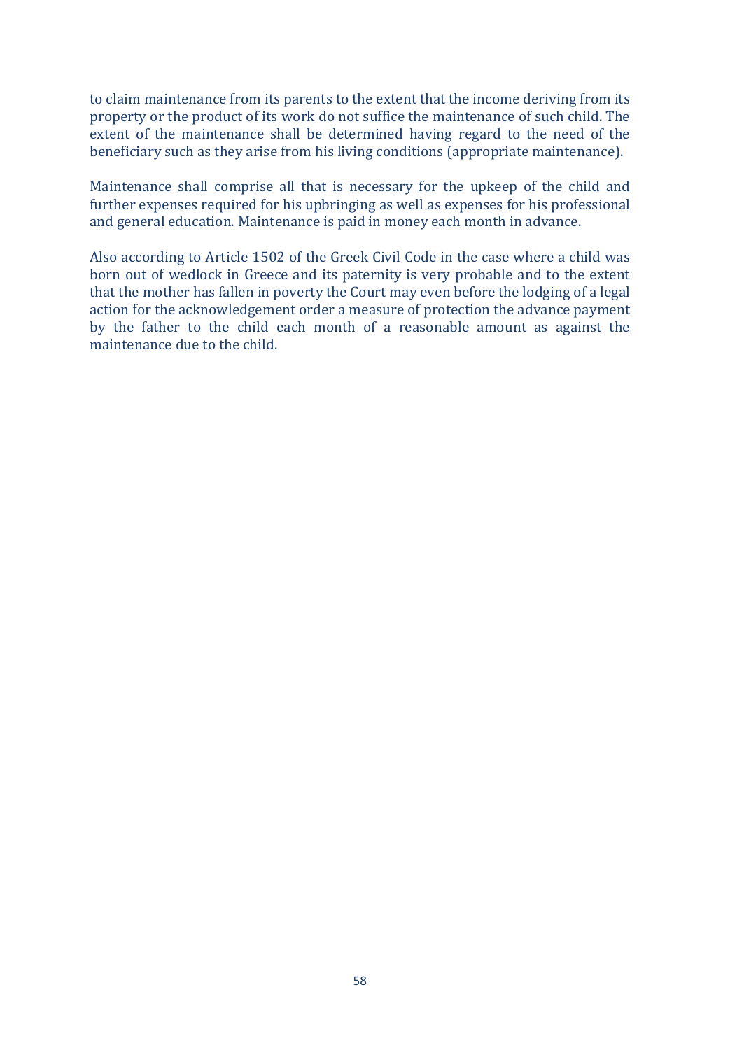to claim maintenance from its parents to the extent that the income deriving from its property or the product of its work do not suffice the maintenance of such child. The extent of the maintenance shall be determined having regard to the need of the beneficiary such as they arise from his living conditions (appropriate maintenance).

Maintenance shall comprise all that is necessary for the upkeep of the child and further expenses required for his upbringing as well as expenses for his professional and general education. Maintenance is paid in money each month in advance.

Also according to Article 1502 of the Greek Civil Code in the case where a child was born out of wedlock in Greece and its paternity is very probable and to the extent that the mother has fallen in poverty the Court may even before the lodging of a legal action for the acknowledgement order a measure of protection the advance payment by the father to the child each month of a reasonable amount as against the maintenance due to the child.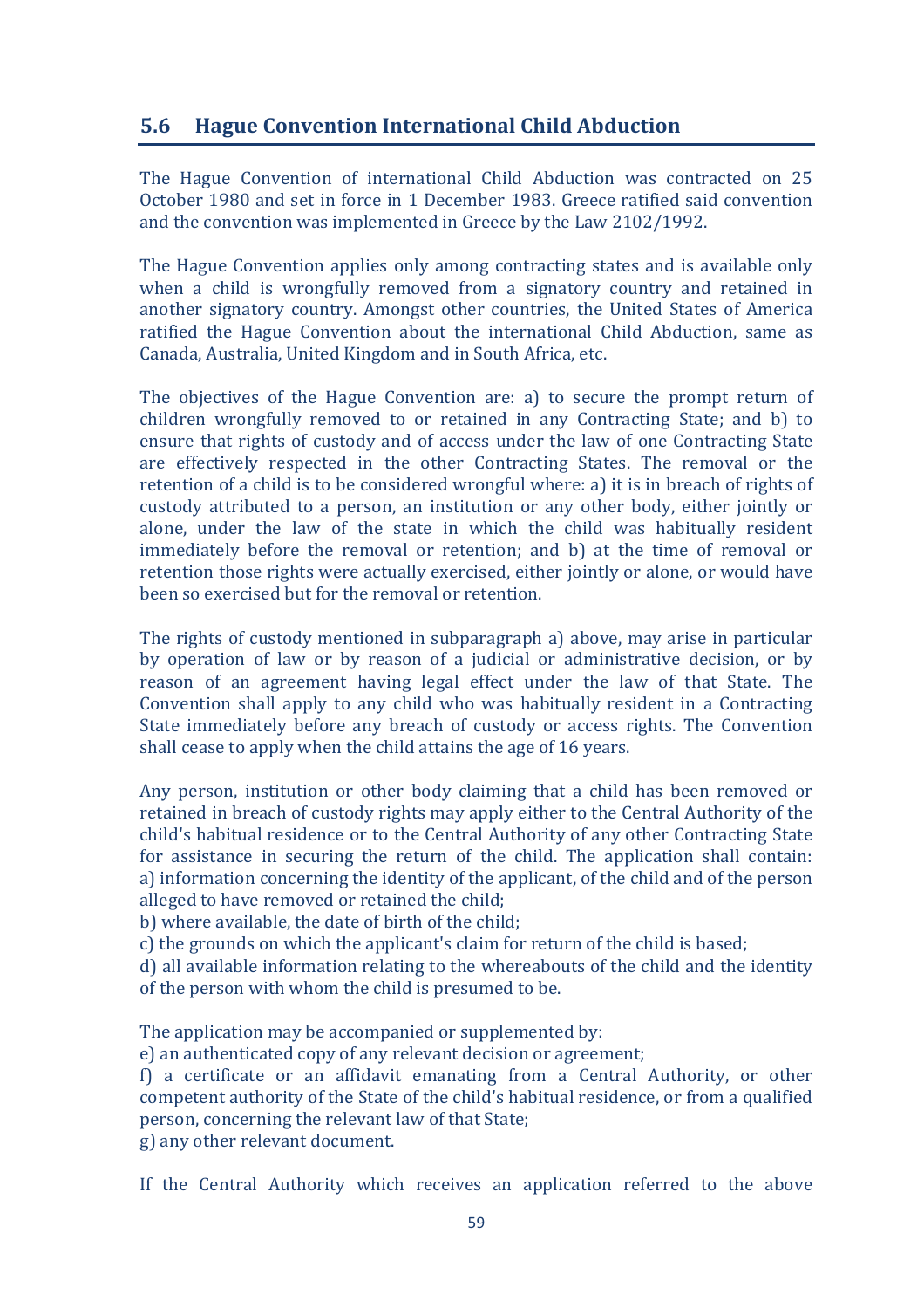## 5.6 Hague Convention International Child Abduction

The Hague Convention of international Child Abduction was contracted on 25 October 1980 and set in force in 1 December 1983. Greece ratified said convention and the convention was implemented in Greece by the Law 2102/1992.

The Hague Convention applies only among contracting states and is available only when a child is wrongfully removed from a signatory country and retained in another signatory country. Amongst other countries, the United States of America ratified the Hague Convention about the international Child Abduction, same as Canada, Australia, United Kingdom and in South Africa, etc.

The objectives of the Hague Convention are: a) to secure the prompt return of children wrongfully removed to or retained in any Contracting State; and b) to ensure that rights of custody and of access under the law of one Contracting State are effectively respected in the other Contracting States. The removal or the retention of a child is to be considered wrongful where: a) it is in breach of rights of custody attributed to a person, an institution or any other body, either jointly or alone, under the law of the state in which the child was habitually resident immediately before the removal or retention; and b) at the time of removal or retention those rights were actually exercised, either jointly or alone, or would have been so exercised but for the removal or retention.

The rights of custody mentioned in subparagraph a) above, may arise in particular by operation of law or by reason of a judicial or administrative decision, or by reason of an agreement having legal effect under the law of that State. The Convention shall apply to any child who was habitually resident in a Contracting State immediately before any breach of custody or access rights. The Convention shall cease to apply when the child attains the age of 16 years.

Any person, institution or other body claiming that a child has been removed or retained in breach of custody rights may apply either to the Central Authority of the child's habitual residence or to the Central Authority of any other Contracting State for assistance in securing the return of the child. The application shall contain:
a) information concerning the identity of the applicant, of the child and of the person alleged to have removed or retained the child;
b) where available, the date of birth of the child;
c) the grounds on which the applicant's claim for return of the child is based;
d) all available information relating to the whereabouts of the child and the identity of the person with whom the child is presumed to be.

The application may be accompanied or supplemented by:
e) an authenticated copy of any relevant decision or agreement;
f) a certificate or an affidavit emanating from a Central Authority, or other competent authority of the State of the child's habitual residence, or from a qualified person, concerning the relevant law of that State;
g) any other relevant document.

If the Central Authority which receives an application referred to the above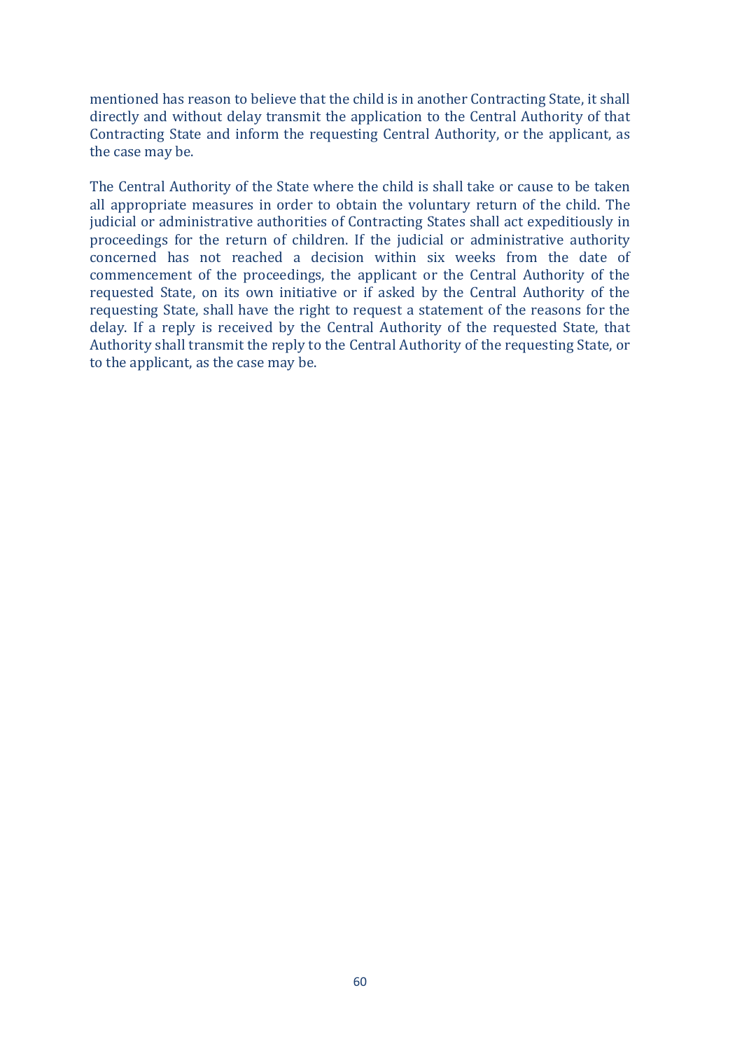mentioned has reason to believe that the child is in another Contracting State, it shall directly and without delay transmit the application to the Central Authority of that Contracting State and inform the requesting Central Authority, or the applicant, as the case may be.

The Central Authority of the State where the child is shall take or cause to be taken all appropriate measures in order to obtain the voluntary return of the child. The judicial or administrative authorities of Contracting States shall act expeditiously in proceedings for the return of children. If the judicial or administrative authority concerned has not reached a decision within six weeks from the date of commencement of the proceedings, the applicant or the Central Authority of the requested State, on its own initiative or if asked by the Central Authority of the requesting State, shall have the right to request a statement of the reasons for the delay. If a reply is received by the Central Authority of the requested State, that Authority shall transmit the reply to the Central Authority of the requesting State, or to the applicant, as the case may be.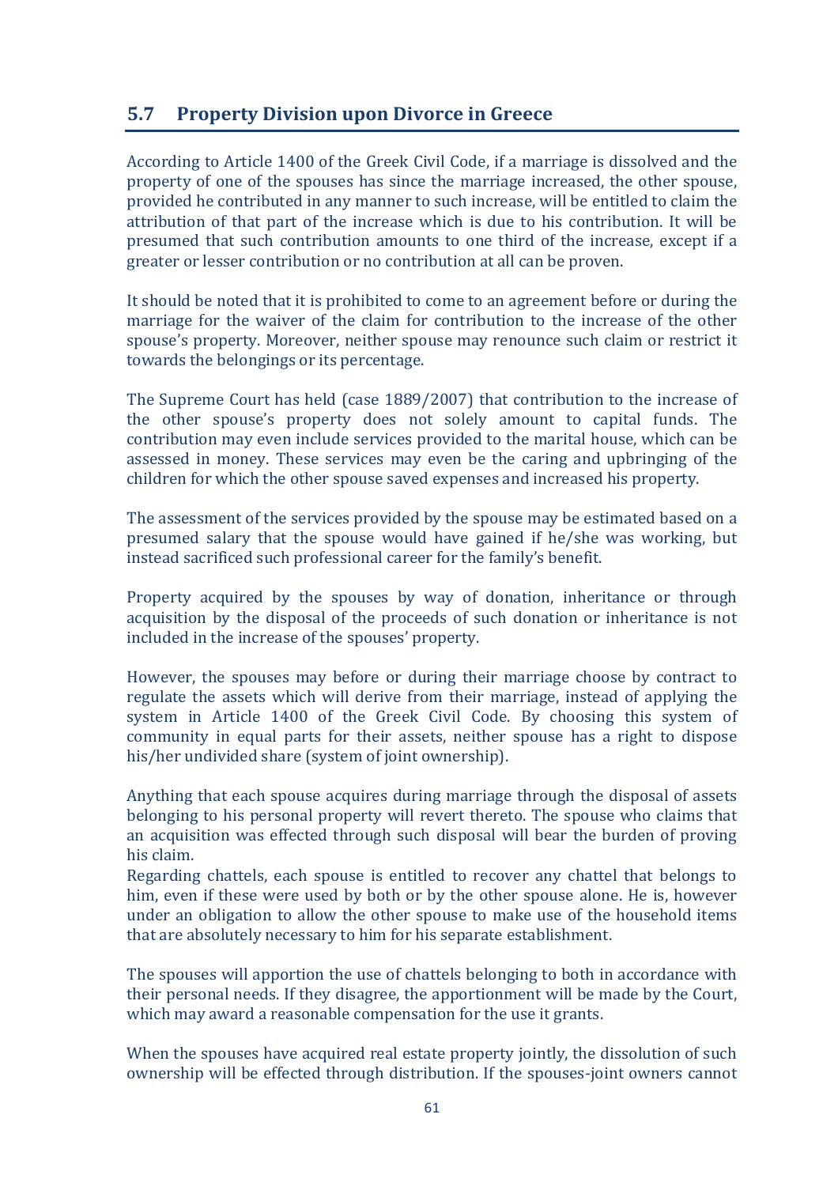## 5.7 Property Division upon Divorce in Greece

According to Article 1400 of the Greek Civil Code, if a marriage is dissolved and the property of one of the spouses has since the marriage increased, the other spouse, provided he contributed in any manner to such increase, will be entitled to claim the attribution of that part of the increase which is due to his contribution. It will be presumed that such contribution amounts to one third of the increase, except if a greater or lesser contribution or no contribution at all can be proven.

It should be noted that it is prohibited to come to an agreement before or during the marriage for the waiver of the claim for contribution to the increase of the other spouse's property. Moreover, neither spouse may renounce such claim or restrict it towards the belongings or its percentage.

The Supreme Court has held (case 1889/2007) that contribution to the increase of the other spouse's property does not solely amount to capital funds. The contribution may even include services provided to the marital house, which can be assessed in money. These services may even be the caring and upbringing of the children for which the other spouse saved expenses and increased his property.

The assessment of the services provided by the spouse may be estimated based on a presumed salary that the spouse would have gained if he/she was working, but instead sacrificed such professional career for the family's benefit.

Property acquired by the spouses by way of donation, inheritance or through acquisition by the disposal of the proceeds of such donation or inheritance is not included in the increase of the spouses' property.

However, the spouses may before or during their marriage choose by contract to regulate the assets which will derive from their marriage, instead of applying the system in Article 1400 of the Greek Civil Code. By choosing this system of community in equal parts for their assets, neither spouse has a right to dispose his/her undivided share (system of joint ownership).

Anything that each spouse acquires during marriage through the disposal of assets belonging to his personal property will revert thereto. The spouse who claims that an acquisition was effected through such disposal will bear the burden of proving his claim.
Regarding chattels, each spouse is entitled to recover any chattel that belongs to him, even if these were used by both or by the other spouse alone. He is, however under an obligation to allow the other spouse to make use of the household items that are absolutely necessary to him for his separate establishment.

The spouses will apportion the use of chattels belonging to both in accordance with their personal needs. If they disagree, the apportionment will be made by the Court, which may award a reasonable compensation for the use it grants.

When the spouses have acquired real estate property jointly, the dissolution of such ownership will be effected through distribution. If the spouses-joint owners cannot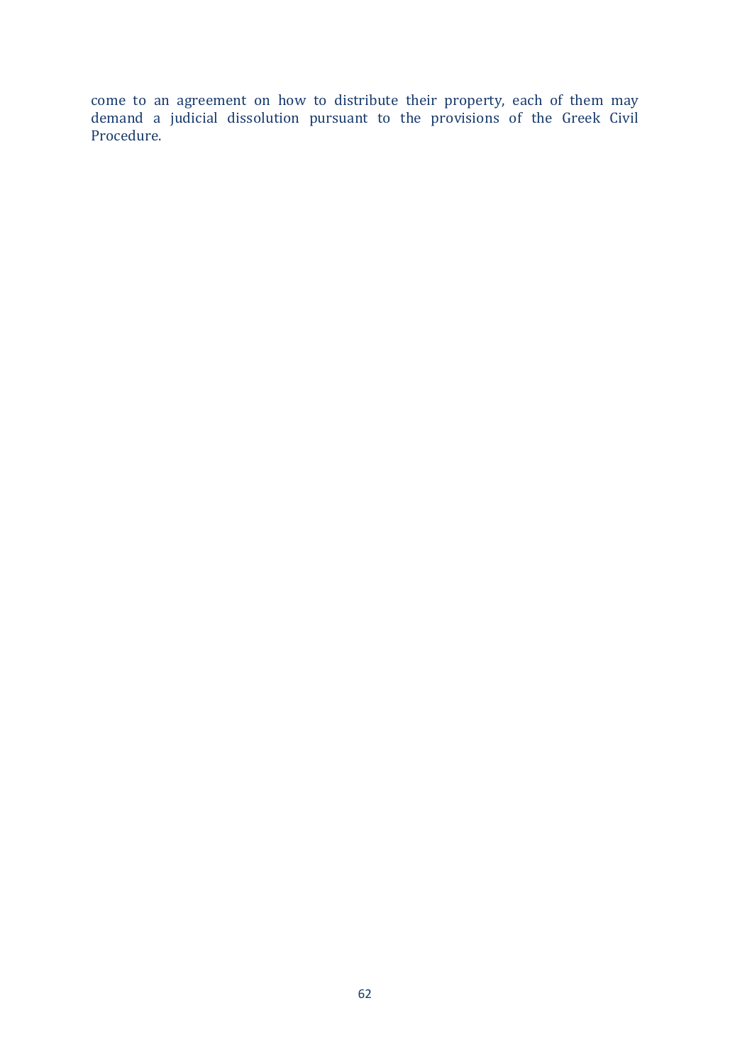come to an agreement on how to distribute their property, each of them may demand a judicial dissolution pursuant to the provisions of the Greek Civil Procedure.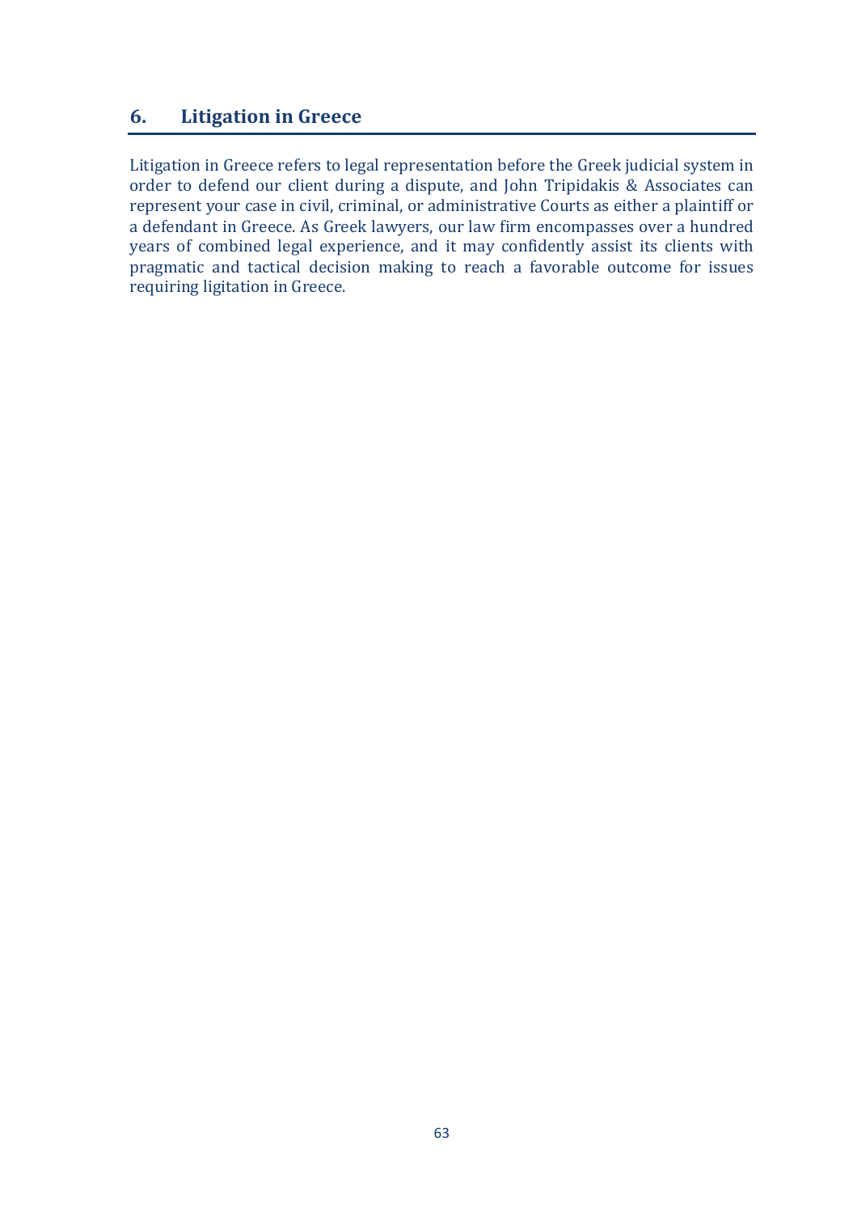## 6. Litigation in Greece

Litigation in Greece refers to legal representation before the Greek judicial system in order to defend our client during a dispute, and John Tripidakis & Associates can represent your case in civil, criminal, or administrative Courts as either a plaintiff or a defendant in Greece. As Greek lawyers, our law firm encompasses over a hundred years of combined legal experience, and it may confidently assist its clients with pragmatic and tactical decision making to reach a favorable outcome for issues requiring ligitation in Greece.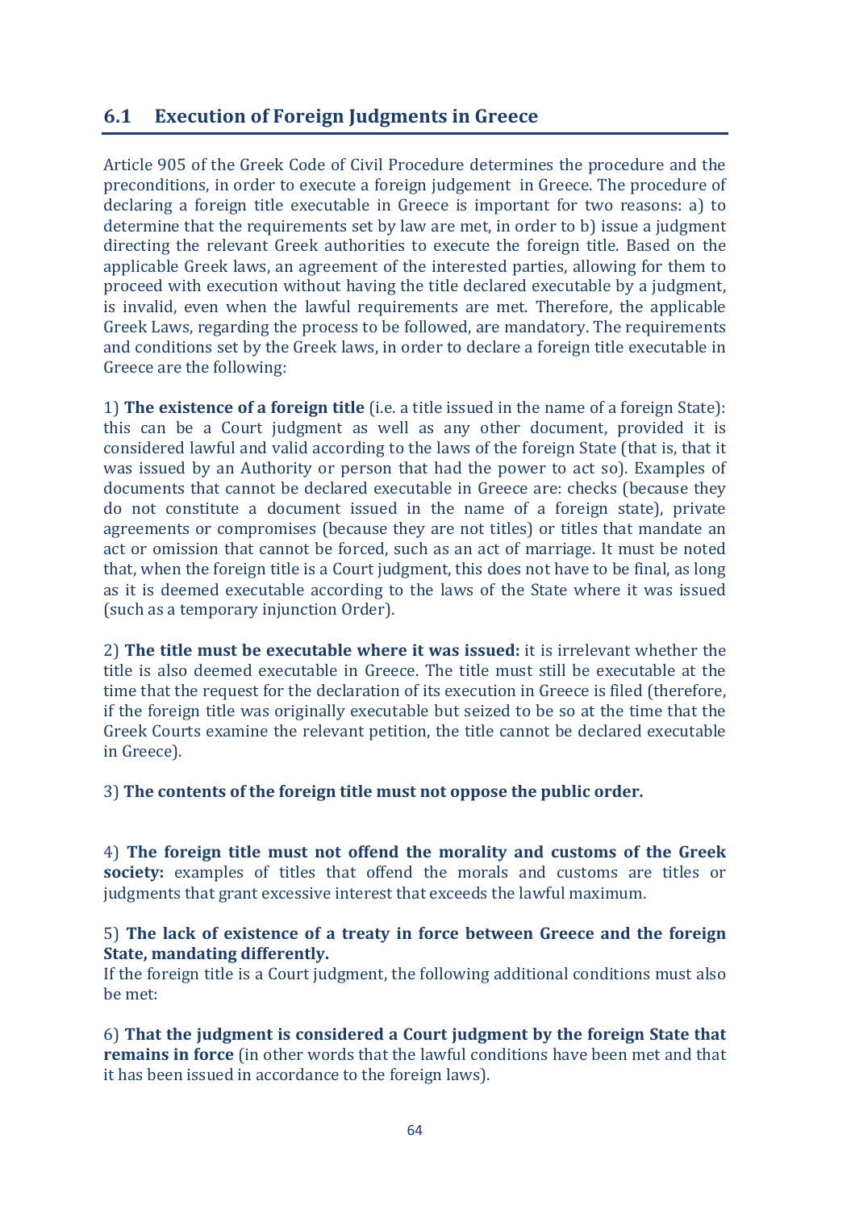## 6.1 Execution of Foreign Judgments in Greece

Article 905 of the Greek Code of Civil Procedure determines the procedure and the preconditions, in order to execute a foreign judgement in Greece. The procedure of declaring a foreign title executable in Greece is important for two reasons: a) to determine that the requirements set by law are met, in order to b) issue a judgment directing the relevant Greek authorities to execute the foreign title. Based on the applicable Greek laws, an agreement of the interested parties, allowing for them to proceed with execution without having the title declared executable by a judgment, is invalid, even when the lawful requirements are met. Therefore, the applicable Greek Laws, regarding the process to be followed, are mandatory. The requirements and conditions set by the Greek laws, in order to declare a foreign title executable in Greece are the following:

1) **The existence of a foreign title** (i.e. a title issued in the name of a foreign State): this can be a Court judgment as well as any other document, provided it is considered lawful and valid according to the laws of the foreign State (that is, that it was issued by an Authority or person that had the power to act so). Examples of documents that cannot be declared executable in Greece are: checks (because they do not constitute a document issued in the name of a foreign state), private agreements or compromises (because they are not titles) or titles that mandate an act or omission that cannot be forced, such as an act of marriage. It must be noted that, when the foreign title is a Court judgment, this does not have to be final, as long as it is deemed executable according to the laws of the State where it was issued (such as a temporary injunction Order).

2) **The title must be executable where it was issued:** it is irrelevant whether the title is also deemed executable in Greece. The title must still be executable at the time that the request for the declaration of its execution in Greece is filed (therefore, if the foreign title was originally executable but seized to be so at the time that the Greek Courts examine the relevant petition, the title cannot be declared executable in Greece).

3) **The contents of the foreign title must not oppose the public order.**

4) **The foreign title must not offend the morality and customs of the Greek society:** examples of titles that offend the morals and customs are titles or judgments that grant excessive interest that exceeds the lawful maximum.

5) **The lack of existence of a treaty in force between Greece and the foreign State, mandating differently.**
If the foreign title is a Court judgment, the following additional conditions must also be met:

6) **That the judgment is considered a Court judgment by the foreign State that remains in force** (in other words that the lawful conditions have been met and that it has been issued in accordance to the foreign laws).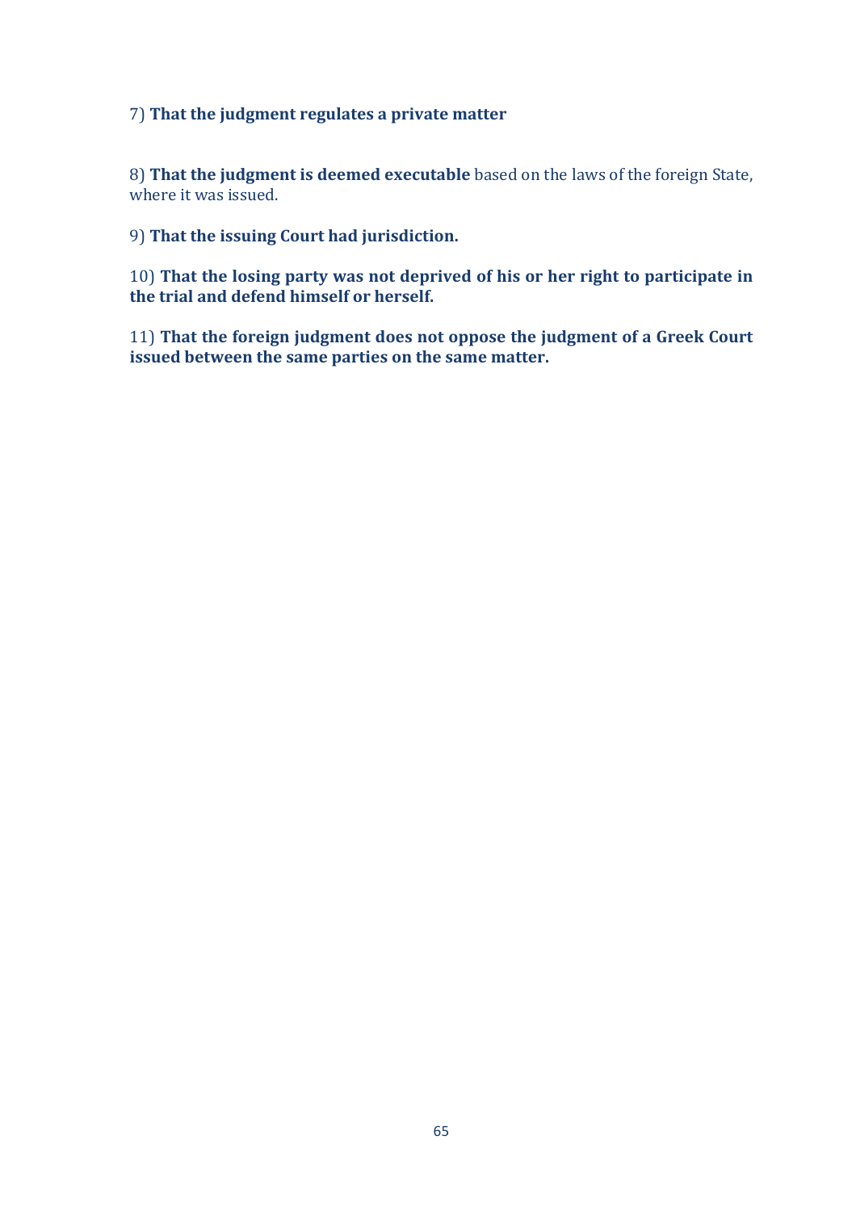7) **That the judgment regulates a private matter**

8) **That the judgment is deemed executable** based on the laws of the foreign State, where it was issued.

9) **That the issuing Court had jurisdiction.**

10) **That the losing party was not deprived of his or her right to participate in the trial and defend himself or herself.**

11) **That the foreign judgment does not oppose the judgment of a Greek Court issued between the same parties on the same matter.**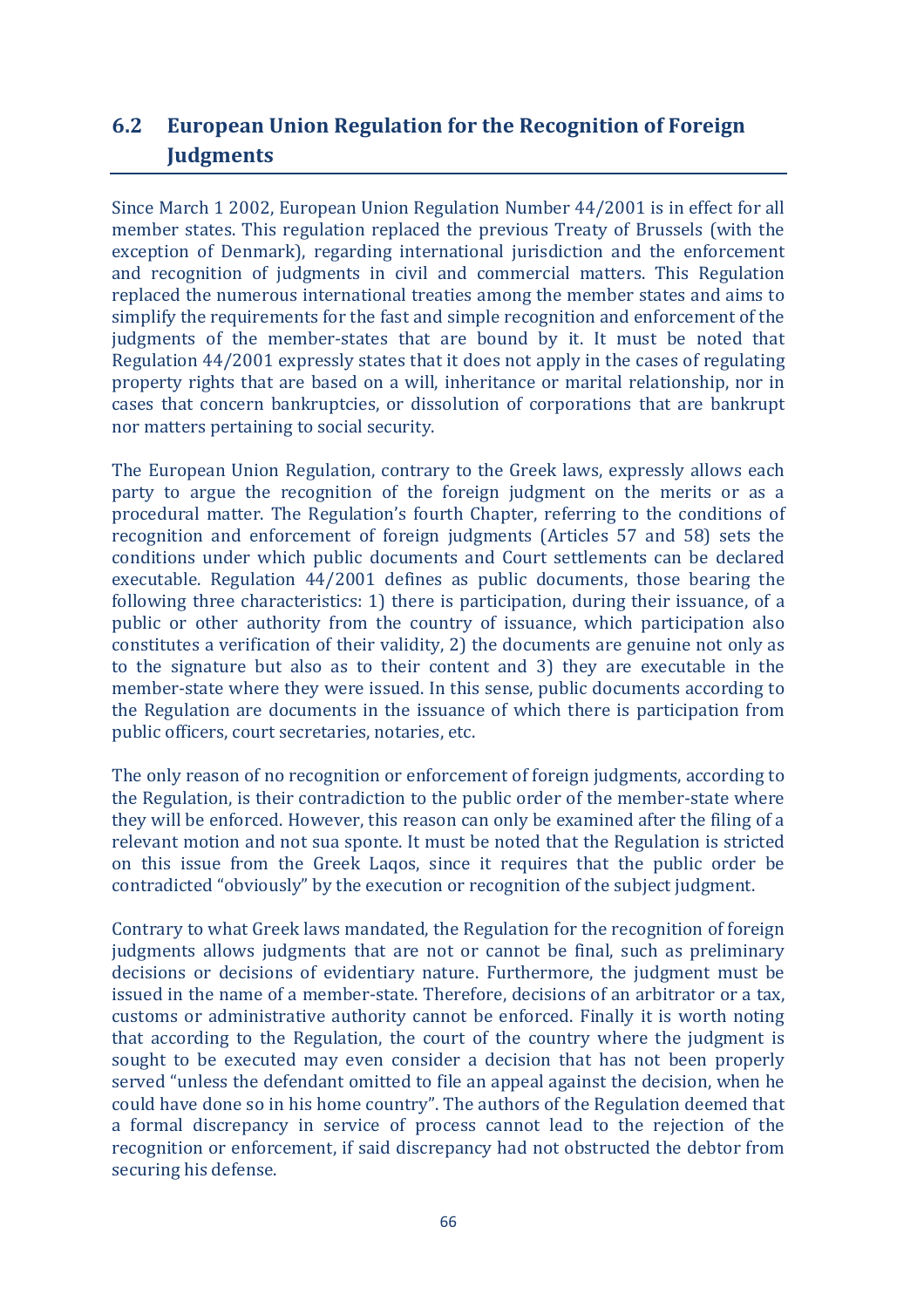## 6.2 European Union Regulation for the Recognition of Foreign Judgments

Since March 1 2002, European Union Regulation Number 44/2001 is in effect for all member states. This regulation replaced the previous Treaty of Brussels (with the exception of Denmark), regarding international jurisdiction and the enforcement and recognition of judgments in civil and commercial matters. This Regulation replaced the numerous international treaties among the member states and aims to simplify the requirements for the fast and simple recognition and enforcement of the judgments of the member-states that are bound by it. It must be noted that Regulation 44/2001 expressly states that it does not apply in the cases of regulating property rights that are based on a will, inheritance or marital relationship, nor in cases that concern bankruptcies, or dissolution of corporations that are bankrupt nor matters pertaining to social security.

The European Union Regulation, contrary to the Greek laws, expressly allows each party to argue the recognition of the foreign judgment on the merits or as a procedural matter. The Regulation's fourth Chapter, referring to the conditions of recognition and enforcement of foreign judgments (Articles 57 and 58) sets the conditions under which public documents and Court settlements can be declared executable. Regulation 44/2001 defines as public documents, those bearing the following three characteristics: 1) there is participation, during their issuance, of a public or other authority from the country of issuance, which participation also constitutes a verification of their validity, 2) the documents are genuine not only as to the signature but also as to their content and 3) they are executable in the member-state where they were issued. In this sense, public documents according to the Regulation are documents in the issuance of which there is participation from public officers, court secretaries, notaries, etc.

The only reason of no recognition or enforcement of foreign judgments, according to the Regulation, is their contradiction to the public order of the member-state where they will be enforced. However, this reason can only be examined after the filing of a relevant motion and not sua sponte. It must be noted that the Regulation is stricted on this issue from the Greek Laqos, since it requires that the public order be contradicted "obviously" by the execution or recognition of the subject judgment.

Contrary to what Greek laws mandated, the Regulation for the recognition of foreign judgments allows judgments that are not or cannot be final, such as preliminary decisions or decisions of evidentiary nature. Furthermore, the judgment must be issued in the name of a member-state. Therefore, decisions of an arbitrator or a tax, customs or administrative authority cannot be enforced. Finally it is worth noting that according to the Regulation, the court of the country where the judgment is sought to be executed may even consider a decision that has not been properly served "unless the defendant omitted to file an appeal against the decision, when he could have done so in his home country". The authors of the Regulation deemed that a formal discrepancy in service of process cannot lead to the rejection of the recognition or enforcement, if said discrepancy had not obstructed the debtor from securing his defense.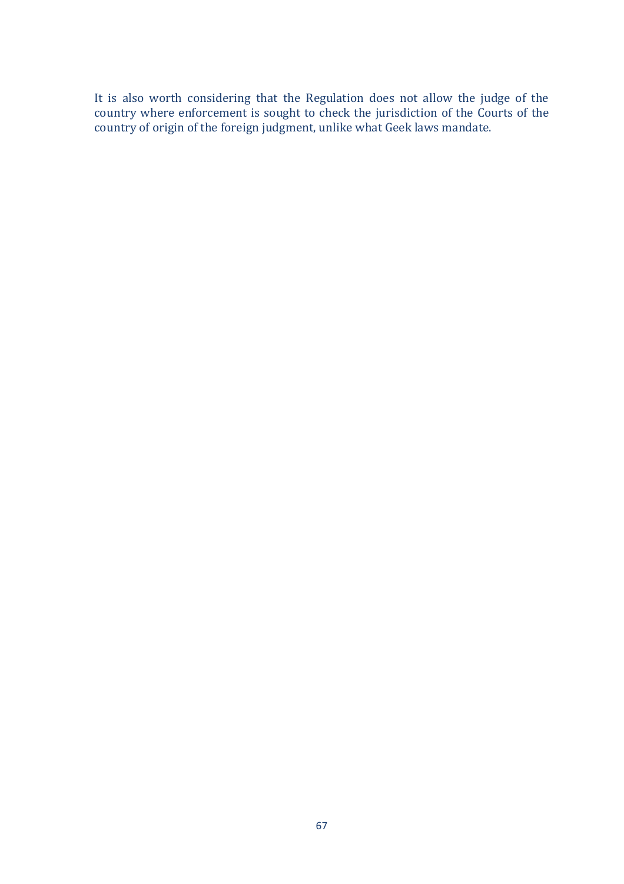It is also worth considering that the Regulation does not allow the judge of the country where enforcement is sought to check the jurisdiction of the Courts of the country of origin of the foreign judgment, unlike what Geek laws mandate.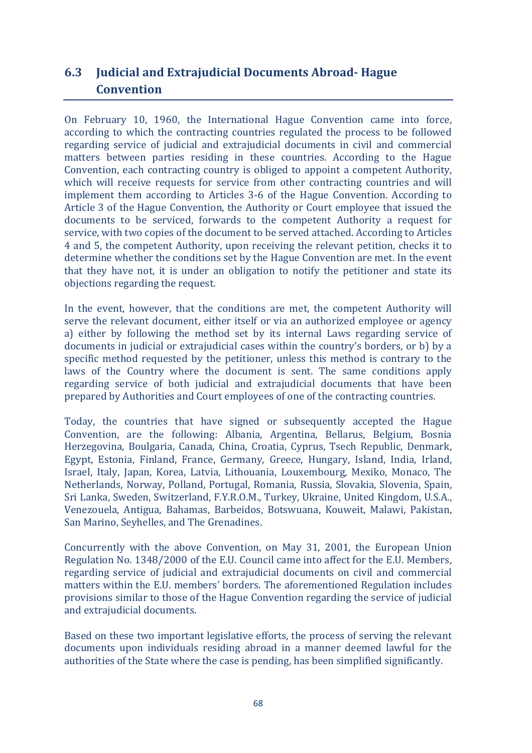## 6.3 Judicial and Extrajudicial Documents Abroad- Hague Convention

On February 10, 1960, the International Hague Convention came into force, according to which the contracting countries regulated the process to be followed regarding service of judicial and extrajudicial documents in civil and commercial matters between parties residing in these countries. According to the Hague Convention, each contracting country is obliged to appoint a competent Authority, which will receive requests for service from other contracting countries and will implement them according to Articles 3-6 of the Hague Convention. According to Article 3 of the Hague Convention, the Authority or Court employee that issued the documents to be serviced, forwards to the competent Authority a request for service, with two copies of the document to be served attached. According to Articles 4 and 5, the competent Authority, upon receiving the relevant petition, checks it to determine whether the conditions set by the Hague Convention are met. In the event that they have not, it is under an obligation to notify the petitioner and state its objections regarding the request.

In the event, however, that the conditions are met, the competent Authority will serve the relevant document, either itself or via an authorized employee or agency a) either by following the method set by its internal Laws regarding service of documents in judicial or extrajudicial cases within the country's borders, or b) by a specific method requested by the petitioner, unless this method is contrary to the laws of the Country where the document is sent. The same conditions apply regarding service of both judicial and extrajudicial documents that have been prepared by Authorities and Court employees of one of the contracting countries.

Today, the countries that have signed or subsequently accepted the Hague Convention, are the following: Albania, Argentina, Bellarus, Belgium, Bosnia Herzegovina, Boulgaria, Canada, China, Croatia, Cyprus, Tsech Republic, Denmark, Egypt, Estonia, Finland, France, Germany, Greece, Hungary, Island, India, Irland, Israel, Italy, Japan, Korea, Latvia, Lithouania, Louxembourg, Mexiko, Monaco, The Netherlands, Norway, Polland, Portugal, Romania, Russia, Slovakia, Slovenia, Spain, Sri Lanka, Sweden, Switzerland, F.Y.R.O.M., Turkey, Ukraine, United Kingdom, U.S.A., Venezouela, Antigua, Bahamas, Barbeidos, Botswuana, Kouweit, Malawi, Pakistan, San Marino, Seyhelles, and The Grenadines.

Concurrently with the above Convention, on May 31, 2001, the European Union Regulation No. 1348/2000 of the E.U. Council came into affect for the E.U. Members, regarding service of judicial and extrajudicial documents on civil and commercial matters within the E.U. members' borders. The aforementioned Regulation includes provisions similar to those of the Hague Convention regarding the service of judicial and extrajudicial documents.

Based on these two important legislative efforts, the process of serving the relevant documents upon individuals residing abroad in a manner deemed lawful for the authorities of the State where the case is pending, has been simplified significantly.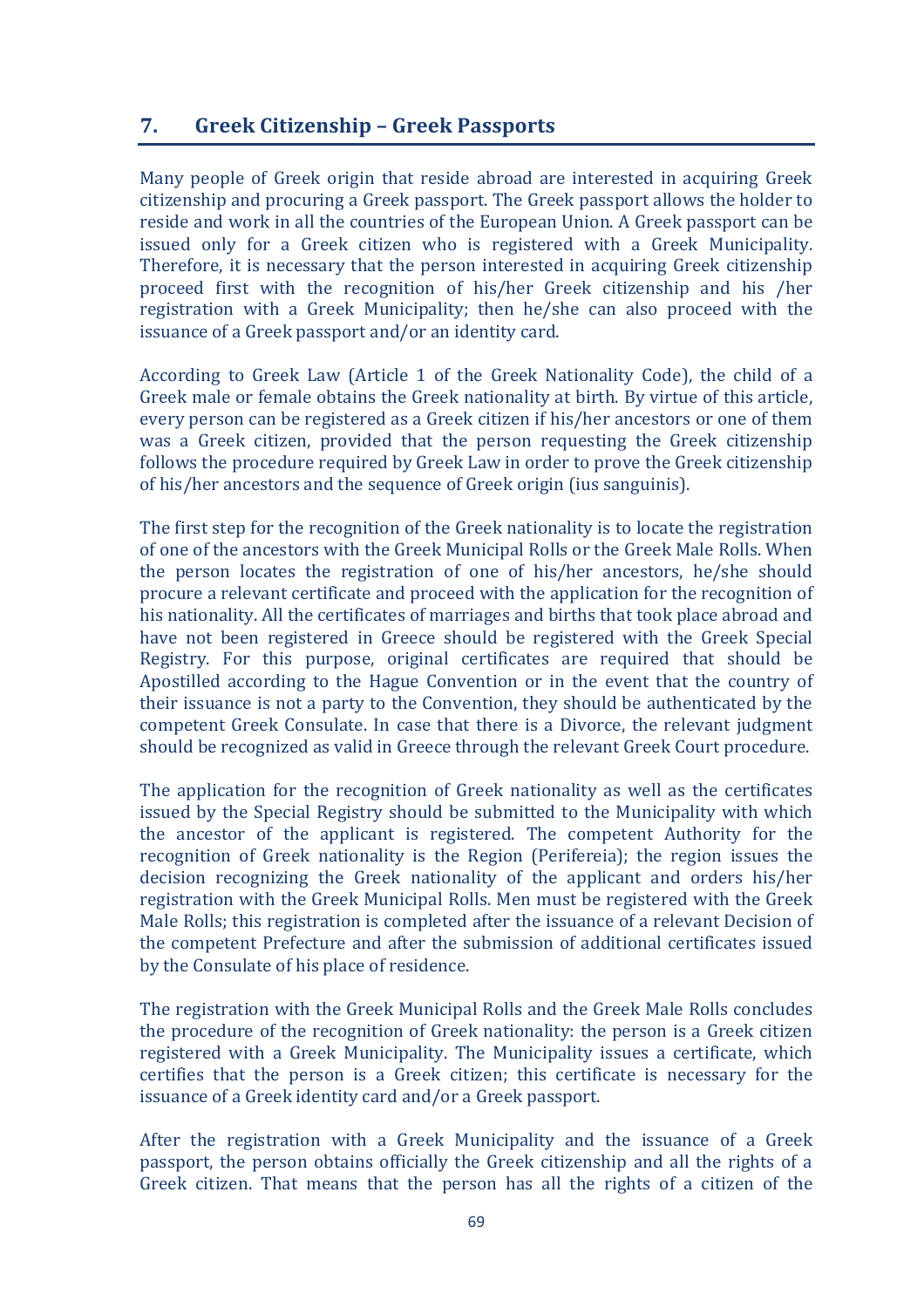## 7. Greek Citizenship – Greek Passports

Many people of Greek origin that reside abroad are interested in acquiring Greek citizenship and procuring a Greek passport. The Greek passport allows the holder to reside and work in all the countries of the European Union. A Greek passport can be issued only for a Greek citizen who is registered with a Greek Municipality. Therefore, it is necessary that the person interested in acquiring Greek citizenship proceed first with the recognition of his/her Greek citizenship and his /her registration with a Greek Municipality; then he/she can also proceed with the issuance of a Greek passport and/or an identity card.

According to Greek Law (Article 1 of the Greek Nationality Code), the child of a Greek male or female obtains the Greek nationality at birth. By virtue of this article, every person can be registered as a Greek citizen if his/her ancestors or one of them was a Greek citizen, provided that the person requesting the Greek citizenship follows the procedure required by Greek Law in order to prove the Greek citizenship of his/her ancestors and the sequence of Greek origin (ius sanguinis).

The first step for the recognition of the Greek nationality is to locate the registration of one of the ancestors with the Greek Municipal Rolls or the Greek Male Rolls. When the person locates the registration of one of his/her ancestors, he/she should procure a relevant certificate and proceed with the application for the recognition of his nationality. All the certificates of marriages and births that took place abroad and have not been registered in Greece should be registered with the Greek Special Registry. For this purpose, original certificates are required that should be Apostilled according to the Hague Convention or in the event that the country of their issuance is not a party to the Convention, they should be authenticated by the competent Greek Consulate. In case that there is a Divorce, the relevant judgment should be recognized as valid in Greece through the relevant Greek Court procedure.

The application for the recognition of Greek nationality as well as the certificates issued by the Special Registry should be submitted to the Municipality with which the ancestor of the applicant is registered. The competent Authority for the recognition of Greek nationality is the Region (Perifereia); the region issues the decision recognizing the Greek nationality of the applicant and orders his/her registration with the Greek Municipal Rolls. Men must be registered with the Greek Male Rolls; this registration is completed after the issuance of a relevant Decision of the competent Prefecture and after the submission of additional certificates issued by the Consulate of his place of residence.

The registration with the Greek Municipal Rolls and the Greek Male Rolls concludes the procedure of the recognition of Greek nationality: the person is a Greek citizen registered with a Greek Municipality. The Municipality issues a certificate, which certifies that the person is a Greek citizen; this certificate is necessary for the issuance of a Greek identity card and/or a Greek passport.

After the registration with a Greek Municipality and the issuance of a Greek passport, the person obtains officially the Greek citizenship and all the rights of a Greek citizen. That means that the person has all the rights of a citizen of the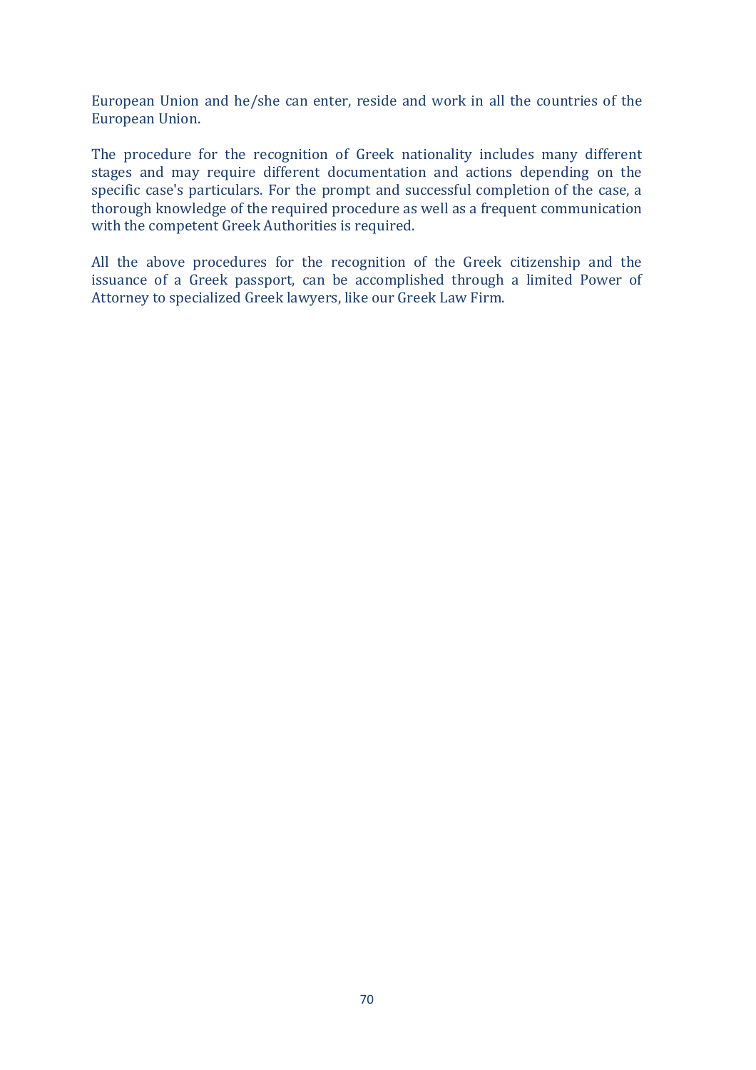European Union and he/she can enter, reside and work in all the countries of the European Union.

The procedure for the recognition of Greek nationality includes many different stages and may require different documentation and actions depending on the specific case's particulars. For the prompt and successful completion of the case, a thorough knowledge of the required procedure as well as a frequent communication with the competent Greek Authorities is required.

All the above procedures for the recognition of the Greek citizenship and the issuance of a Greek passport, can be accomplished through a limited Power of Attorney to specialized Greek lawyers, like our Greek Law Firm.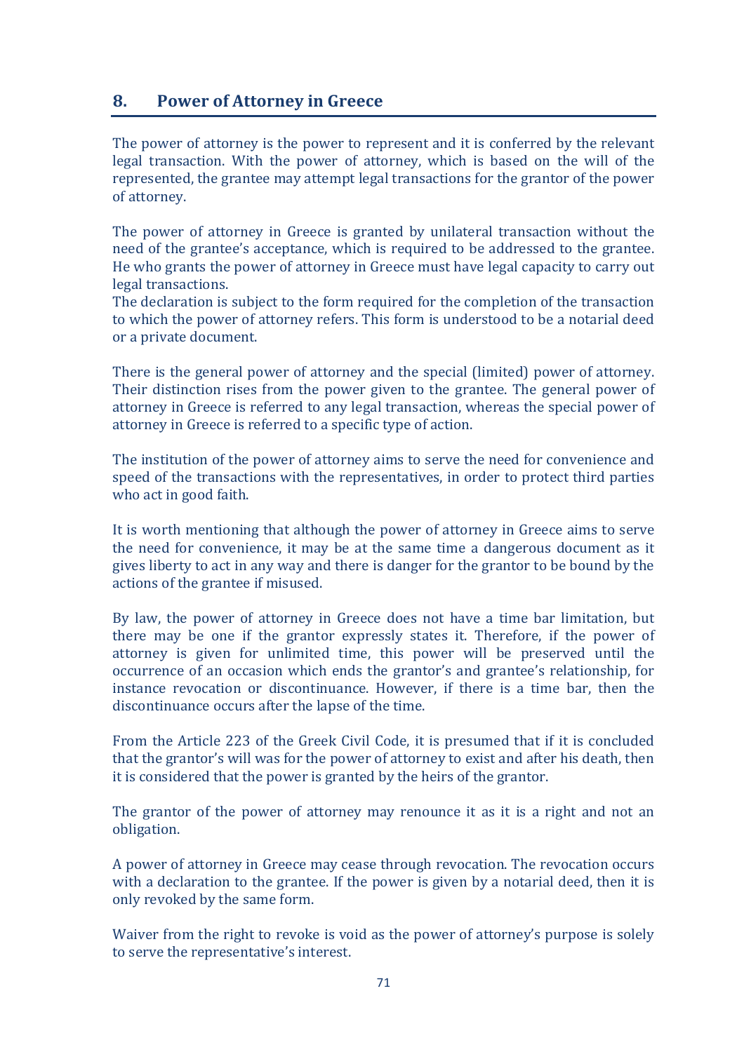## 8. Power of Attorney in Greece

The power of attorney is the power to represent and it is conferred by the relevant legal transaction. With the power of attorney, which is based on the will of the represented, the grantee may attempt legal transactions for the grantor of the power of attorney.

The power of attorney in Greece is granted by unilateral transaction without the need of the grantee's acceptance, which is required to be addressed to the grantee. He who grants the power of attorney in Greece must have legal capacity to carry out legal transactions.
The declaration is subject to the form required for the completion of the transaction to which the power of attorney refers. This form is understood to be a notarial deed or a private document.

There is the general power of attorney and the special (limited) power of attorney. Their distinction rises from the power given to the grantee. The general power of attorney in Greece is referred to any legal transaction, whereas the special power of attorney in Greece is referred to a specific type of action.

The institution of the power of attorney aims to serve the need for convenience and speed of the transactions with the representatives, in order to protect third parties who act in good faith.

It is worth mentioning that although the power of attorney in Greece aims to serve the need for convenience, it may be at the same time a dangerous document as it gives liberty to act in any way and there is danger for the grantor to be bound by the actions of the grantee if misused.

By law, the power of attorney in Greece does not have a time bar limitation, but there may be one if the grantor expressly states it. Therefore, if the power of attorney is given for unlimited time, this power will be preserved until the occurrence of an occasion which ends the grantor's and grantee's relationship, for instance revocation or discontinuance. However, if there is a time bar, then the discontinuance occurs after the lapse of the time.

From the Article 223 of the Greek Civil Code, it is presumed that if it is concluded that the grantor's will was for the power of attorney to exist and after his death, then it is considered that the power is granted by the heirs of the grantor.

The grantor of the power of attorney may renounce it as it is a right and not an obligation.

A power of attorney in Greece may cease through revocation. The revocation occurs with a declaration to the grantee. If the power is given by a notarial deed, then it is only revoked by the same form.

Waiver from the right to revoke is void as the power of attorney's purpose is solely to serve the representative's interest.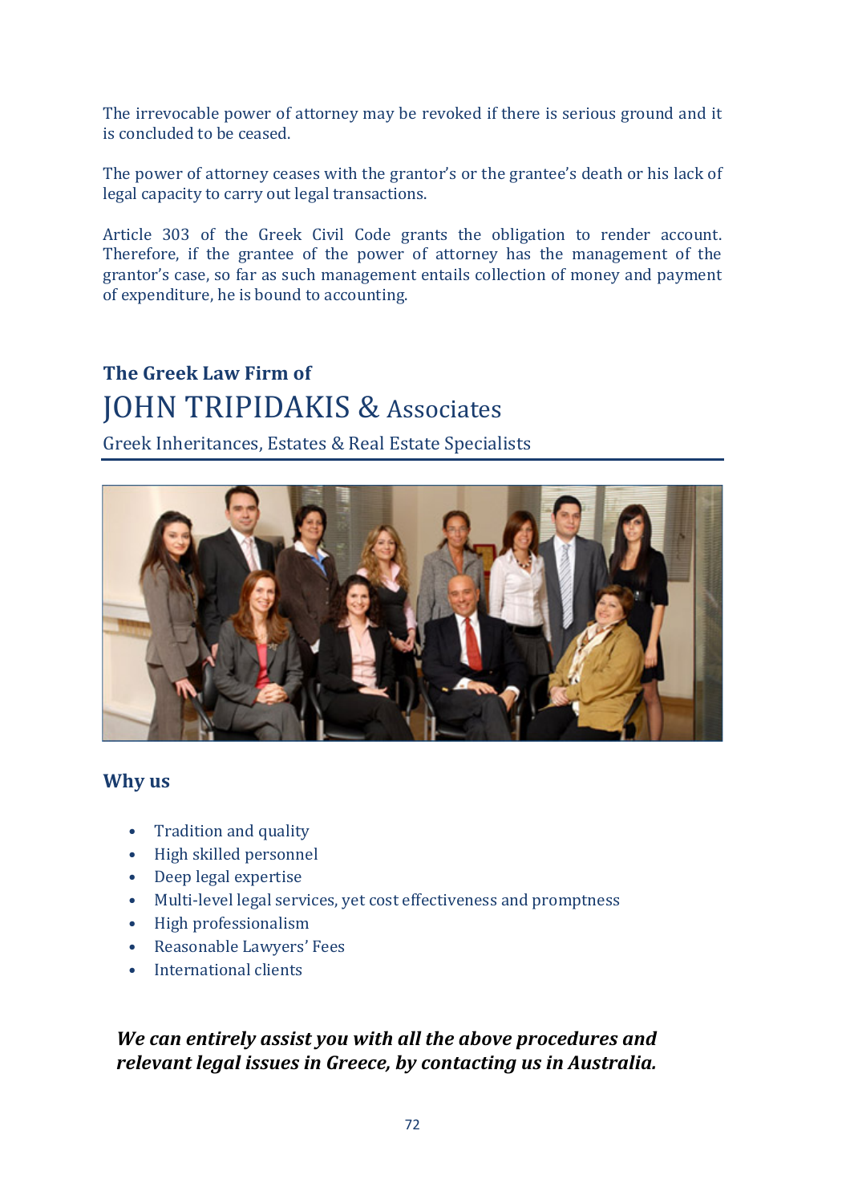The irrevocable power of attorney may be revoked if there is serious ground and it is concluded to be ceased.

The power of attorney ceases with the grantor's or the grantee's death or his lack of legal capacity to carry out legal transactions.

Article 303 of the Greek Civil Code grants the obligation to render account. Therefore, if the grantee of the power of attorney has the management of the grantor's case, so far as such management entails collection of money and payment of expenditure, he is bound to accounting.

## The Greek Law Firm of

# JOHN TRIPIDAKIS & Associates

Greek Inheritances, Estates & Real Estate Specialists

## Why us

- Tradition and quality
- High skilled personnel
- Deep legal expertise
- Multi-level legal services, yet cost effectiveness and promptness
- High professionalism
- Reasonable Lawyers' Fees
- International clients

***We can entirely assist you with all the above procedures and relevant legal issues in Greece, by contacting us in Australia.***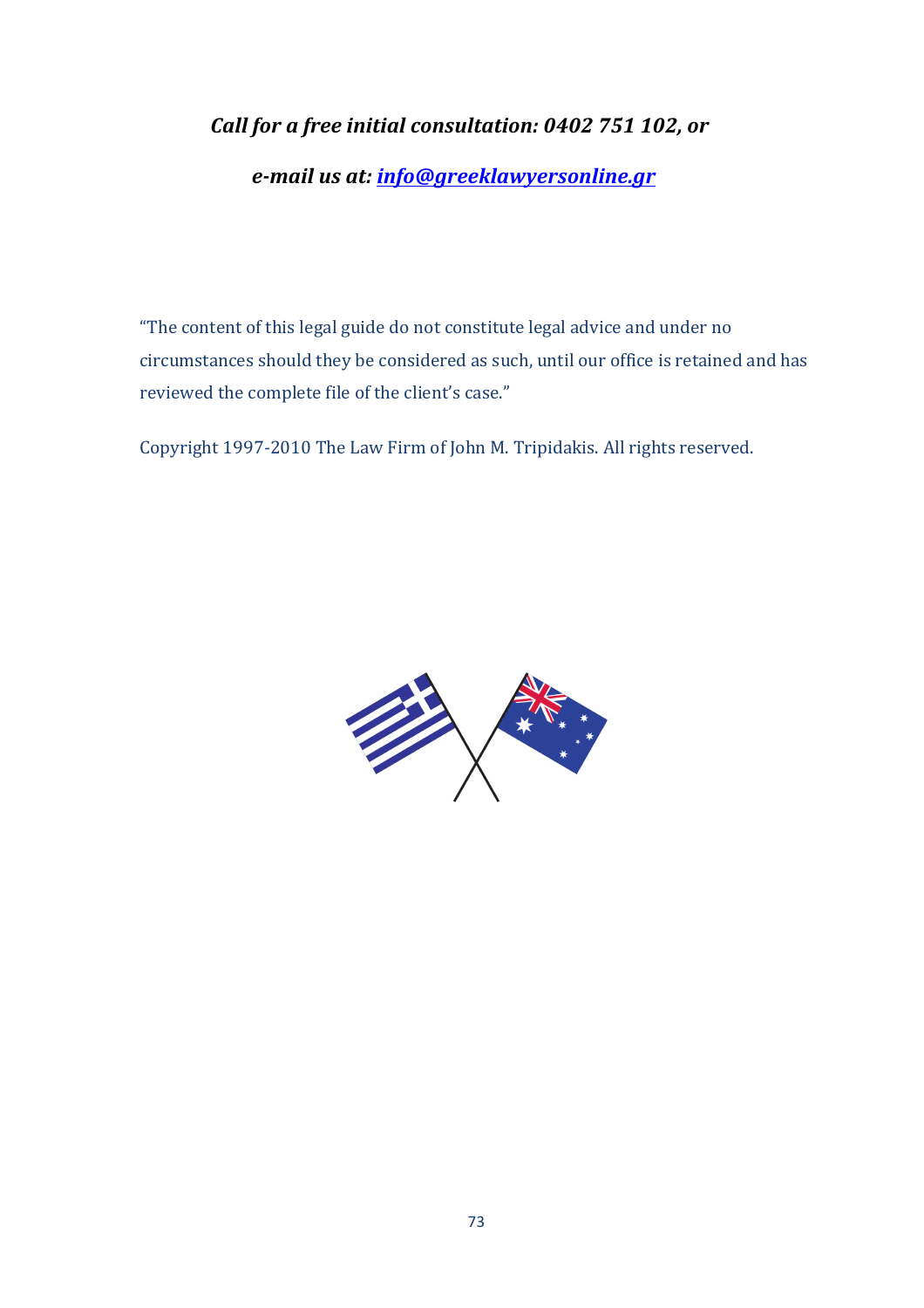***Call for a free initial consultation: 0402 751 102, or***

***e-mail us at: [info@greeklawyersonline.gr](mailto:info@greeklawyersonline.gr)***

"The content of this legal guide do not constitute legal advice and under no circumstances should they be considered as such, until our office is retained and has reviewed the complete file of the client's case."

Copyright 1997-2010 The Law Firm of John M. Tripidakis. All rights reserved.